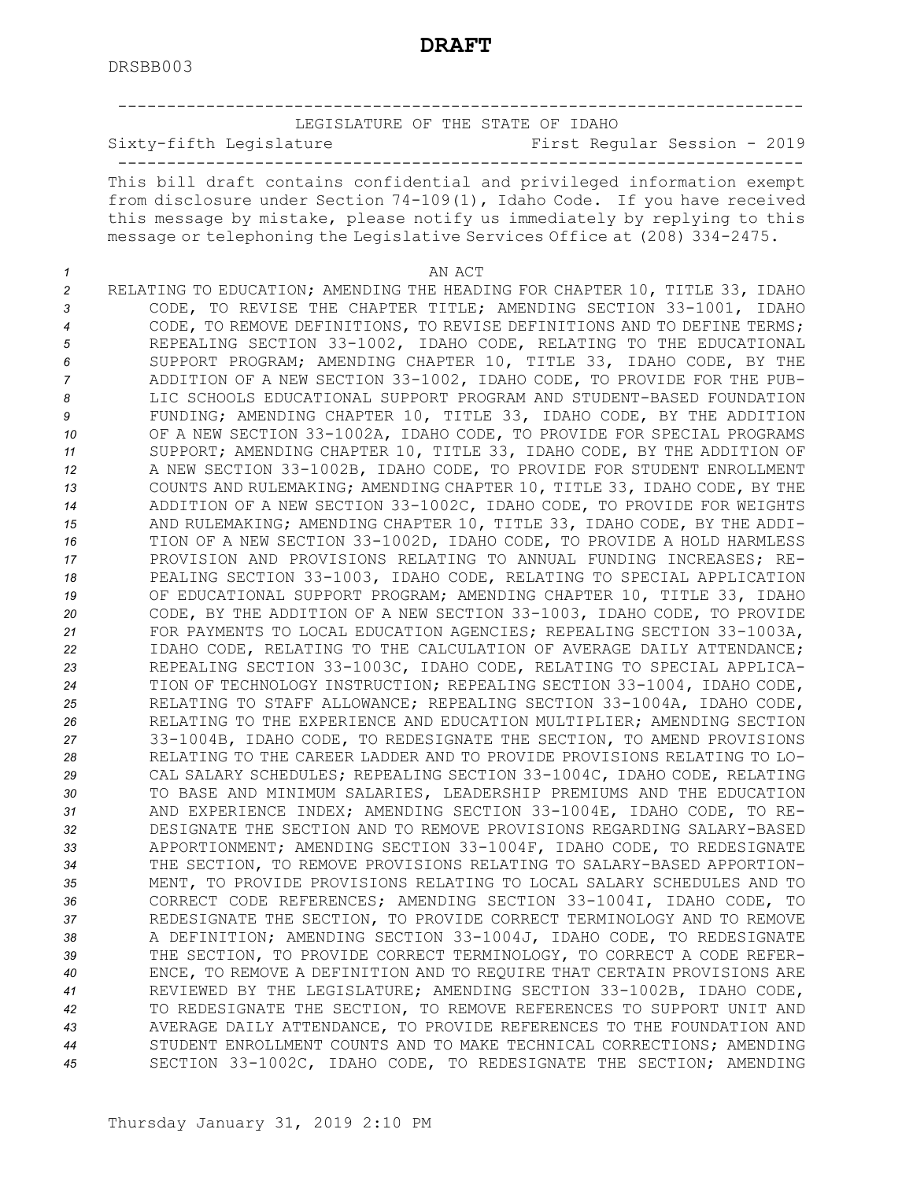**DRAFT**

DRSBB003

LEGISLATURE OF THE STATE OF IDAHO

Sixty-fifth Legislature First Regular Session - 2019

This bill draft contains confidential and privileged information exempt from disclosure under Section 74-109(1), Idaho Code. If you have received this message by mistake, please notify us immediately by replying to this message or telephoning the Legislative Services Office at (208) 334-2475.

AN ACT

RELATING TO EDUCATION; AMENDING THE HEADING FOR CHAPTER 10, TITLE 33, IDAHO CODE, TO REVISE THE CHAPTER TITLE; AMENDING SECTION 33-1001, IDAHO CODE, TO REMOVE DEFINITIONS, TO REVISE DEFINITIONS AND TO DEFINE TERMS; REPEALING SECTION 33-1002, IDAHO CODE, RELATING TO THE EDUCATIONAL SUPPORT PROGRAM; AMENDING CHAPTER 10, TITLE 33, IDAHO CODE, BY THE ADDITION OF A NEW SECTION 33-1002, IDAHO CODE, TO PROVIDE FOR THE PUBLIC SCHOOLS EDUCATIONAL SUPPORT PROGRAM AND STUDENT-BASED FOUNDATION FUNDING; AMENDING CHAPTER 10, TITLE 33, IDAHO CODE, BY THE ADDITION OF A NEW SECTION 33-1002A, IDAHO CODE, TO PROVIDE FOR SPECIAL PROGRAMS SUPPORT; AMENDING CHAPTER 10, TITLE 33, IDAHO CODE, BY THE ADDITION OF A NEW SECTION 33-1002B, IDAHO CODE, TO PROVIDE FOR STUDENT ENROLLMENT COUNTS AND RULEMAKING; AMENDING CHAPTER 10, TITLE 33, IDAHO CODE, BY THE ADDITION OF A NEW SECTION 33-1002C, IDAHO CODE, TO PROVIDE FOR WEIGHTS AND RULEMAKING; AMENDING CHAPTER 10, TITLE 33, IDAHO CODE, BY THE ADDITION OF A NEW SECTION 33-1002D, IDAHO CODE, TO PROVIDE A HOLD HARMLESS PROVISION AND PROVISIONS RELATING TO ANNUAL FUNDING INCREASES; REPEALING SECTION 33-1003, IDAHO CODE, RELATING TO SPECIAL APPLICATION OF EDUCATIONAL SUPPORT PROGRAM; AMENDING CHAPTER 10, TITLE 33, IDAHO CODE, BY THE ADDITION OF A NEW SECTION 33-1003, IDAHO CODE, TO PROVIDE FOR PAYMENTS TO LOCAL EDUCATION AGENCIES; REPEALING SECTION 33-1003A, IDAHO CODE, RELATING TO THE CALCULATION OF AVERAGE DAILY ATTENDANCE; REPEALING SECTION 33-1003C, IDAHO CODE, RELATING TO SPECIAL APPLICATION OF TECHNOLOGY INSTRUCTION; REPEALING SECTION 33-1004, IDAHO CODE, RELATING TO STAFF ALLOWANCE; REPEALING SECTION 33-1004A, IDAHO CODE, RELATING TO THE EXPERIENCE AND EDUCATION MULTIPLIER; AMENDING SECTION 33-1004B, IDAHO CODE, TO REDESIGNATE THE SECTION, TO AMEND PROVISIONS RELATING TO THE CAREER LADDER AND TO PROVIDE PROVISIONS RELATING TO LOCAL SALARY SCHEDULES; REPEALING SECTION 33-1004C, IDAHO CODE, RELATING TO BASE AND MINIMUM SALARIES, LEADERSHIP PREMIUMS AND THE EDUCATION AND EXPERIENCE INDEX; AMENDING SECTION 33-1004E, IDAHO CODE, TO REDESIGNATE THE SECTION AND TO REMOVE PROVISIONS REGARDING SALARY-BASED APPORTIONMENT; AMENDING SECTION 33-1004F, IDAHO CODE, TO REDESIGNATE THE SECTION, TO REMOVE PROVISIONS RELATING TO SALARY-BASED APPORTIONMENT, TO PROVIDE PROVISIONS RELATING TO LOCAL SALARY SCHEDULES AND TO CORRECT CODE REFERENCES; AMENDING SECTION 33-1004I, IDAHO CODE, TO REDESIGNATE THE SECTION, TO PROVIDE CORRECT TERMINOLOGY AND TO REMOVE A DEFINITION; AMENDING SECTION 33-1004J, IDAHO CODE, TO REDESIGNATE THE SECTION, TO PROVIDE CORRECT TERMINOLOGY, TO CORRECT A CODE REFERENCE, TO REMOVE A DEFINITION AND TO REQUIRE THAT CERTAIN PROVISIONS ARE REVIEWED BY THE LEGISLATURE; AMENDING SECTION 33-1002B, IDAHO CODE, TO REDESIGNATE THE SECTION, TO REMOVE REFERENCES TO SUPPORT UNIT AND AVERAGE DAILY ATTENDANCE, TO PROVIDE REFERENCES TO THE FOUNDATION AND STUDENT ENROLLMENT COUNTS AND TO MAKE TECHNICAL CORRECTIONS; AMENDING SECTION 33-1002C, IDAHO CODE, TO REDESIGNATE THE SECTION; AMENDING

Thursday January 31, 2019 2:10 PM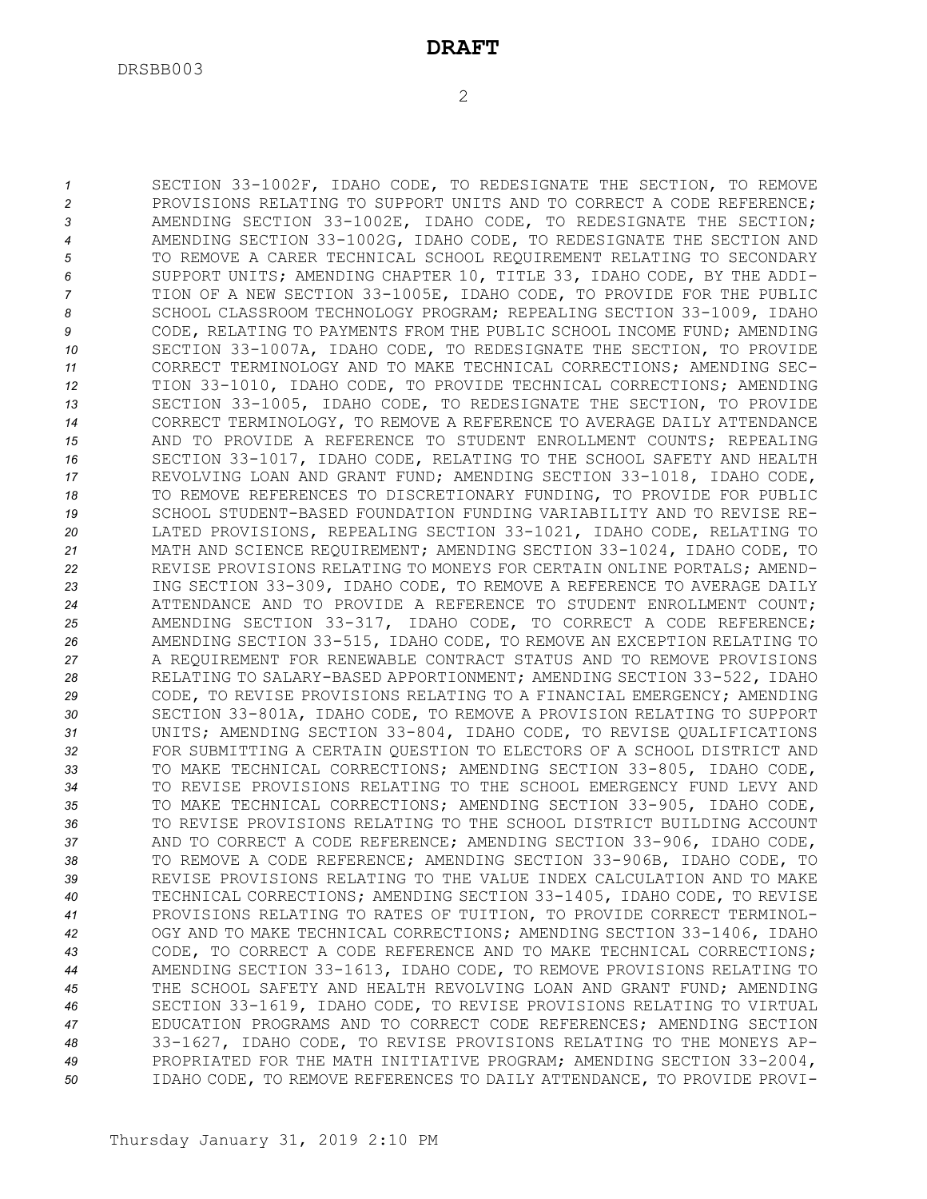SECTION 33-1002F, IDAHO CODE, TO REDESIGNATE THE SECTION, TO REMOVE PROVISIONS RELATING TO SUPPORT UNITS AND TO CORRECT A CODE REFERENCE; AMENDING SECTION 33-1002E, IDAHO CODE, TO REDESIGNATE THE SECTION; AMENDING SECTION 33-1002G, IDAHO CODE, TO REDESIGNATE THE SECTION AND TO REMOVE A CARER TECHNICAL SCHOOL REQUIREMENT RELATING TO SECONDARY SUPPORT UNITS; AMENDING CHAPTER 10, TITLE 33, IDAHO CODE, BY THE ADDITION OF A NEW SECTION 33-1005E, IDAHO CODE, TO PROVIDE FOR THE PUBLIC SCHOOL CLASSROOM TECHNOLOGY PROGRAM; REPEALING SECTION 33-1009, IDAHO CODE, RELATING TO PAYMENTS FROM THE PUBLIC SCHOOL INCOME FUND; AMENDING SECTION 33-1007A, IDAHO CODE, TO REDESIGNATE THE SECTION, TO PROVIDE CORRECT TERMINOLOGY AND TO MAKE TECHNICAL CORRECTIONS; AMENDING SECTION 33-1010, IDAHO CODE, TO PROVIDE TECHNICAL CORRECTIONS; AMENDING SECTION 33-1005, IDAHO CODE, TO REDESIGNATE THE SECTION, TO PROVIDE CORRECT TERMINOLOGY, TO REMOVE A REFERENCE TO AVERAGE DAILY ATTENDANCE AND TO PROVIDE A REFERENCE TO STUDENT ENROLLMENT COUNTS; REPEALING SECTION 33-1017, IDAHO CODE, RELATING TO THE SCHOOL SAFETY AND HEALTH REVOLVING LOAN AND GRANT FUND; AMENDING SECTION 33-1018, IDAHO CODE, TO REMOVE REFERENCES TO DISCRETIONARY FUNDING, TO PROVIDE FOR PUBLIC SCHOOL STUDENT-BASED FOUNDATION FUNDING VARIABILITY AND TO REVISE RELATED PROVISIONS, REPEALING SECTION 33-1021, IDAHO CODE, RELATING TO MATH AND SCIENCE REQUIREMENT; AMENDING SECTION 33-1024, IDAHO CODE, TO REVISE PROVISIONS RELATING TO MONEYS FOR CERTAIN ONLINE PORTALS; AMENDING SECTION 33-309, IDAHO CODE, TO REMOVE A REFERENCE TO AVERAGE DAILY ATTENDANCE AND TO PROVIDE A REFERENCE TO STUDENT ENROLLMENT COUNT; AMENDING SECTION 33-317, IDAHO CODE, TO CORRECT A CODE REFERENCE; AMENDING SECTION 33-515, IDAHO CODE, TO REMOVE AN EXCEPTION RELATING TO A REQUIREMENT FOR RENEWABLE CONTRACT STATUS AND TO REMOVE PROVISIONS RELATING TO SALARY-BASED APPORTIONMENT; AMENDING SECTION 33-522, IDAHO CODE, TO REVISE PROVISIONS RELATING TO A FINANCIAL EMERGENCY; AMENDING SECTION 33-801A, IDAHO CODE, TO REMOVE A PROVISION RELATING TO SUPPORT UNITS; AMENDING SECTION 33-804, IDAHO CODE, TO REVISE QUALIFICATIONS FOR SUBMITTING A CERTAIN QUESTION TO ELECTORS OF A SCHOOL DISTRICT AND TO MAKE TECHNICAL CORRECTIONS; AMENDING SECTION 33-805, IDAHO CODE, TO REVISE PROVISIONS RELATING TO THE SCHOOL EMERGENCY FUND LEVY AND TO MAKE TECHNICAL CORRECTIONS; AMENDING SECTION 33-905, IDAHO CODE, TO REVISE PROVISIONS RELATING TO THE SCHOOL DISTRICT BUILDING ACCOUNT AND TO CORRECT A CODE REFERENCE; AMENDING SECTION 33-906, IDAHO CODE, TO REMOVE A CODE REFERENCE; AMENDING SECTION 33-906B, IDAHO CODE, TO REVISE PROVISIONS RELATING TO THE VALUE INDEX CALCULATION AND TO MAKE TECHNICAL CORRECTIONS; AMENDING SECTION 33-1405, IDAHO CODE, TO REVISE PROVISIONS RELATING TO RATES OF TUITION, TO PROVIDE CORRECT TERMINOLOGY AND TO MAKE TECHNICAL CORRECTIONS; AMENDING SECTION 33-1406, IDAHO CODE, TO CORRECT A CODE REFERENCE AND TO MAKE TECHNICAL CORRECTIONS; AMENDING SECTION 33-1613, IDAHO CODE, TO REMOVE PROVISIONS RELATING TO THE SCHOOL SAFETY AND HEALTH REVOLVING LOAN AND GRANT FUND; AMENDING SECTION 33-1619, IDAHO CODE, TO REVISE PROVISIONS RELATING TO VIRTUAL EDUCATION PROGRAMS AND TO CORRECT CODE REFERENCES; AMENDING SECTION 33-1627, IDAHO CODE, TO REVISE PROVISIONS RELATING TO THE MONEYS APPROPRIATED FOR THE MATH INITIATIVE PROGRAM; AMENDING SECTION 33-2004, IDAHO CODE, TO REMOVE REFERENCES TO DAILY ATTENDANCE, TO PROVIDE PROVI-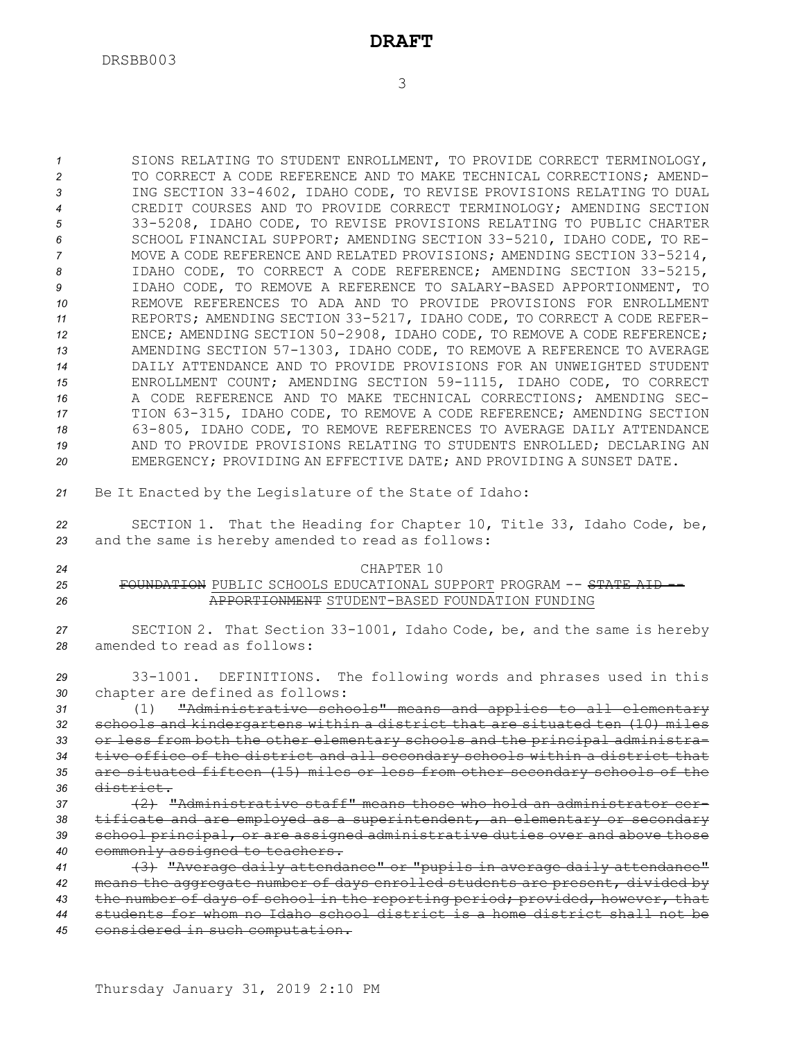SIONS RELATING TO STUDENT ENROLLMENT, TO PROVIDE CORRECT TERMINOLOGY, TO CORRECT A CODE REFERENCE AND TO MAKE TECHNICAL CORRECTIONS; AMENDING SECTION 33-4602, IDAHO CODE, TO REVISE PROVISIONS RELATING TO DUAL CREDIT COURSES AND TO PROVIDE CORRECT TERMINOLOGY; AMENDING SECTION 33-5208, IDAHO CODE, TO REVISE PROVISIONS RELATING TO PUBLIC CHARTER SCHOOL FINANCIAL SUPPORT; AMENDING SECTION 33-5210, IDAHO CODE, TO REMOVE A CODE REFERENCE AND RELATED PROVISIONS; AMENDING SECTION 33-5214, IDAHO CODE, TO CORRECT A CODE REFERENCE; AMENDING SECTION 33-5215, IDAHO CODE, TO REMOVE A REFERENCE TO SALARY-BASED APPORTIONMENT, TO REMOVE REFERENCES TO ADA AND TO PROVIDE PROVISIONS FOR ENROLLMENT REPORTS; AMENDING SECTION 33-5217, IDAHO CODE, TO CORRECT A CODE REFERENCE; AMENDING SECTION 50-2908, IDAHO CODE, TO REMOVE A CODE REFERENCE; AMENDING SECTION 57-1303, IDAHO CODE, TO REMOVE A REFERENCE TO AVERAGE DAILY ATTENDANCE AND TO PROVIDE PROVISIONS FOR AN UNWEIGHTED STUDENT ENROLLMENT COUNT; AMENDING SECTION 59-1115, IDAHO CODE, TO CORRECT A CODE REFERENCE AND TO MAKE TECHNICAL CORRECTIONS; AMENDING SECTION 63-315, IDAHO CODE, TO REMOVE A CODE REFERENCE; AMENDING SECTION 63-805, IDAHO CODE, TO REMOVE REFERENCES TO AVERAGE DAILY ATTENDANCE AND TO PROVIDE PROVISIONS RELATING TO STUDENTS ENROLLED; DECLARING AN EMERGENCY; PROVIDING AN EFFECTIVE DATE; AND PROVIDING A SUNSET DATE.

Be It Enacted by the Legislature of the State of Idaho:

SECTION 1. That the Heading for Chapter 10, Title 33, Idaho Code, be, and the same is hereby amended to read as follows:

CHAPTER 10
~~FOUNDATION~~ PUBLIC SCHOOLS EDUCATIONAL SUPPORT PROGRAM -- ~~STATE AID -- APPORTIONMENT~~ STUDENT-BASED FOUNDATION FUNDING

SECTION 2. That Section 33-1001, Idaho Code, be, and the same is hereby amended to read as follows:

33-1001. DEFINITIONS. The following words and phrases used in this chapter are defined as follows:

(1) ~~"Administrative schools" means and applies to all elementary schools and kindergartens within a district that are situated ten (10) miles or less from both the other elementary schools and the principal administrative office of the district and all secondary schools within a district that are situated fifteen (15) miles or less from other secondary schools of the district.~~

~~(2) "Administrative staff" means those who hold an administrator certificate and are employed as a superintendent, an elementary or secondary school principal, or are assigned administrative duties over and above those commonly assigned to teachers.~~

~~(3) "Average daily attendance" or "pupils in average daily attendance" means the aggregate number of days enrolled students are present, divided by the number of days of school in the reporting period; provided, however, that students for whom no Idaho school district is a home district shall not be considered in such computation.~~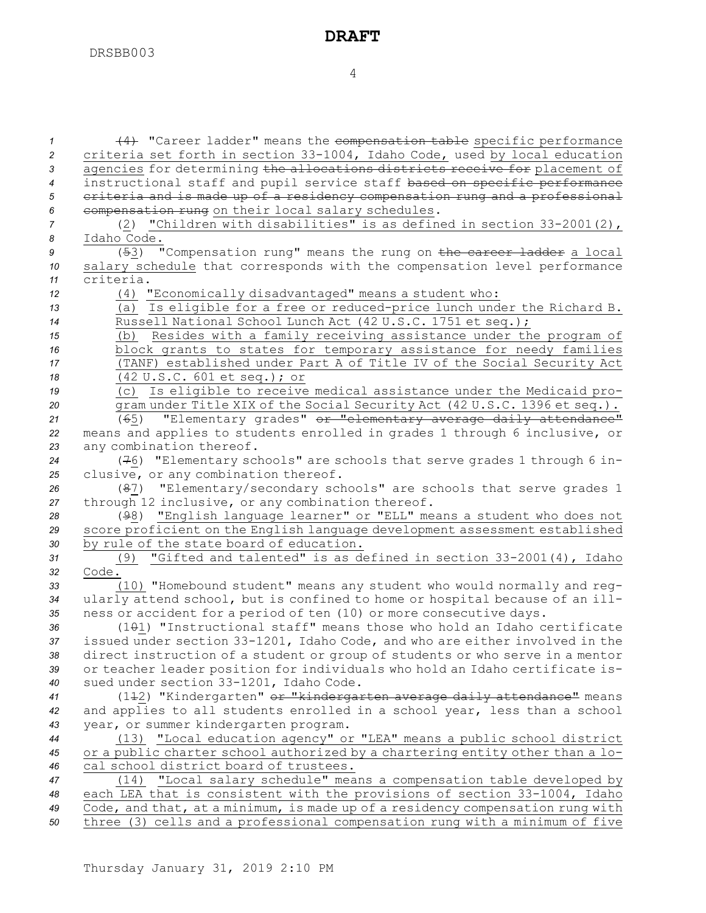(4) "Career ladder" means the compensation table specific performance criteria set forth in section 33-1004, Idaho Code, used by local education agencies for determining the allocations districts receive for placement of instructional staff and pupil service staff based on specific performance criteria and is made up of a residency compensation rung and a professional compensation rung on their local salary schedules.

(2) "Children with disabilities" is as defined in section 33-2001(2), Idaho Code.

(53) "Compensation rung" means the rung on the career ladder a local salary schedule that corresponds with the compensation level performance criteria.

(4) "Economically disadvantaged" means a student who:

(a) Is eligible for a free or reduced-price lunch under the Richard B. Russell National School Lunch Act (42 U.S.C. 1751 et seq.);

(b) Resides with a family receiving assistance under the program of block grants to states for temporary assistance for needy families (TANF) established under Part A of Title IV of the Social Security Act (42 U.S.C. 601 et seq.); or

(c) Is eligible to receive medical assistance under the Medicaid program under Title XIX of the Social Security Act (42 U.S.C. 1396 et seq.).

(65) "Elementary grades" or "elementary average daily attendance" means and applies to students enrolled in grades 1 through 6 inclusive, or any combination thereof.

(76) "Elementary schools" are schools that serve grades 1 through 6 inclusive, or any combination thereof.

(87) "Elementary/secondary schools" are schools that serve grades 1 through 12 inclusive, or any combination thereof.

(98) "English language learner" or "ELL" means a student who does not score proficient on the English language development assessment established by rule of the state board of education.

(9) "Gifted and talented" is as defined in section 33-2001(4), Idaho Code.

(10) "Homebound student" means any student who would normally and regularly attend school, but is confined to home or hospital because of an illness or accident for a period of ten (10) or more consecutive days.

(101) "Instructional staff" means those who hold an Idaho certificate issued under section 33-1201, Idaho Code, and who are either involved in the direct instruction of a student or group of students or who serve in a mentor or teacher leader position for individuals who hold an Idaho certificate issued under section 33-1201, Idaho Code.

(112) "Kindergarten" or "kindergarten average daily attendance" means and applies to all students enrolled in a school year, less than a school year, or summer kindergarten program.

(13) "Local education agency" or "LEA" means a public school district or a public charter school authorized by a chartering entity other than a local school district board of trustees.

(14) "Local salary schedule" means a compensation table developed by each LEA that is consistent with the provisions of section 33-1004, Idaho Code, and that, at a minimum, is made up of a residency compensation rung with three (3) cells and a professional compensation rung with a minimum of five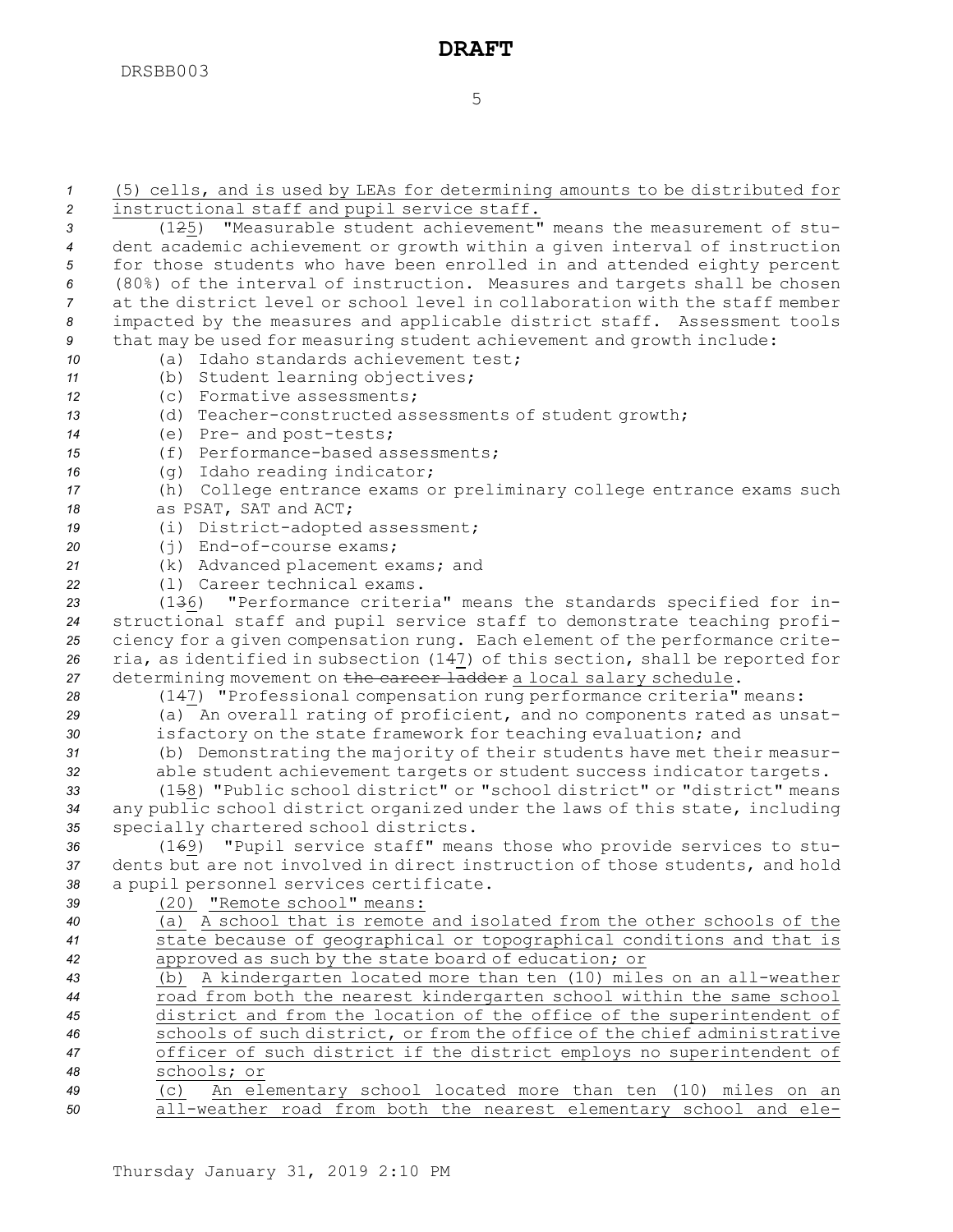(5) cells, and is used by LEAs for determining amounts to be distributed for instructional staff and pupil service staff.

(125) "Measurable student achievement" means the measurement of student academic achievement or growth within a given interval of instruction for those students who have been enrolled in and attended eighty percent (80%) of the interval of instruction. Measures and targets shall be chosen at the district level or school level in collaboration with the staff member impacted by the measures and applicable district staff. Assessment tools that may be used for measuring student achievement and growth include:

(a) Idaho standards achievement test;

(b) Student learning objectives;

(c) Formative assessments;

(d) Teacher-constructed assessments of student growth;

(e) Pre- and post-tests;

(f) Performance-based assessments;

(g) Idaho reading indicator;

(h) College entrance exams or preliminary college entrance exams such as PSAT, SAT and ACT;

(i) District-adopted assessment;

(j) End-of-course exams;

(k) Advanced placement exams; and

(l) Career technical exams.

(136) "Performance criteria" means the standards specified for instructional staff and pupil service staff to demonstrate teaching proficiency for a given compensation rung. Each element of the performance criteria, as identified in subsection (147) of this section, shall be reported for determining movement on ~~the career ladder~~ a local salary schedule.

(147) "Professional compensation rung performance criteria" means:

(a) An overall rating of proficient, and no components rated as unsatisfactory on the state framework for teaching evaluation; and

(b) Demonstrating the majority of their students have met their measurable student achievement targets or student success indicator targets.

(158) "Public school district" or "school district" or "district" means any public school district organized under the laws of this state, including specially chartered school districts.

(169) "Pupil service staff" means those who provide services to students but are not involved in direct instruction of those students, and hold a pupil personnel services certificate.

(20) "Remote school" means:

(a) A school that is remote and isolated from the other schools of the state because of geographical or topographical conditions and that is approved as such by the state board of education; or

(b) A kindergarten located more than ten (10) miles on an all-weather road from both the nearest kindergarten school within the same school district and from the location of the office of the superintendent of schools of such district, or from the office of the chief administrative officer of such district if the district employs no superintendent of schools; or

(c) An elementary school located more than ten (10) miles on an all-weather road from both the nearest elementary school and ele-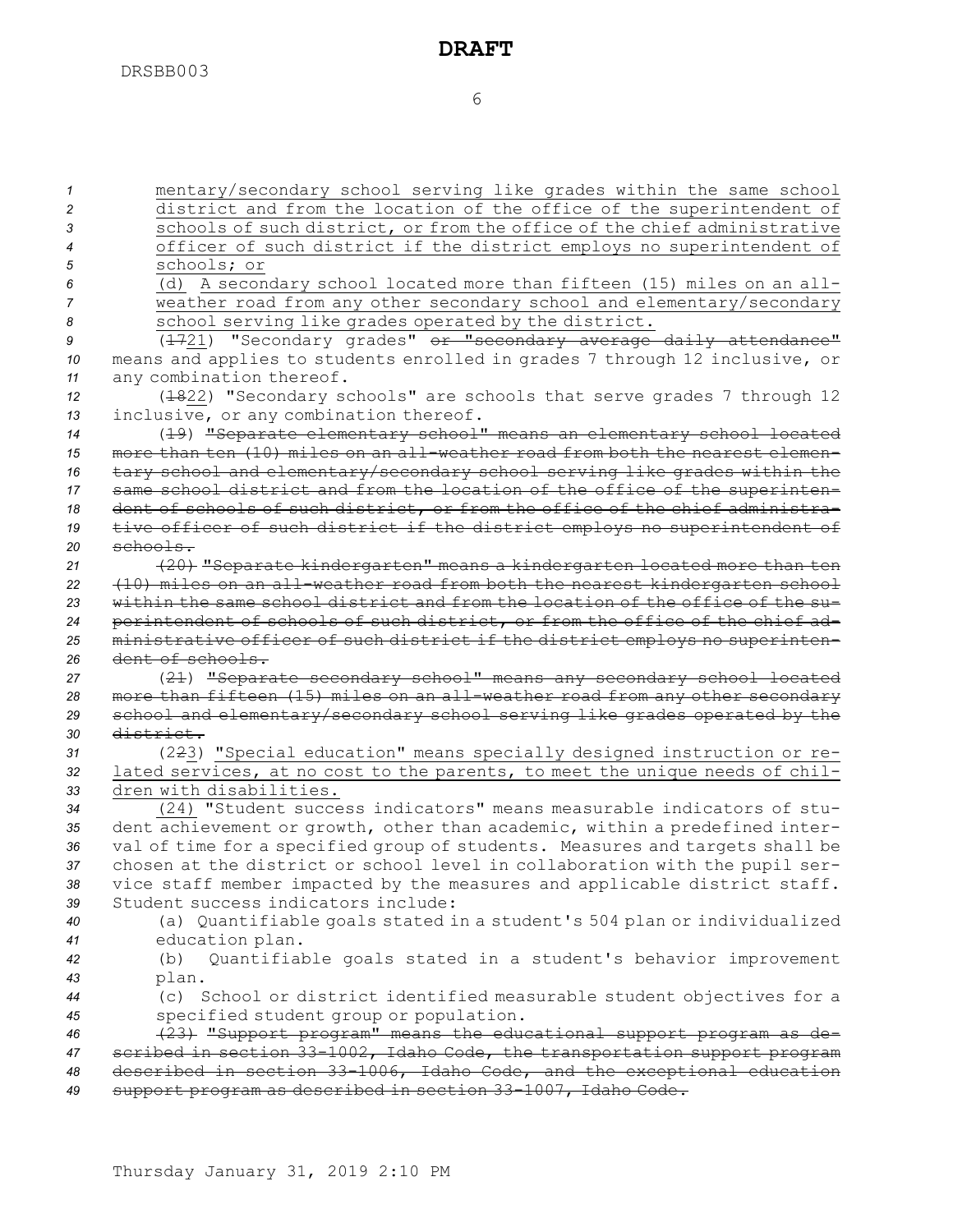mentary/secondary school serving like grades within the same school district and from the location of the office of the superintendent of schools of such district, or from the office of the chief administrative officer of such district if the district employs no superintendent of schools; or

(d) A secondary school located more than fifteen (15) miles on an all-weather road from any other secondary school and elementary/secondary school serving like grades operated by the district.

(~~17~~21) "Secondary grades" ~~or "secondary average daily attendance"~~ means and applies to students enrolled in grades 7 through 12 inclusive, or any combination thereof.

(~~18~~22) "Secondary schools" are schools that serve grades 7 through 12 inclusive, or any combination thereof.

~~(19) "Separate elementary school" means an elementary school located more than ten (10) miles on an all-weather road from both the nearest elementary school and elementary/secondary school serving like grades within the same school district and from the location of the office of the superintendent of schools of such district, or from the office of the chief administrative officer of such district if the district employs no superintendent of schools.~~

~~(20) "Separate kindergarten" means a kindergarten located more than ten (10) miles on an all-weather road from both the nearest kindergarten school within the same school district and from the location of the office of the superintendent of schools of such district, or from the office of the chief administrative officer of such district if the district employs no superintendent of schools.~~

(~~21~~) ~~"Separate secondary school" means any secondary school located more than fifteen (15) miles on an all-weather road from any other secondary school and elementary/secondary school serving like grades operated by the district.~~

(~~22~~3) "Special education" means specially designed instruction or related services, at no cost to the parents, to meet the unique needs of children with disabilities.

(24) "Student success indicators" means measurable indicators of student achievement or growth, other than academic, within a predefined interval of time for a specified group of students. Measures and targets shall be chosen at the district or school level in collaboration with the pupil service staff member impacted by the measures and applicable district staff. Student success indicators include:

(a) Quantifiable goals stated in a student's 504 plan or individualized education plan.

(b) Quantifiable goals stated in a student's behavior improvement plan.

(c) School or district identified measurable student objectives for a specified student group or population.

~~(23) "Support program" means the educational support program as described in section 33-1002, Idaho Code, the transportation support program described in section 33-1006, Idaho Code, and the exceptional education support program as described in section 33-1007, Idaho Code.~~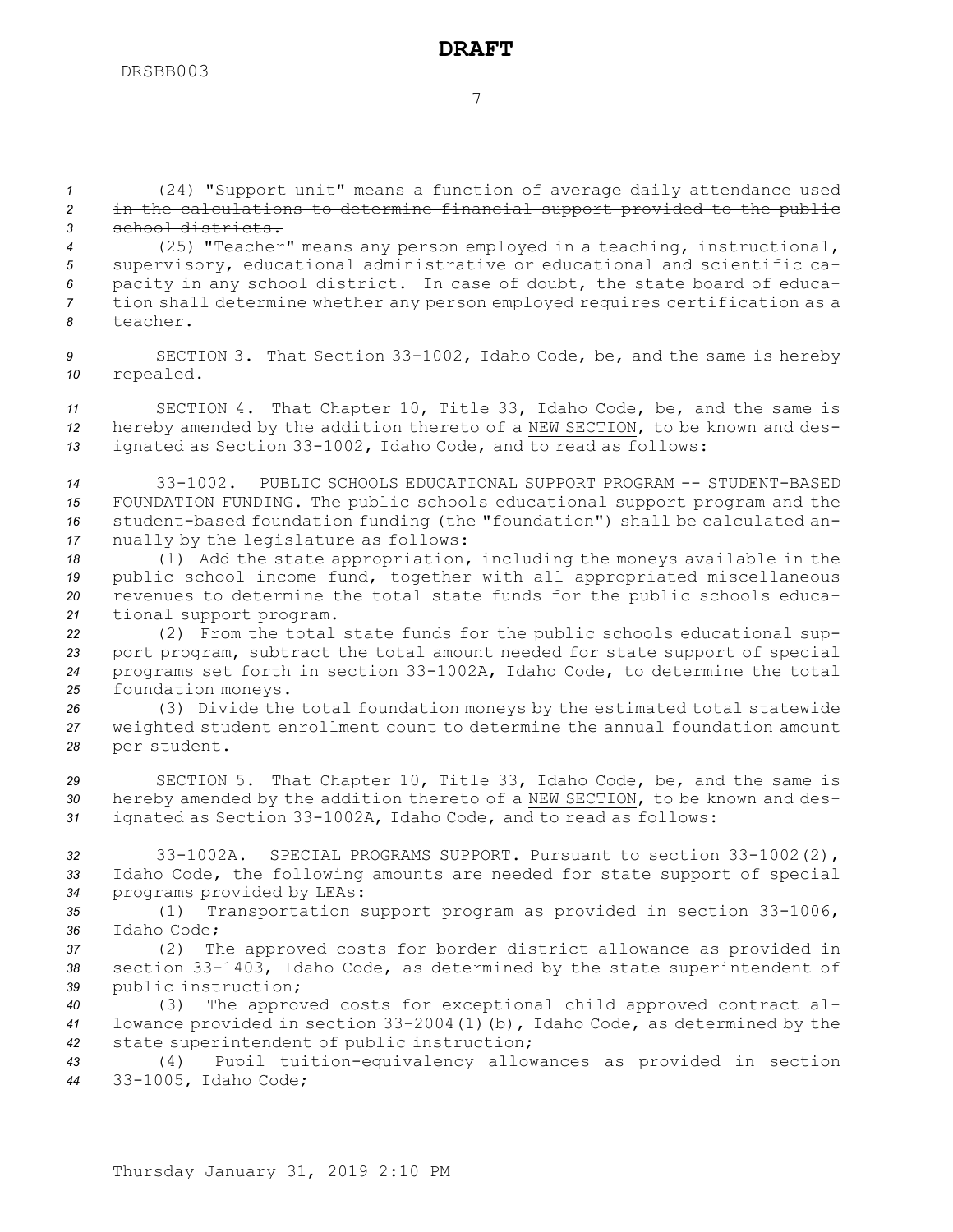~~(24) "Support unit" means a function of average daily attendance used in the calculations to determine financial support provided to the public school districts.~~

(25) "Teacher" means any person employed in a teaching, instructional, supervisory, educational administrative or educational and scientific capacity in any school district. In case of doubt, the state board of education shall determine whether any person employed requires certification as a teacher.

SECTION 3. That Section 33-1002, Idaho Code, be, and the same is hereby repealed.

SECTION 4. That Chapter 10, Title 33, Idaho Code, be, and the same is hereby amended by the addition thereto of a NEW SECTION, to be known and designated as Section 33-1002, Idaho Code, and to read as follows:

33-1002. PUBLIC SCHOOLS EDUCATIONAL SUPPORT PROGRAM -- STUDENT-BASED FOUNDATION FUNDING. The public schools educational support program and the student-based foundation funding (the "foundation") shall be calculated annually by the legislature as follows:

(1) Add the state appropriation, including the moneys available in the public school income fund, together with all appropriated miscellaneous revenues to determine the total state funds for the public schools educational support program.

(2) From the total state funds for the public schools educational support program, subtract the total amount needed for state support of special programs set forth in section 33-1002A, Idaho Code, to determine the total foundation moneys.

(3) Divide the total foundation moneys by the estimated total statewide weighted student enrollment count to determine the annual foundation amount per student.

SECTION 5. That Chapter 10, Title 33, Idaho Code, be, and the same is hereby amended by the addition thereto of a NEW SECTION, to be known and designated as Section 33-1002A, Idaho Code, and to read as follows:

33-1002A. SPECIAL PROGRAMS SUPPORT. Pursuant to section 33-1002(2), Idaho Code, the following amounts are needed for state support of special programs provided by LEAs:

(1) Transportation support program as provided in section 33-1006, Idaho Code;

(2) The approved costs for border district allowance as provided in section 33-1403, Idaho Code, as determined by the state superintendent of public instruction;

(3) The approved costs for exceptional child approved contract allowance provided in section 33-2004(1)(b), Idaho Code, as determined by the state superintendent of public instruction;

(4) Pupil tuition-equivalency allowances as provided in section 33-1005, Idaho Code;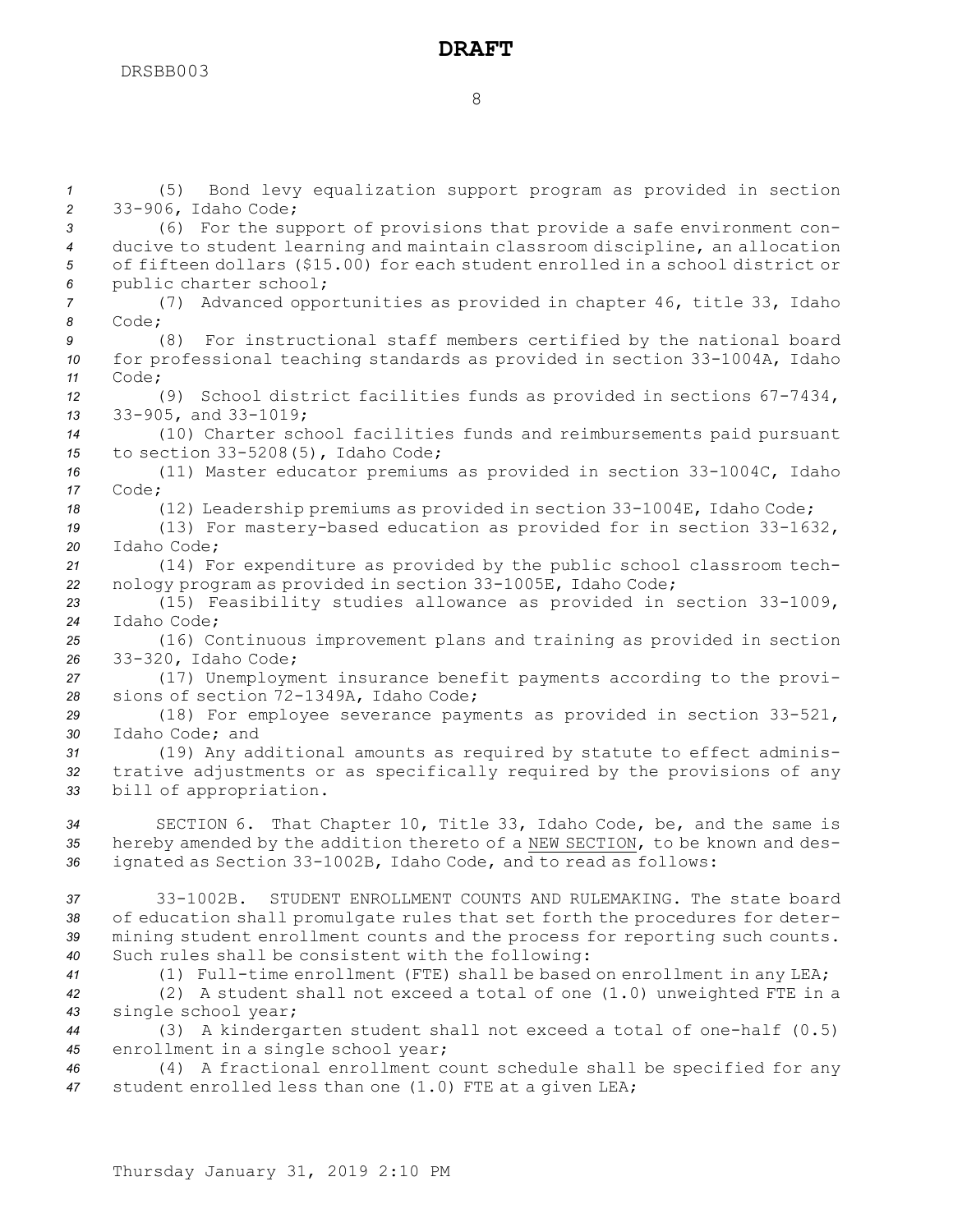(5) Bond levy equalization support program as provided in section 33-906, Idaho Code;

(6) For the support of provisions that provide a safe environment conducive to student learning and maintain classroom discipline, an allocation of fifteen dollars ($15.00) for each student enrolled in a school district or public charter school;

(7) Advanced opportunities as provided in chapter 46, title 33, Idaho Code;

(8) For instructional staff members certified by the national board for professional teaching standards as provided in section 33-1004A, Idaho Code;

(9) School district facilities funds as provided in sections 67-7434, 33-905, and 33-1019;

(10) Charter school facilities funds and reimbursements paid pursuant to section 33-5208(5), Idaho Code;

(11) Master educator premiums as provided in section 33-1004C, Idaho Code;

(12) Leadership premiums as provided in section 33-1004E, Idaho Code;

(13) For mastery-based education as provided for in section 33-1632, Idaho Code;

(14) For expenditure as provided by the public school classroom technology program as provided in section 33-1005E, Idaho Code;

(15) Feasibility studies allowance as provided in section 33-1009, Idaho Code;

(16) Continuous improvement plans and training as provided in section 33-320, Idaho Code;

(17) Unemployment insurance benefit payments according to the provisions of section 72-1349A, Idaho Code;

(18) For employee severance payments as provided in section 33-521, Idaho Code; and

(19) Any additional amounts as required by statute to effect administrative adjustments or as specifically required by the provisions of any bill of appropriation.

SECTION 6. That Chapter 10, Title 33, Idaho Code, be, and the same is hereby amended by the addition thereto of a NEW SECTION, to be known and designated as Section 33-1002B, Idaho Code, and to read as follows:

33-1002B. STUDENT ENROLLMENT COUNTS AND RULEMAKING. The state board of education shall promulgate rules that set forth the procedures for determining student enrollment counts and the process for reporting such counts. Such rules shall be consistent with the following:

(1) Full-time enrollment (FTE) shall be based on enrollment in any LEA;

(2) A student shall not exceed a total of one (1.0) unweighted FTE in a single school year;

(3) A kindergarten student shall not exceed a total of one-half (0.5) enrollment in a single school year;

(4) A fractional enrollment count schedule shall be specified for any student enrolled less than one (1.0) FTE at a given LEA;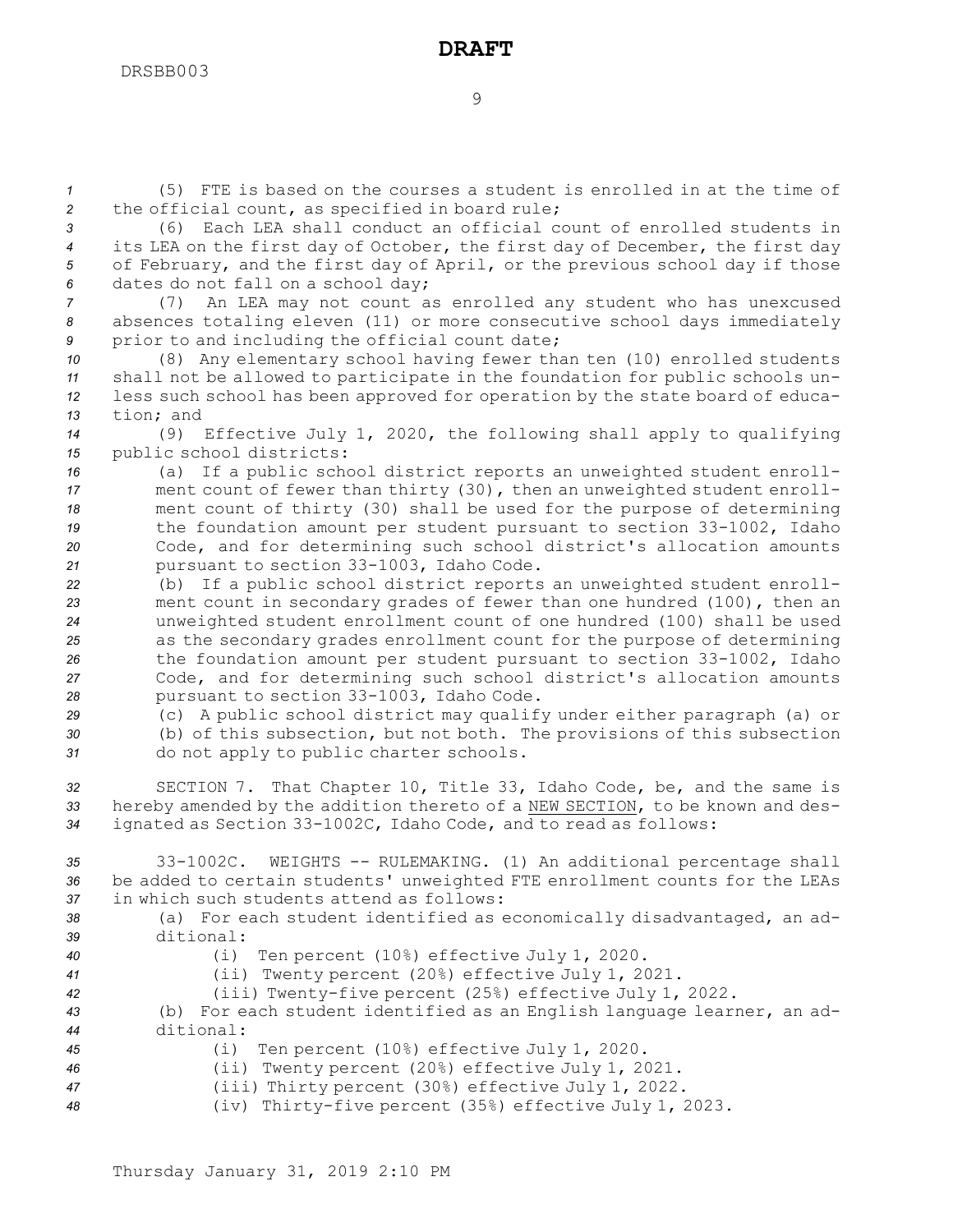(5) FTE is based on the courses a student is enrolled in at the time of the official count, as specified in board rule;

(6) Each LEA shall conduct an official count of enrolled students in its LEA on the first day of October, the first day of December, the first day of February, and the first day of April, or the previous school day if those dates do not fall on a school day;

(7) An LEA may not count as enrolled any student who has unexcused absences totaling eleven (11) or more consecutive school days immediately prior to and including the official count date;

(8) Any elementary school having fewer than ten (10) enrolled students shall not be allowed to participate in the foundation for public schools unless such school has been approved for operation by the state board of education; and

(9) Effective July 1, 2020, the following shall apply to qualifying public school districts:

(a) If a public school district reports an unweighted student enrollment count of fewer than thirty (30), then an unweighted student enrollment count of thirty (30) shall be used for the purpose of determining the foundation amount per student pursuant to section 33-1002, Idaho Code, and for determining such school district's allocation amounts pursuant to section 33-1003, Idaho Code.

(b) If a public school district reports an unweighted student enrollment count in secondary grades of fewer than one hundred (100), then an unweighted student enrollment count of one hundred (100) shall be used as the secondary grades enrollment count for the purpose of determining the foundation amount per student pursuant to section 33-1002, Idaho Code, and for determining such school district's allocation amounts pursuant to section 33-1003, Idaho Code.

(c) A public school district may qualify under either paragraph (a) or (b) of this subsection, but not both. The provisions of this subsection do not apply to public charter schools.

SECTION 7. That Chapter 10, Title 33, Idaho Code, be, and the same is hereby amended by the addition thereto of a NEW SECTION, to be known and designated as Section 33-1002C, Idaho Code, and to read as follows:

33-1002C. WEIGHTS -- RULEMAKING. (1) An additional percentage shall be added to certain students' unweighted FTE enrollment counts for the LEAs in which such students attend as follows:

(a) For each student identified as economically disadvantaged, an additional:

(i) Ten percent (10%) effective July 1, 2020.

(ii) Twenty percent (20%) effective July 1, 2021.

(iii) Twenty-five percent (25%) effective July 1, 2022.

(b) For each student identified as an English language learner, an additional:

(i) Ten percent (10%) effective July 1, 2020.

(ii) Twenty percent (20%) effective July 1, 2021.

(iii) Thirty percent (30%) effective July 1, 2022.

(iv) Thirty-five percent (35%) effective July 1, 2023.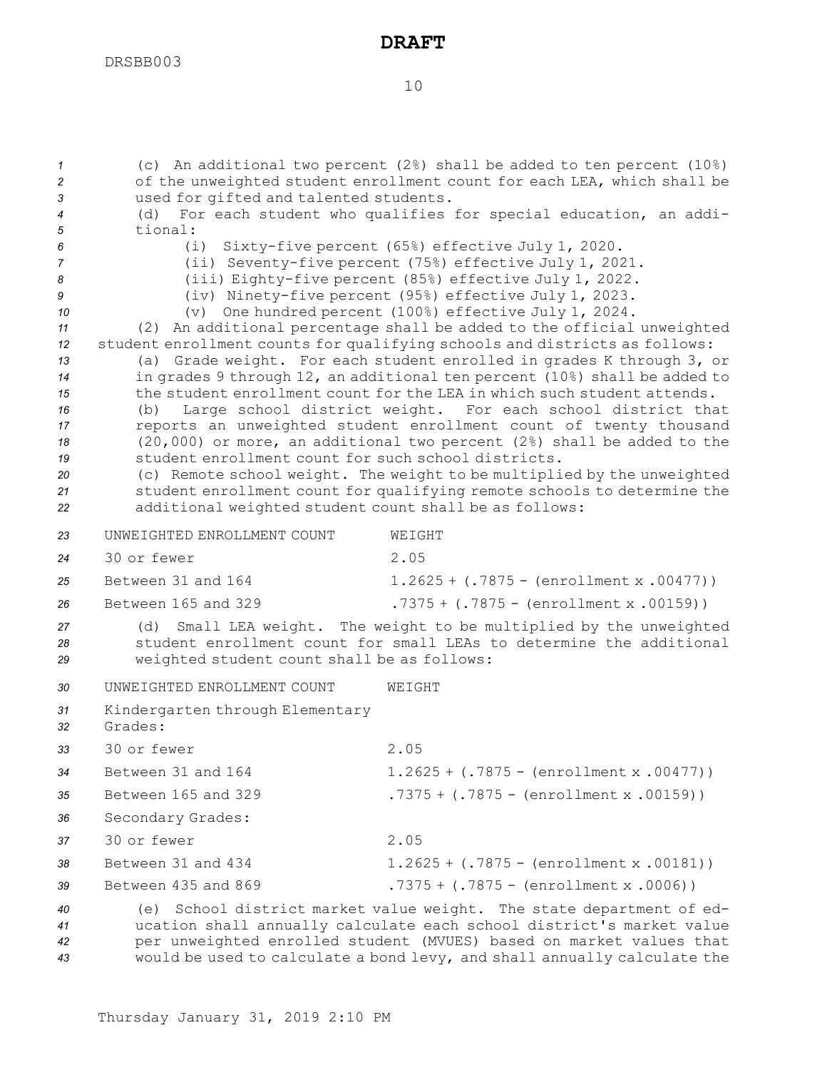(c) An additional two percent (2%) shall be added to ten percent (10%) of the unweighted student enrollment count for each LEA, which shall be used for gifted and talented students.

(d) For each student who qualifies for special education, an additional:

- (i) Sixty-five percent (65%) effective July 1, 2020.
- (ii) Seventy-five percent (75%) effective July 1, 2021.
- (iii) Eighty-five percent (85%) effective July 1, 2022.
- (iv) Ninety-five percent (95%) effective July 1, 2023.
- (v) One hundred percent (100%) effective July 1, 2024.

(2) An additional percentage shall be added to the official unweighted student enrollment counts for qualifying schools and districts as follows:

(a) Grade weight. For each student enrolled in grades K through 3, or in grades 9 through 12, an additional ten percent (10%) shall be added to the student enrollment count for the LEA in which such student attends.

(b) Large school district weight. For each school district that reports an unweighted student enrollment count of twenty thousand (20,000) or more, an additional two percent (2%) shall be added to the student enrollment count for such school districts.

(c) Remote school weight. The weight to be multiplied by the unweighted student enrollment count for qualifying remote schools to determine the additional weighted student count shall be as follows:

| UNWEIGHTED ENROLLMENT COUNT | WEIGHT |
|---|---|
| 30 or fewer | 2.05 |
| Between 31 and 164 | 1.2625 + (.7875 - (enrollment x .00477)) |
| Between 165 and 329 | .7375 + (.7875 - (enrollment x .00159)) |

(d) Small LEA weight. The weight to be multiplied by the unweighted student enrollment count for small LEAs to determine the additional weighted student count shall be as follows:

| UNWEIGHTED ENROLLMENT COUNT | WEIGHT |
|---|---|
| Kindergarten through Elementary Grades: | |
| 30 or fewer | 2.05 |
| Between 31 and 164 | 1.2625 + (.7875 - (enrollment x .00477)) |
| Between 165 and 329 | .7375 + (.7875 - (enrollment x .00159)) |
| Secondary Grades: | |
| 30 or fewer | 2.05 |
| Between 31 and 434 | 1.2625 + (.7875 - (enrollment x .00181)) |
| Between 435 and 869 | .7375 + (.7875 - (enrollment x .0006)) |

(e) School district market value weight. The state department of education shall annually calculate each school district's market value per unweighted enrolled student (MVUES) based on market values that would be used to calculate a bond levy, and shall annually calculate the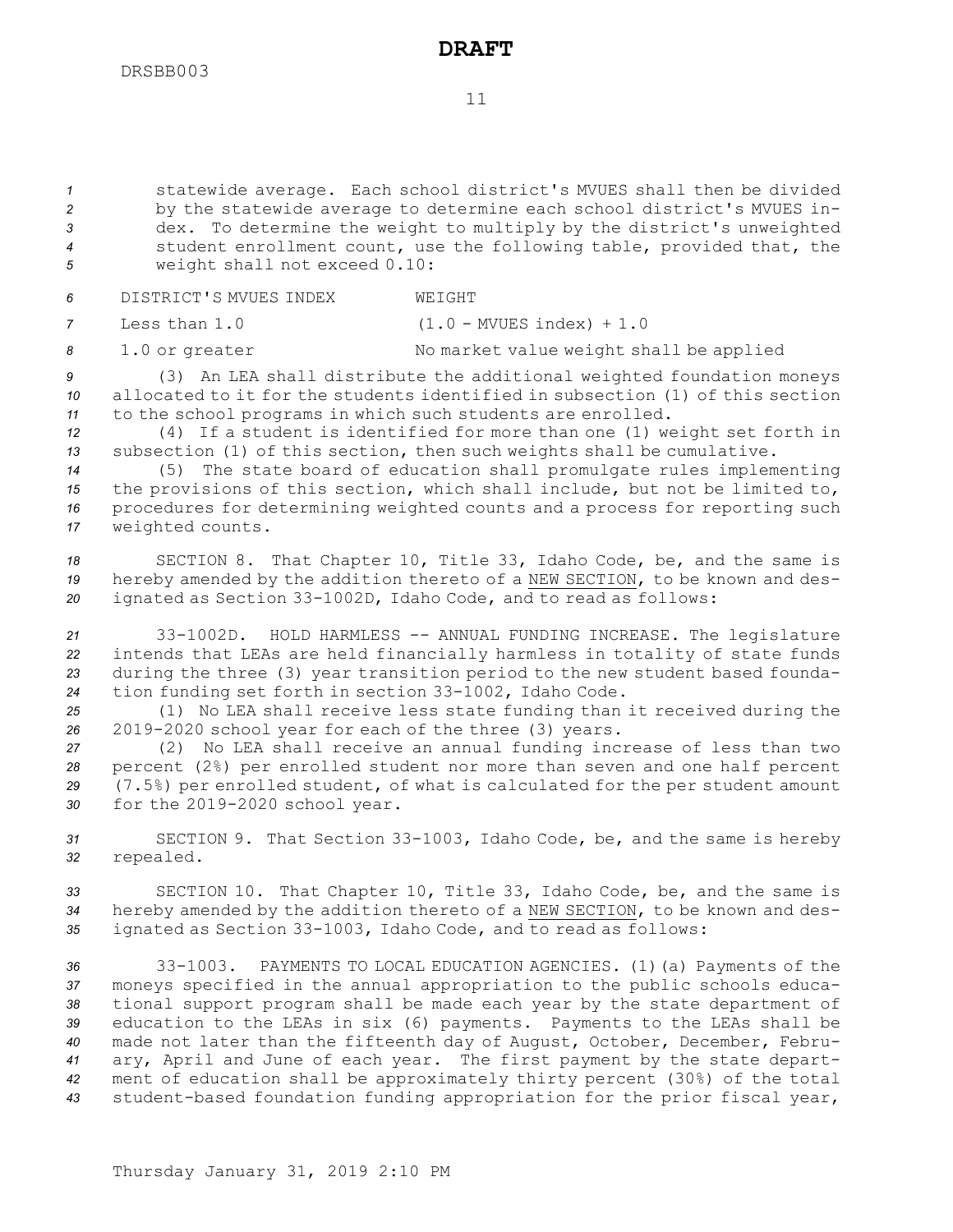statewide average. Each school district's MVUES shall then be divided by the statewide average to determine each school district's MVUES index. To determine the weight to multiply by the district's unweighted student enrollment count, use the following table, provided that, the weight shall not exceed 0.10:

| DISTRICT'S MVUES INDEX | WEIGHT |
|---|---|
| Less than 1.0 | (1.0 - MVUES index) + 1.0 |
| 1.0 or greater | No market value weight shall be applied |

(3) An LEA shall distribute the additional weighted foundation moneys allocated to it for the students identified in subsection (1) of this section to the school programs in which such students are enrolled.

(4) If a student is identified for more than one (1) weight set forth in subsection (1) of this section, then such weights shall be cumulative.

(5) The state board of education shall promulgate rules implementing the provisions of this section, which shall include, but not be limited to, procedures for determining weighted counts and a process for reporting such weighted counts.

SECTION 8. That Chapter 10, Title 33, Idaho Code, be, and the same is hereby amended by the addition thereto of a NEW SECTION, to be known and designated as Section 33-1002D, Idaho Code, and to read as follows:

33-1002D. HOLD HARMLESS -- ANNUAL FUNDING INCREASE. The legislature intends that LEAs are held financially harmless in totality of state funds during the three (3) year transition period to the new student based foundation funding set forth in section 33-1002, Idaho Code.

(1) No LEA shall receive less state funding than it received during the 2019-2020 school year for each of the three (3) years.

(2) No LEA shall receive an annual funding increase of less than two percent (2%) per enrolled student nor more than seven and one half percent (7.5%) per enrolled student, of what is calculated for the per student amount for the 2019-2020 school year.

SECTION 9. That Section 33-1003, Idaho Code, be, and the same is hereby repealed.

SECTION 10. That Chapter 10, Title 33, Idaho Code, be, and the same is hereby amended by the addition thereto of a NEW SECTION, to be known and designated as Section 33-1003, Idaho Code, and to read as follows:

33-1003. PAYMENTS TO LOCAL EDUCATION AGENCIES. (1)(a) Payments of the moneys specified in the annual appropriation to the public schools educational support program shall be made each year by the state department of education to the LEAs in six (6) payments. Payments to the LEAs shall be made not later than the fifteenth day of August, October, December, February, April and June of each year. The first payment by the state department of education shall be approximately thirty percent (30%) of the total student-based foundation funding appropriation for the prior fiscal year,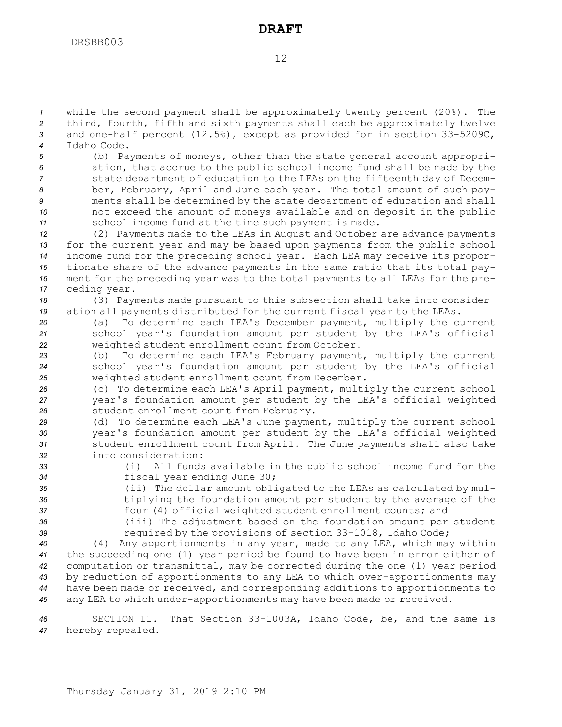while the second payment shall be approximately twenty percent (20%). The third, fourth, fifth and sixth payments shall each be approximately twelve and one-half percent (12.5%), except as provided for in section 33-5209C, Idaho Code.

(b) Payments of moneys, other than the state general account appropriation, that accrue to the public school income fund shall be made by the state department of education to the LEAs on the fifteenth day of December, February, April and June each year. The total amount of such payments shall be determined by the state department of education and shall not exceed the amount of moneys available and on deposit in the public school income fund at the time such payment is made.

(2) Payments made to the LEAs in August and October are advance payments for the current year and may be based upon payments from the public school income fund for the preceding school year. Each LEA may receive its proportionate share of the advance payments in the same ratio that its total payment for the preceding year was to the total payments to all LEAs for the preceding year.

(3) Payments made pursuant to this subsection shall take into consideration all payments distributed for the current fiscal year to the LEAs.

(a) To determine each LEA's December payment, multiply the current school year's foundation amount per student by the LEA's official weighted student enrollment count from October.

(b) To determine each LEA's February payment, multiply the current school year's foundation amount per student by the LEA's official weighted student enrollment count from December.

(c) To determine each LEA's April payment, multiply the current school year's foundation amount per student by the LEA's official weighted student enrollment count from February.

(d) To determine each LEA's June payment, multiply the current school year's foundation amount per student by the LEA's official weighted student enrollment count from April. The June payments shall also take into consideration:

(i) All funds available in the public school income fund for the fiscal year ending June 30;

(ii) The dollar amount obligated to the LEAs as calculated by multiplying the foundation amount per student by the average of the four (4) official weighted student enrollment counts; and

(iii) The adjustment based on the foundation amount per student required by the provisions of section 33-1018, Idaho Code;

(4) Any apportionments in any year, made to any LEA, which may within the succeeding one (1) year period be found to have been in error either of computation or transmittal, may be corrected during the one (1) year period by reduction of apportionments to any LEA to which over-apportionments may have been made or received, and corresponding additions to apportionments to any LEA to which under-apportionments may have been made or received.

SECTION 11. That Section 33-1003A, Idaho Code, be, and the same is hereby repealed.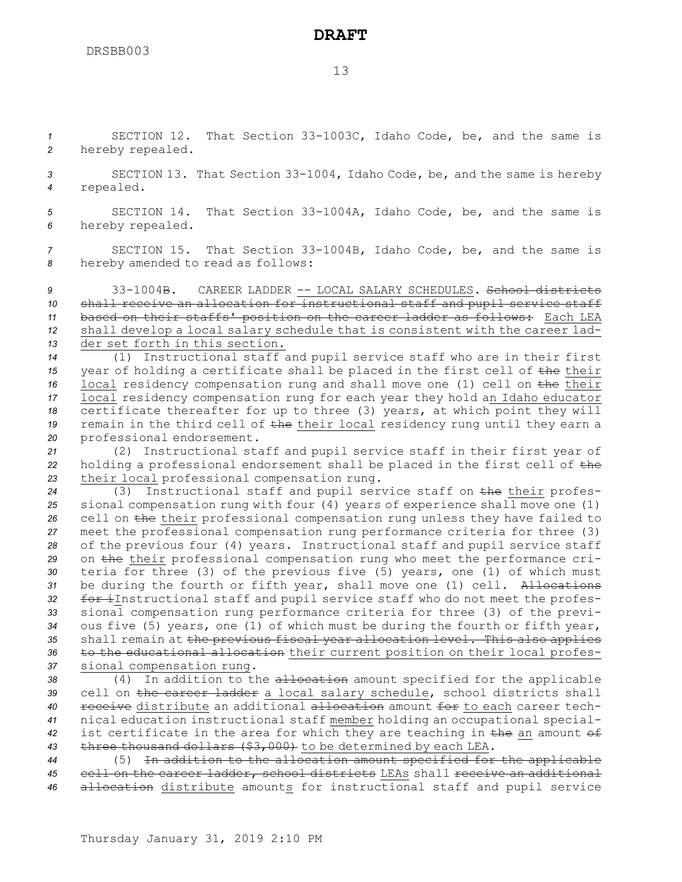SECTION 12. That Section 33-1003C, Idaho Code, be, and the same is hereby repealed.

SECTION 13. That Section 33-1004, Idaho Code, be, and the same is hereby repealed.

SECTION 14. That Section 33-1004A, Idaho Code, be, and the same is hereby repealed.

SECTION 15. That Section 33-1004B, Idaho Code, be, and the same is hereby amended to read as follows:

33-1004B. CAREER LADDER -- LOCAL SALARY SCHEDULES. ~~School districts shall receive an allocation for instructional staff and pupil service staff based on their staffs' position on the career ladder as follows:~~ Each LEA shall develop a local salary schedule that is consistent with the career ladder set forth in this section.

(1) Instructional staff and pupil service staff who are in their first year of holding a certificate shall be placed in the first cell of ~~the~~ their local residency compensation rung and shall move one (1) cell on ~~the~~ their local residency compensation rung for each year they hold an Idaho educator certificate thereafter for up to three (3) years, at which point they will remain in the third cell of ~~the~~ their local residency rung until they earn a professional endorsement.

(2) Instructional staff and pupil service staff in their first year of holding a professional endorsement shall be placed in the first cell of ~~the~~ their local professional compensation rung.

(3) Instructional staff and pupil service staff on ~~the~~ their professional compensation rung with four (4) years of experience shall move one (1) cell on ~~the~~ their professional compensation rung unless they have failed to meet the professional compensation rung performance criteria for three (3) of the previous four (4) years. Instructional staff and pupil service staff on ~~the~~ their professional compensation rung who meet the performance criteria for three (3) of the previous five (5) years, one (1) of which must be during the fourth or fifth year, shall move one (1) cell. ~~Allocations for i~~Instructional staff and pupil service staff who do not meet the professional compensation rung performance criteria for three (3) of the previous five (5) years, one (1) of which must be during the fourth or fifth year, shall remain at ~~the previous fiscal year allocation level. This also applies to the educational allocation~~ their current position on their local professional compensation rung.

(4) In addition to the ~~allocation~~ amount specified for the applicable cell on ~~the career ladder~~ a local salary schedule, school districts shall ~~receive~~ distribute an additional ~~allocation~~ amount ~~for~~ to each career technical education instructional staff member holding an occupational specialist certificate in the area for which they are teaching in ~~the~~ an amount ~~of three thousand dollars ($3,000)~~ to be determined by each LEA.

(5) ~~In addition to the allocation amount specified for the applicable cell on the career ladder, school districts~~ LEAs shall ~~receive an additional allocation~~ distribute amounts for instructional staff and pupil service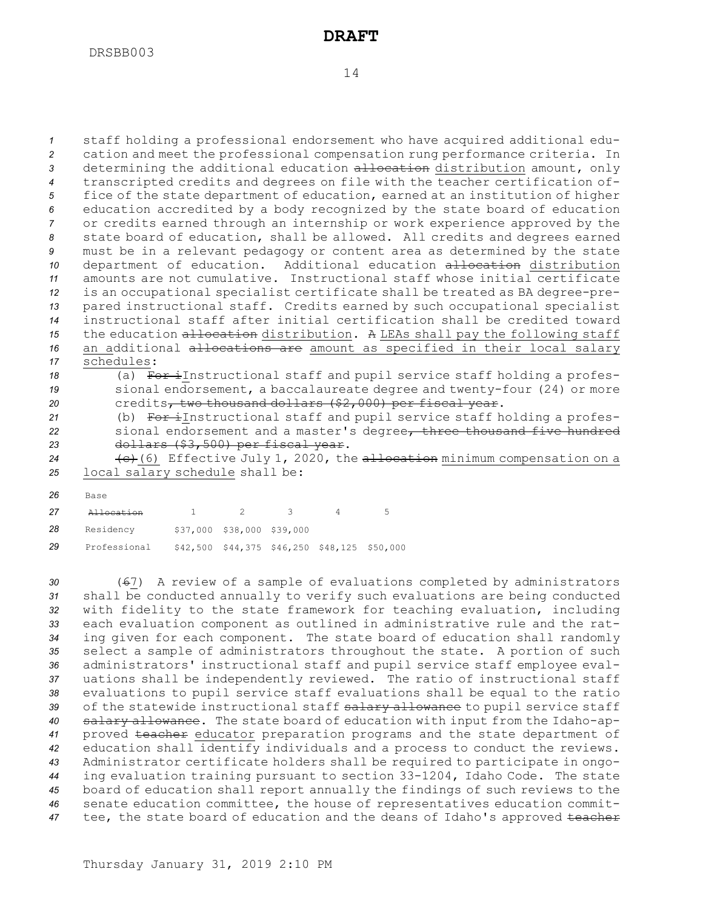staff holding a professional endorsement who have acquired additional education and meet the professional compensation rung performance criteria. In determining the additional education ~~allocation~~ distribution amount, only transcripted credits and degrees on file with the teacher certification office of the state department of education, earned at an institution of higher education accredited by a body recognized by the state board of education or credits earned through an internship or work experience approved by the state board of education, shall be allowed. All credits and degrees earned must be in a relevant pedagogy or content area as determined by the state department of education. Additional education ~~allocation~~ distribution amounts are not cumulative. Instructional staff whose initial certificate is an occupational specialist certificate shall be treated as BA degree-prepared instructional staff. Credits earned by such occupational specialist instructional staff after initial certification shall be credited toward the education ~~allocation~~ distribution. ~~A~~ LEAs shall pay the following staff an additional ~~allocations are~~ amount as specified in their local salary schedules:

(a) ~~For i~~Instructional staff and pupil service staff holding a professional endorsement, a baccalaureate degree and twenty-four (24) or more credits~~, two thousand dollars ($2,000) per fiscal year~~.

(b) ~~For i~~Instructional staff and pupil service staff holding a professional endorsement and a master's degree~~, three thousand five hundred dollars ($3,500) per fiscal year~~.

~~(c)~~(6) Effective July 1, 2020, the ~~allocation~~ minimum compensation on a local salary schedule shall be:

| Base ~~Allocation~~ | 1 | 2 | 3 | 4 | 5 |
|---|---|---|---|---|---|
| Residency | $37,000 | $38,000 | $39,000 | | |
| Professional | $42,500 | $44,375 | $46,250 | $48,125 | $50,000 |

(~~6~~7) A review of a sample of evaluations completed by administrators shall be conducted annually to verify such evaluations are being conducted with fidelity to the state framework for teaching evaluation, including each evaluation component as outlined in administrative rule and the rating given for each component. The state board of education shall randomly select a sample of administrators throughout the state. A portion of such administrators' instructional staff and pupil service staff employee evaluations shall be independently reviewed. The ratio of instructional staff evaluations to pupil service staff evaluations shall be equal to the ratio of the statewide instructional staff ~~salary allowance~~ to pupil service staff ~~salary allowance~~. The state board of education with input from the Idaho-approved ~~teacher~~ educator preparation programs and the state department of education shall identify individuals and a process to conduct the reviews. Administrator certificate holders shall be required to participate in ongoing evaluation training pursuant to section 33-1204, Idaho Code. The state board of education shall report annually the findings of such reviews to the senate education committee, the house of representatives education committee, the state board of education and the deans of Idaho's approved ~~teacher~~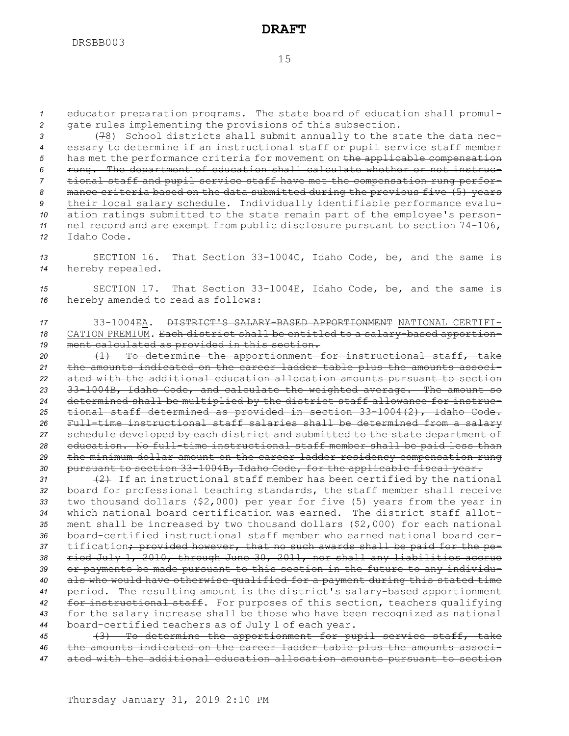educator preparation programs. The state board of education shall promulgate rules implementing the provisions of this subsection.

(~~7~~8) School districts shall submit annually to the state the data necessary to determine if an instructional staff or pupil service staff member has met the performance criteria for movement on ~~the applicable compensation rung. The department of education shall calculate whether or not instructional staff and pupil service staff have met the compensation rung performance criteria based on the data submitted during the previous five (5) years~~ their local salary schedule. Individually identifiable performance evaluation ratings submitted to the state remain part of the employee's personnel record and are exempt from public disclosure pursuant to section 74-106, Idaho Code.

SECTION 16. That Section 33-1004C, Idaho Code, be, and the same is hereby repealed.

SECTION 17. That Section 33-1004E, Idaho Code, be, and the same is hereby amended to read as follows:

33-1004~~E~~A. ~~DISTRICT'S SALARY-BASED APPORTIONMENT~~ NATIONAL CERTIFICATION PREMIUM. ~~Each district shall be entitled to a salary-based apportionment calculated as provided in this section.~~

~~(1) To determine the apportionment for instructional staff, take the amounts indicated on the career ladder table plus the amounts associated with the additional education allocation amounts pursuant to section 33-1004B, Idaho Code, and calculate the weighted average. The amount so determined shall be multiplied by the district staff allowance for instructional staff determined as provided in section 33-1004(2), Idaho Code. Full-time instructional staff salaries shall be determined from a salary schedule developed by each district and submitted to the state department of education. No full-time instructional staff member shall be paid less than the minimum dollar amount on the career ladder residency compensation rung pursuant to section 33-1004B, Idaho Code, for the applicable fiscal year.~~

~~(2)~~ If an instructional staff member has been certified by the national board for professional teaching standards, the staff member shall receive two thousand dollars ($2,000) per year for five (5) years from the year in which national board certification was earned. The district staff allotment shall be increased by two thousand dollars ($2,000) for each national board-certified instructional staff member who earned national board certification~~; provided however, that no such awards shall be paid for the period July 1, 2010, through June 30, 2011, nor shall any liabilities accrue or payments be made pursuant to this section in the future to any individuals who would have otherwise qualified for a payment during this stated time period. The resulting amount is the district's salary-based apportionment for instructional staff~~. For purposes of this section, teachers qualifying for the salary increase shall be those who have been recognized as national board-certified teachers as of July 1 of each year.

~~(3) To determine the apportionment for pupil service staff, take the amounts indicated on the career ladder table plus the amounts associated with the additional education allocation amounts pursuant to section~~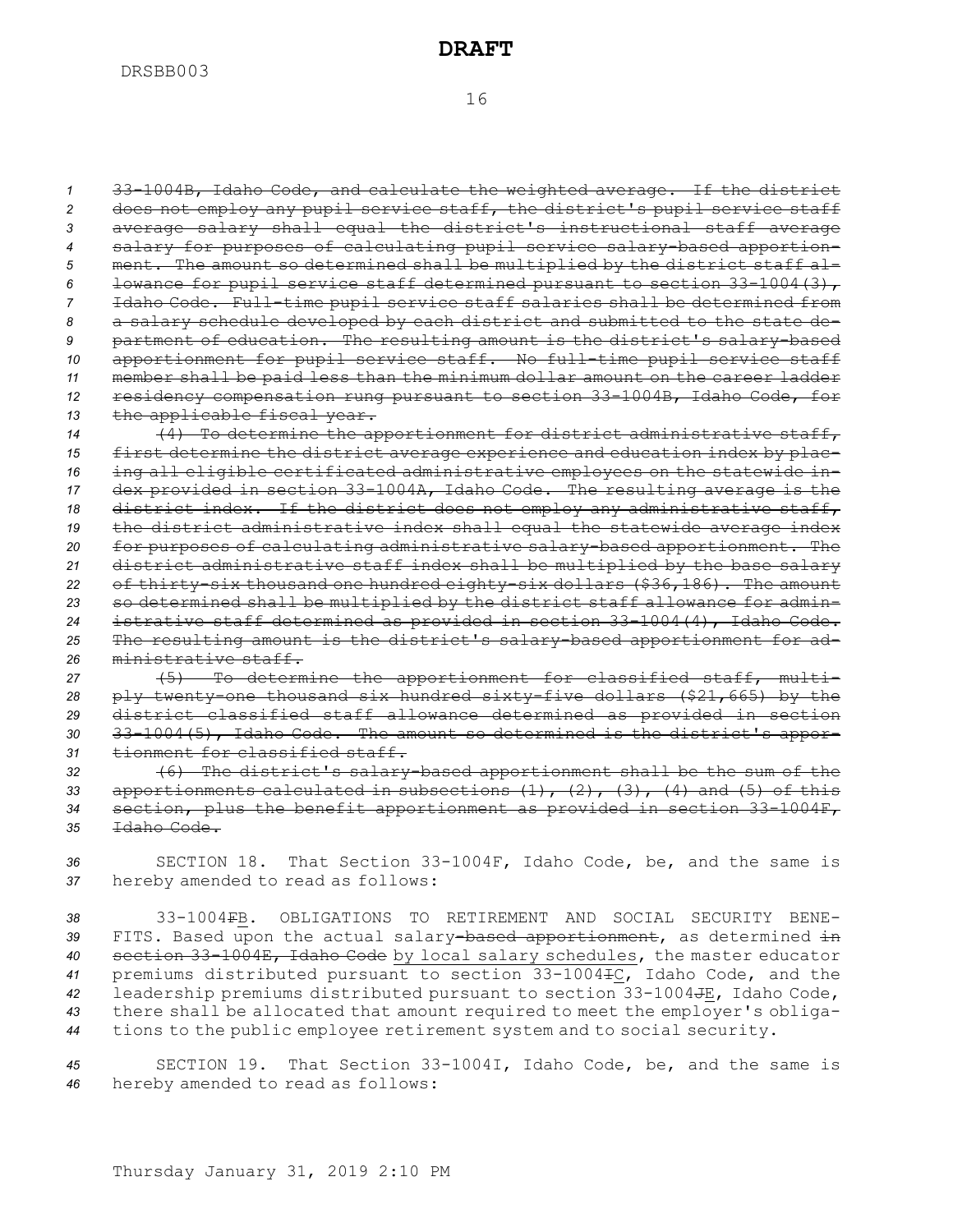~~33-1004B, Idaho Code, and calculate the weighted average. If the district does not employ any pupil service staff, the district's pupil service staff average salary shall equal the district's instructional staff average salary for purposes of calculating pupil service salary-based apportionment. The amount so determined shall be multiplied by the district staff allowance for pupil service staff determined pursuant to section 33-1004(3), Idaho Code. Full-time pupil service staff salaries shall be determined from a salary schedule developed by each district and submitted to the state department of education. The resulting amount is the district's salary-based apportionment for pupil service staff. No full-time pupil service staff member shall be paid less than the minimum dollar amount on the career ladder residency compensation rung pursuant to section 33-1004B, Idaho Code, for the applicable fiscal year.~~

~~(4) To determine the apportionment for district administrative staff, first determine the district average experience and education index by placing all eligible certificated administrative employees on the statewide index provided in section 33-1004A, Idaho Code. The resulting average is the district index. If the district does not employ any administrative staff, the district administrative index shall equal the statewide average index for purposes of calculating administrative salary-based apportionment. The district administrative staff index shall be multiplied by the base salary of thirty-six thousand one hundred eighty-six dollars ($36,186). The amount so determined shall be multiplied by the district staff allowance for administrative staff determined as provided in section 33-1004(4), Idaho Code. The resulting amount is the district's salary-based apportionment for administrative staff.~~

~~(5) To determine the apportionment for classified staff, multiply twenty-one thousand six hundred sixty-five dollars ($21,665) by the district classified staff allowance determined as provided in section 33-1004(5), Idaho Code. The amount so determined is the district's apportionment for classified staff.~~

~~(6) The district's salary-based apportionment shall be the sum of the apportionments calculated in subsections (1), (2), (3), (4) and (5) of this section, plus the benefit apportionment as provided in section 33-1004F, Idaho Code.~~

SECTION 18. That Section 33-1004F, Idaho Code, be, and the same is hereby amended to read as follows:

33-1004~~F~~B. OBLIGATIONS TO RETIREMENT AND SOCIAL SECURITY BENEFITS. Based upon the actual salary~~-based apportionment~~, as determined ~~in section 33-1004E, Idaho Code~~ by local salary schedules, the master educator premiums distributed pursuant to section 33-1004~~I~~C, Idaho Code, and the leadership premiums distributed pursuant to section 33-1004~~J~~E, Idaho Code, there shall be allocated that amount required to meet the employer's obligations to the public employee retirement system and to social security.

SECTION 19. That Section 33-1004I, Idaho Code, be, and the same is hereby amended to read as follows: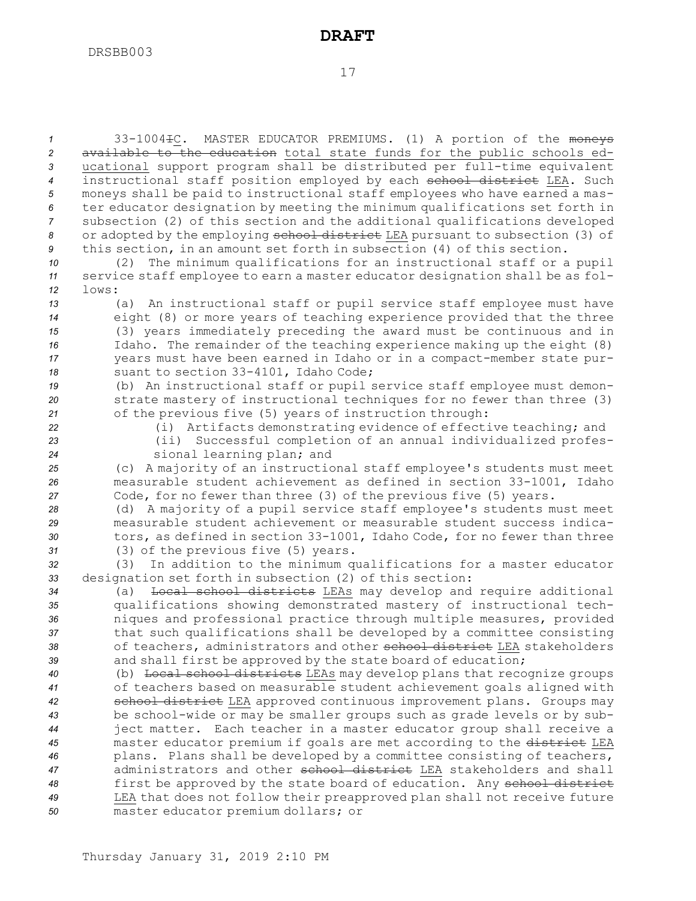33-1004~~I~~C. MASTER EDUCATOR PREMIUMS. (1) A portion of the ~~moneys available to the education~~ total state funds for the public schools educational support program shall be distributed per full-time equivalent instructional staff position employed by each ~~school district~~ LEA. Such moneys shall be paid to instructional staff employees who have earned a master educator designation by meeting the minimum qualifications set forth in subsection (2) of this section and the additional qualifications developed or adopted by the employing ~~school district~~ LEA pursuant to subsection (3) of this section, in an amount set forth in subsection (4) of this section.

(2) The minimum qualifications for an instructional staff or a pupil service staff employee to earn a master educator designation shall be as follows:

(a) An instructional staff or pupil service staff employee must have eight (8) or more years of teaching experience provided that the three (3) years immediately preceding the award must be continuous and in Idaho. The remainder of the teaching experience making up the eight (8) years must have been earned in Idaho or in a compact-member state pursuant to section 33-4101, Idaho Code;

(b) An instructional staff or pupil service staff employee must demonstrate mastery of instructional techniques for no fewer than three (3) of the previous five (5) years of instruction through:

(i) Artifacts demonstrating evidence of effective teaching; and

(ii) Successful completion of an annual individualized professional learning plan; and

(c) A majority of an instructional staff employee's students must meet measurable student achievement as defined in section 33-1001, Idaho Code, for no fewer than three (3) of the previous five (5) years.

(d) A majority of a pupil service staff employee's students must meet measurable student achievement or measurable student success indicators, as defined in section 33-1001, Idaho Code, for no fewer than three (3) of the previous five (5) years.

(3) In addition to the minimum qualifications for a master educator designation set forth in subsection (2) of this section:

(a) ~~Local school districts~~ LEAs may develop and require additional qualifications showing demonstrated mastery of instructional techniques and professional practice through multiple measures, provided that such qualifications shall be developed by a committee consisting of teachers, administrators and other ~~school district~~ LEA stakeholders and shall first be approved by the state board of education;

(b) ~~Local school districts~~ LEAs may develop plans that recognize groups of teachers based on measurable student achievement goals aligned with ~~school district~~ LEA approved continuous improvement plans. Groups may be school-wide or may be smaller groups such as grade levels or by subject matter. Each teacher in a master educator group shall receive a master educator premium if goals are met according to the ~~district~~ LEA plans. Plans shall be developed by a committee consisting of teachers, administrators and other ~~school district~~ LEA stakeholders and shall first be approved by the state board of education. Any ~~school district~~ LEA that does not follow their preapproved plan shall not receive future master educator premium dollars; or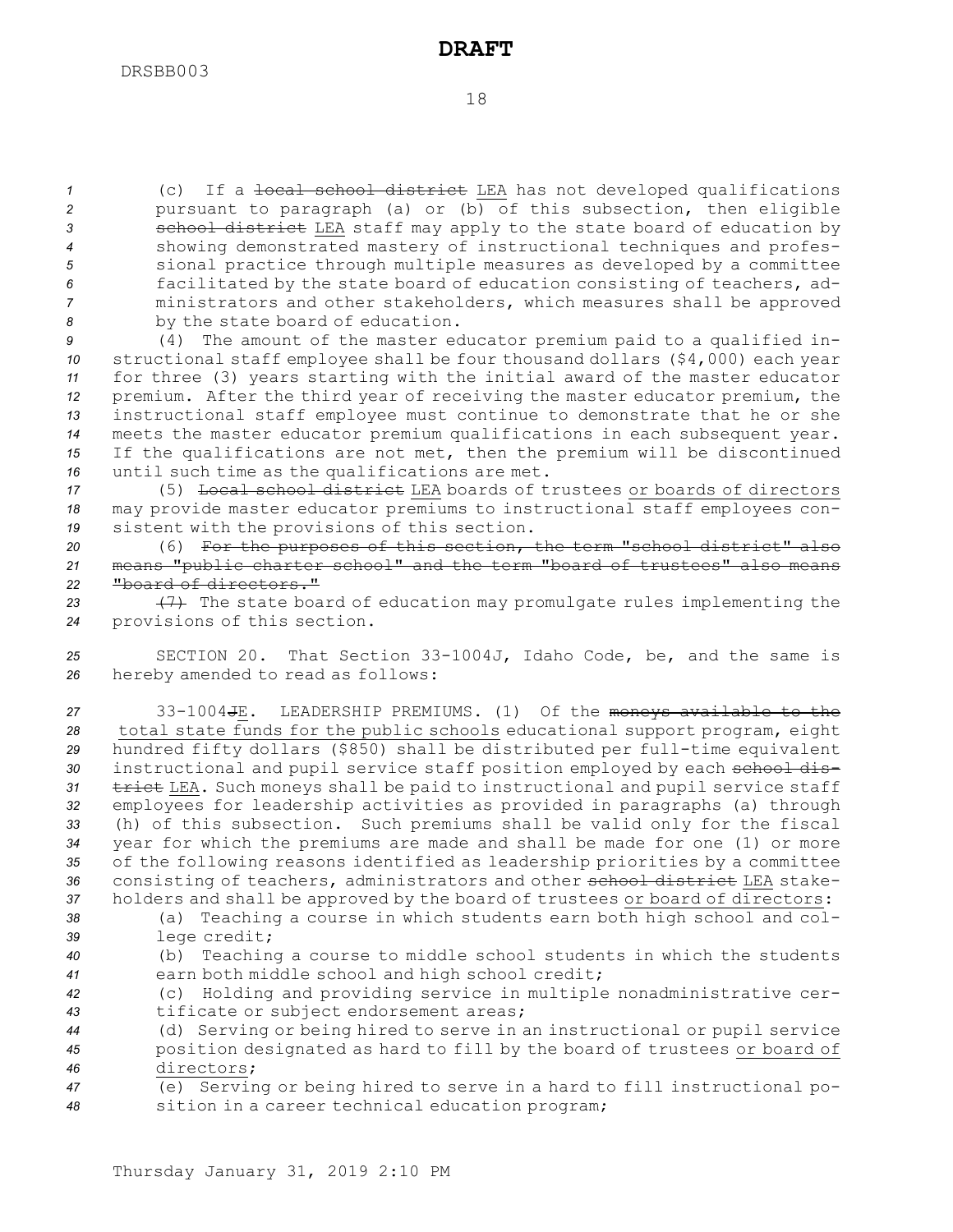(c) If a ~~local school district~~ LEA has not developed qualifications pursuant to paragraph (a) or (b) of this subsection, then eligible ~~school district~~ LEA staff may apply to the state board of education by showing demonstrated mastery of instructional techniques and professional practice through multiple measures as developed by a committee facilitated by the state board of education consisting of teachers, administrators and other stakeholders, which measures shall be approved by the state board of education.

(4) The amount of the master educator premium paid to a qualified instructional staff employee shall be four thousand dollars ($4,000) each year for three (3) years starting with the initial award of the master educator premium. After the third year of receiving the master educator premium, the instructional staff employee must continue to demonstrate that he or she meets the master educator premium qualifications in each subsequent year. If the qualifications are not met, then the premium will be discontinued until such time as the qualifications are met.

(5) ~~Local school district~~ LEA boards of trustees or boards of directors may provide master educator premiums to instructional staff employees consistent with the provisions of this section.

(6) ~~For the purposes of this section, the term "school district" also means "public charter school" and the term "board of trustees" also means "board of directors."~~

~~(7)~~ The state board of education may promulgate rules implementing the provisions of this section.

SECTION 20. That Section 33-1004J, Idaho Code, be, and the same is hereby amended to read as follows:

33-1004~~J~~E. LEADERSHIP PREMIUMS. (1) Of the ~~moneys available to the~~ total state funds for the public schools educational support program, eight hundred fifty dollars ($850) shall be distributed per full-time equivalent instructional and pupil service staff position employed by each ~~school district~~ LEA. Such moneys shall be paid to instructional and pupil service staff employees for leadership activities as provided in paragraphs (a) through (h) of this subsection. Such premiums shall be valid only for the fiscal year for which the premiums are made and shall be made for one (1) or more of the following reasons identified as leadership priorities by a committee consisting of teachers, administrators and other ~~school district~~ LEA stakeholders and shall be approved by the board of trustees or board of directors:

(a) Teaching a course in which students earn both high school and college credit;

(b) Teaching a course to middle school students in which the students earn both middle school and high school credit;

(c) Holding and providing service in multiple nonadministrative certificate or subject endorsement areas;

(d) Serving or being hired to serve in an instructional or pupil service position designated as hard to fill by the board of trustees or board of directors;

(e) Serving or being hired to serve in a hard to fill instructional position in a career technical education program;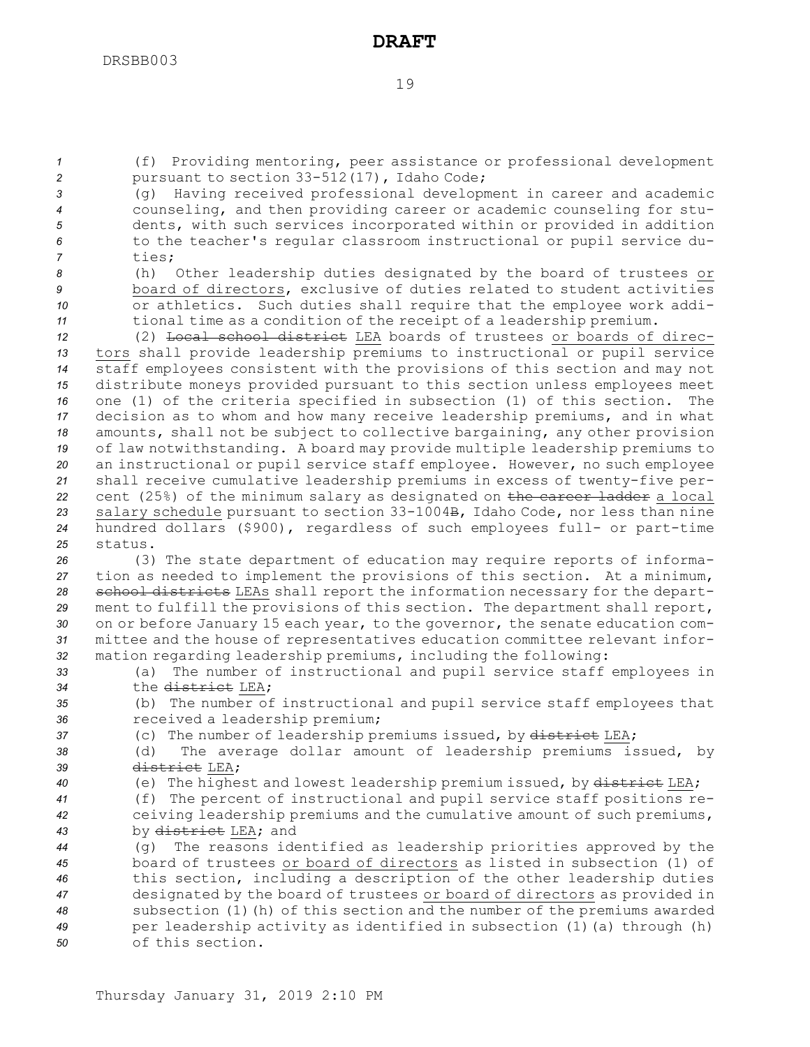(f) Providing mentoring, peer assistance or professional development pursuant to section 33-512(17), Idaho Code;

(g) Having received professional development in career and academic counseling, and then providing career or academic counseling for students, with such services incorporated within or provided in addition to the teacher's regular classroom instructional or pupil service duties;

(h) Other leadership duties designated by the board of trustees <u>or board of directors</u>, exclusive of duties related to student activities or athletics. Such duties shall require that the employee work additional time as a condition of the receipt of a leadership premium.

(2) ~~Local school district~~ <u>LEA</u> boards of trustees <u>or boards of directors</u> shall provide leadership premiums to instructional or pupil service staff employees consistent with the provisions of this section and may not distribute moneys provided pursuant to this section unless employees meet one (1) of the criteria specified in subsection (1) of this section. The decision as to whom and how many receive leadership premiums, and in what amounts, shall not be subject to collective bargaining, any other provision of law notwithstanding. A board may provide multiple leadership premiums to an instructional or pupil service staff employee. However, no such employee shall receive cumulative leadership premiums in excess of twenty-five percent (25%) of the minimum salary as designated on ~~the career ladder~~ <u>a local salary schedule</u> pursuant to section 33-1004~~B~~, Idaho Code, nor less than nine hundred dollars ($900), regardless of such employees full- or part-time status.

(3) The state department of education may require reports of information as needed to implement the provisions of this section. At a minimum, ~~school districts~~ <u>LEAs</u> shall report the information necessary for the department to fulfill the provisions of this section. The department shall report, on or before January 15 each year, to the governor, the senate education committee and the house of representatives education committee relevant information regarding leadership premiums, including the following:

(a) The number of instructional and pupil service staff employees in the ~~district~~ <u>LEA</u>;

(b) The number of instructional and pupil service staff employees that received a leadership premium;

(c) The number of leadership premiums issued, by ~~district~~ <u>LEA</u>;

(d) The average dollar amount of leadership premiums issued, by ~~district~~ <u>LEA</u>;

(e) The highest and lowest leadership premium issued, by ~~district~~ <u>LEA</u>;

(f) The percent of instructional and pupil service staff positions receiving leadership premiums and the cumulative amount of such premiums, by ~~district~~ <u>LEA</u>; and

(g) The reasons identified as leadership priorities approved by the board of trustees <u>or board of directors</u> as listed in subsection (1) of this section, including a description of the other leadership duties designated by the board of trustees <u>or board of directors</u> as provided in subsection (1)(h) of this section and the number of the premiums awarded per leadership activity as identified in subsection (1)(a) through (h) of this section.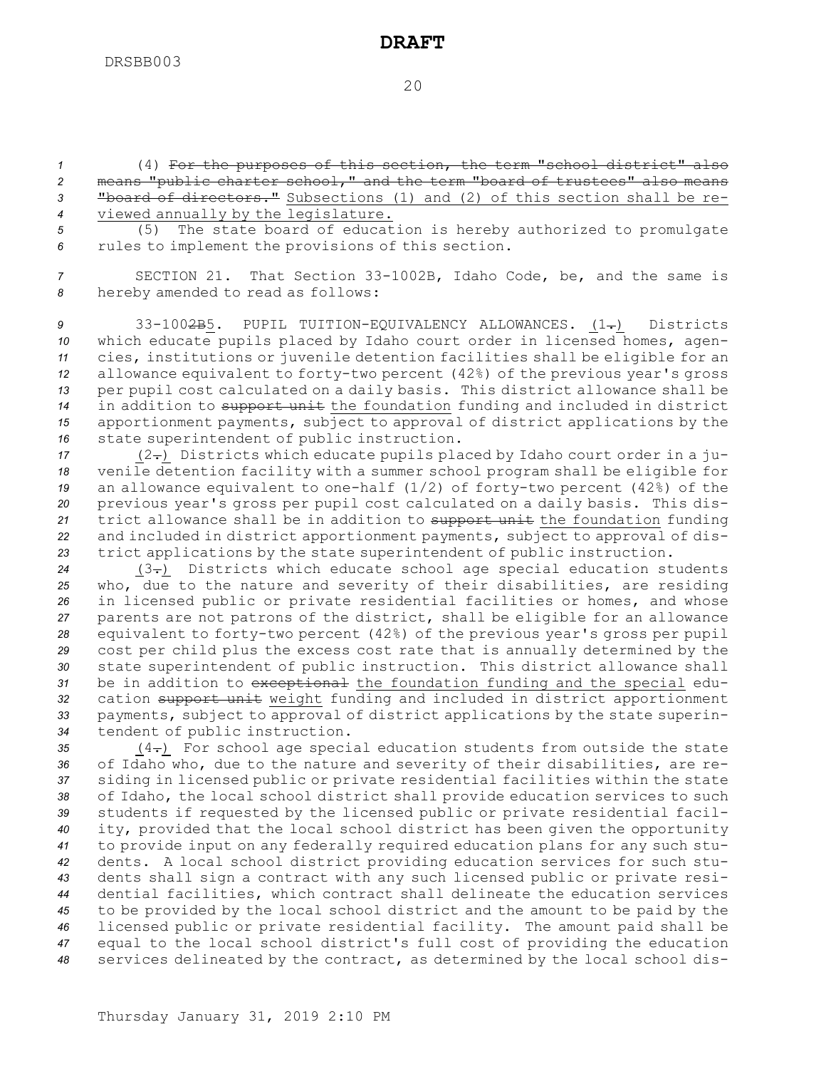(4) ~~For the purposes of this section, the term "school district" also means "public charter school," and the term "board of trustees" also means "board of directors."~~ Subsections (1) and (2) of this section shall be reviewed annually by the legislature.

(5) The state board of education is hereby authorized to promulgate rules to implement the provisions of this section.

SECTION 21. That Section 33-1002B, Idaho Code, be, and the same is hereby amended to read as follows:

33-100~~2B~~5. PUPIL TUITION-EQUIVALENCY ALLOWANCES. (1~~.~~) Districts which educate pupils placed by Idaho court order in licensed homes, agencies, institutions or juvenile detention facilities shall be eligible for an allowance equivalent to forty-two percent (42%) of the previous year's gross per pupil cost calculated on a daily basis. This district allowance shall be in addition to ~~support unit~~ the foundation funding and included in district apportionment payments, subject to approval of district applications by the state superintendent of public instruction.

(2~~.~~) Districts which educate pupils placed by Idaho court order in a juvenile detention facility with a summer school program shall be eligible for an allowance equivalent to one-half (1/2) of forty-two percent (42%) of the previous year's gross per pupil cost calculated on a daily basis. This district allowance shall be in addition to ~~support unit~~ the foundation funding and included in district apportionment payments, subject to approval of district applications by the state superintendent of public instruction.

(3~~.~~) Districts which educate school age special education students who, due to the nature and severity of their disabilities, are residing in licensed public or private residential facilities or homes, and whose parents are not patrons of the district, shall be eligible for an allowance equivalent to forty-two percent (42%) of the previous year's gross per pupil cost per child plus the excess cost rate that is annually determined by the state superintendent of public instruction. This district allowance shall be in addition to ~~exceptional~~ the foundation funding and the special education ~~support unit~~ weight funding and included in district apportionment payments, subject to approval of district applications by the state superintendent of public instruction.

(4~~.~~) For school age special education students from outside the state of Idaho who, due to the nature and severity of their disabilities, are residing in licensed public or private residential facilities within the state of Idaho, the local school district shall provide education services to such students if requested by the licensed public or private residential facility, provided that the local school district has been given the opportunity to provide input on any federally required education plans for any such students. A local school district providing education services for such students shall sign a contract with any such licensed public or private residential facilities, which contract shall delineate the education services to be provided by the local school district and the amount to be paid by the licensed public or private residential facility. The amount paid shall be equal to the local school district's full cost of providing the education services delineated by the contract, as determined by the local school dis-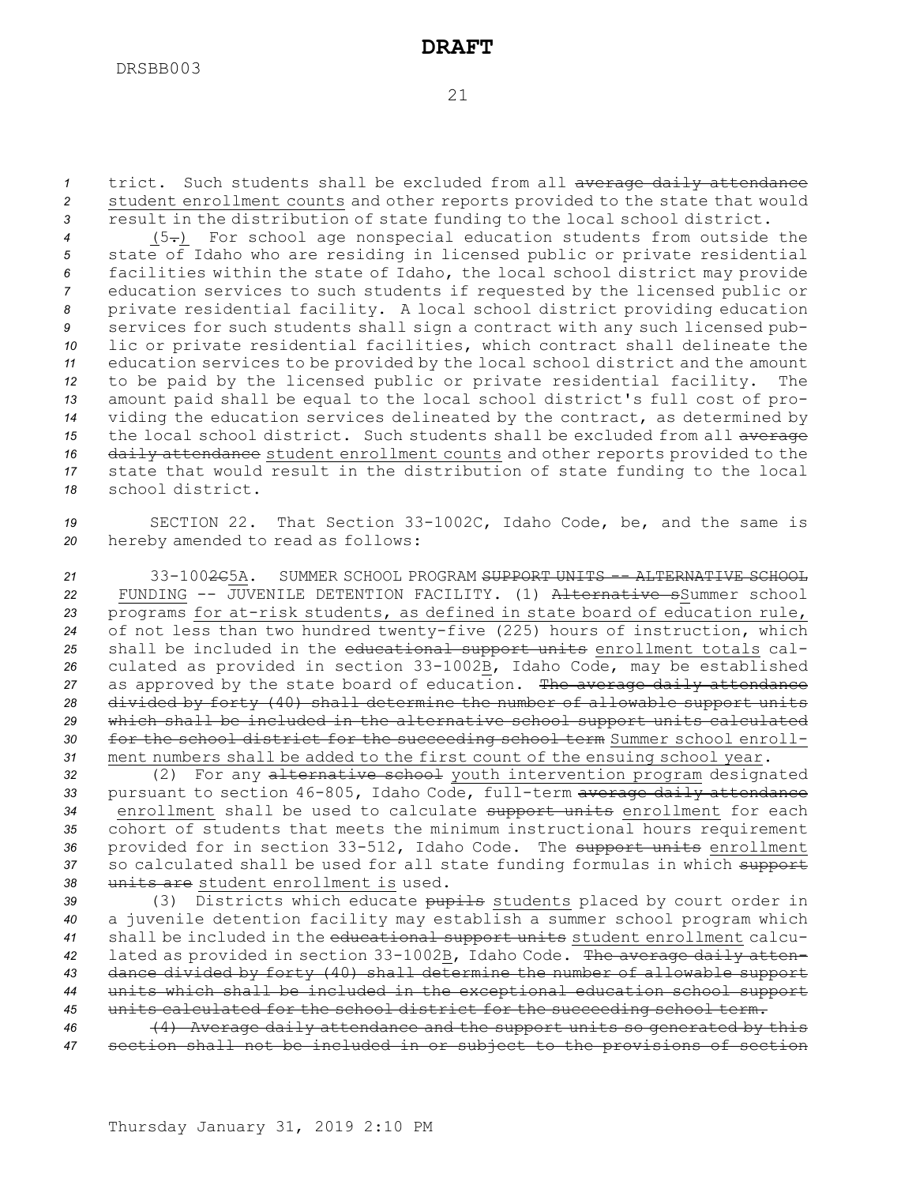trict. Such students shall be excluded from all ~~average daily attendance~~ <u>student enrollment counts</u> and other reports provided to the state that would result in the distribution of state funding to the local school district.

<u>(</u>5~~.~~<u>)</u> For school age nonspecial education students from outside the state of Idaho who are residing in licensed public or private residential facilities within the state of Idaho, the local school district may provide education services to such students if requested by the licensed public or private residential facility. A local school district providing education services for such students shall sign a contract with any such licensed public or private residential facilities, which contract shall delineate the education services to be provided by the local school district and the amount to be paid by the licensed public or private residential facility. The amount paid shall be equal to the local school district's full cost of providing the education services delineated by the contract, as determined by the local school district. Such students shall be excluded from all ~~average daily attendance~~ <u>student enrollment counts</u> and other reports provided to the state that would result in the distribution of state funding to the local school district.

SECTION 22. That Section 33-1002C, Idaho Code, be, and the same is hereby amended to read as follows:

33-100~~2C~~<u>5A</u>. SUMMER SCHOOL PROGRAM ~~SUPPORT UNITS -- ALTERNATIVE SCHOOL~~ <u>FUNDING</u> -- JUVENILE DETENTION FACILITY. (1) ~~Alternative s~~<u>S</u>ummer school programs <u>for at-risk students, as defined in state board of education rule,</u> of not less than two hundred twenty-five (225) hours of instruction, which shall be included in the ~~educational support units~~ <u>enrollment totals</u> calculated as provided in section 33-1002<u>B</u>, Idaho Code, may be established as approved by the state board of education. ~~The average daily attendance divided by forty (40) shall determine the number of allowable support units which shall be included in the alternative school support units calculated for the school district for the succeeding school term~~ <u>Summer school enrollment numbers shall be added to the first count of the ensuing school year</u>.

(2) For any ~~alternative school~~ <u>youth intervention program</u> designated pursuant to section 46-805, Idaho Code, full-term ~~average daily attendance~~ <u>enrollment</u> shall be used to calculate ~~support units~~ <u>enrollment</u> for each cohort of students that meets the minimum instructional hours requirement provided for in section 33-512, Idaho Code. The ~~support units~~ <u>enrollment</u> so calculated shall be used for all state funding formulas in which ~~support units are~~ <u>student enrollment is</u> used.

(3) Districts which educate ~~pupils~~ <u>students</u> placed by court order in a juvenile detention facility may establish a summer school program which shall be included in the ~~educational support units~~ <u>student enrollment</u> calculated as provided in section 33-1002<u>B</u>, Idaho Code. ~~The average daily attendance divided by forty (40) shall determine the number of allowable support units which shall be included in the exceptional education school support units calculated for the school district for the succeeding school term.~~

~~(4) Average daily attendance and the support units so generated by this section shall not be included in or subject to the provisions of section~~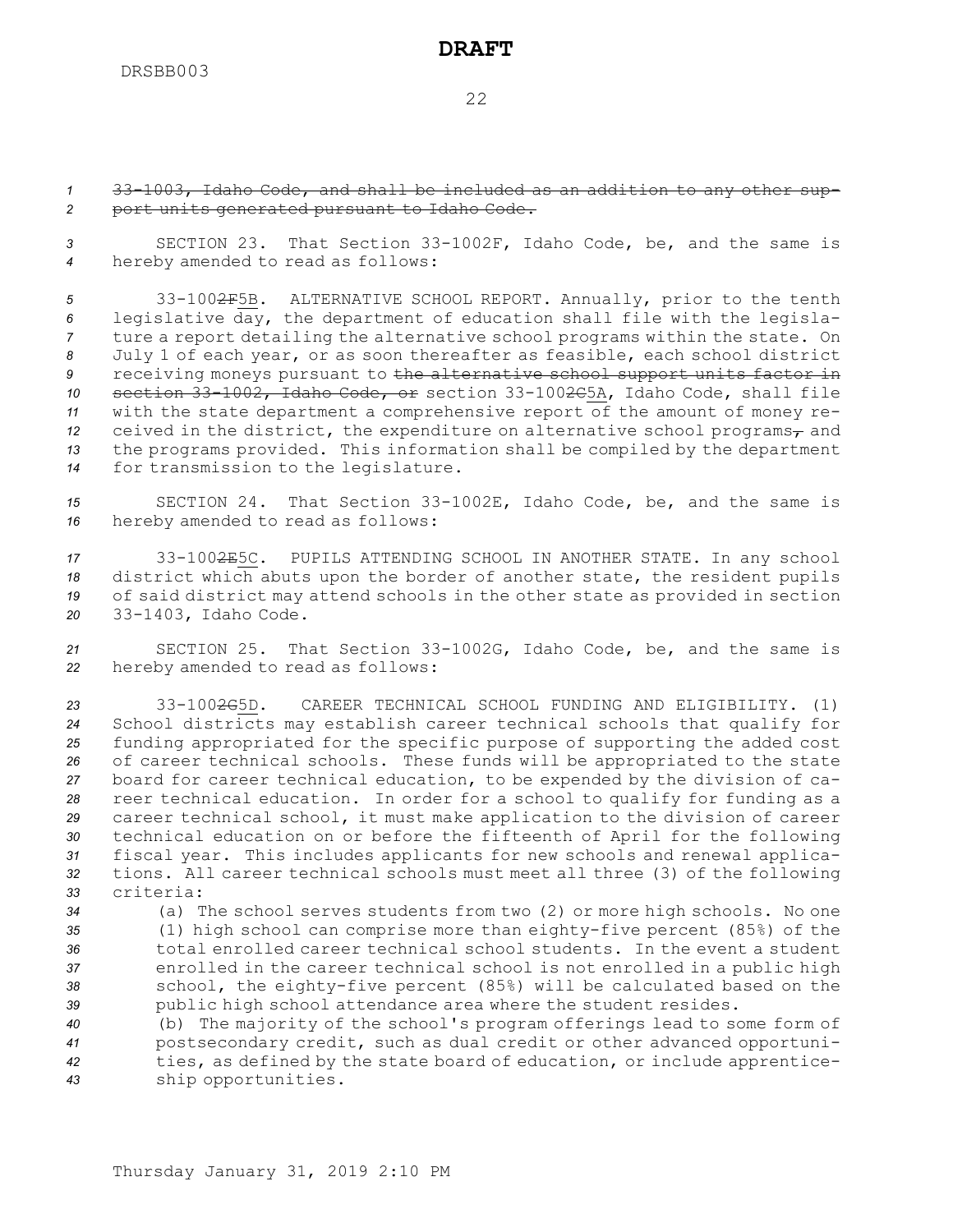33-1003, Idaho Code, and shall be included as an addition to any other support units generated pursuant to Idaho Code.

SECTION 23. That Section 33-1002F, Idaho Code, be, and the same is hereby amended to read as follows:

33-10025B. ALTERNATIVE SCHOOL REPORT. Annually, prior to the tenth legislative day, the department of education shall file with the legislature a report detailing the alternative school programs within the state. On July 1 of each year, or as soon thereafter as feasible, each school district receiving moneys pursuant to the alternative school support units factor in section 33-1002, Idaho Code, or section 33-10025A, Idaho Code, shall file with the state department a comprehensive report of the amount of money received in the district, the expenditure on alternative school programs, and the programs provided. This information shall be compiled by the department for transmission to the legislature.

SECTION 24. That Section 33-1002E, Idaho Code, be, and the same is hereby amended to read as follows:

33-10025C. PUPILS ATTENDING SCHOOL IN ANOTHER STATE. In any school district which abuts upon the border of another state, the resident pupils of said district may attend schools in the other state as provided in section 33-1403, Idaho Code.

SECTION 25. That Section 33-1002G, Idaho Code, be, and the same is hereby amended to read as follows:

33-10025D. CAREER TECHNICAL SCHOOL FUNDING AND ELIGIBILITY. (1) School districts may establish career technical schools that qualify for funding appropriated for the specific purpose of supporting the added cost of career technical schools. These funds will be appropriated to the state board for career technical education, to be expended by the division of career technical education. In order for a school to qualify for funding as a career technical school, it must make application to the division of career technical education on or before the fifteenth of April for the following fiscal year. This includes applicants for new schools and renewal applications. All career technical schools must meet all three (3) of the following criteria:

(a) The school serves students from two (2) or more high schools. No one (1) high school can comprise more than eighty-five percent (85%) of the total enrolled career technical school students. In the event a student enrolled in the career technical school is not enrolled in a public high school, the eighty-five percent (85%) will be calculated based on the public high school attendance area where the student resides.

(b) The majority of the school's program offerings lead to some form of postsecondary credit, such as dual credit or other advanced opportunities, as defined by the state board of education, or include apprenticeship opportunities.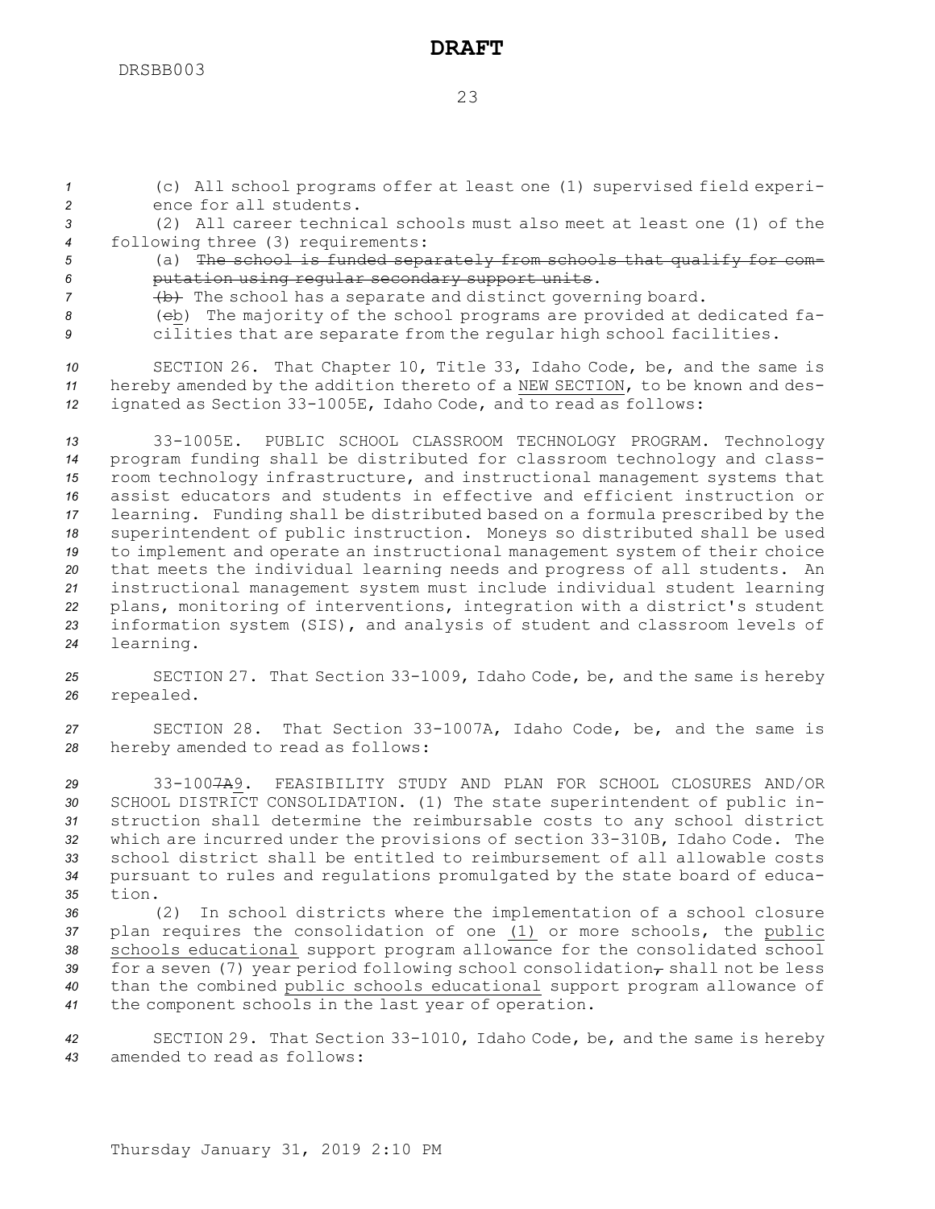(c) All school programs offer at least one (1) supervised field experience for all students.

(2) All career technical schools must also meet at least one (1) of the following three (3) requirements:

(a) ~~The school is funded separately from schools that qualify for computation using regular secondary support units~~.

~~(b)~~ The school has a separate and distinct governing board.

(~~c~~b) The majority of the school programs are provided at dedicated facilities that are separate from the regular high school facilities.

SECTION 26. That Chapter 10, Title 33, Idaho Code, be, and the same is hereby amended by the addition thereto of a NEW SECTION, to be known and designated as Section 33-1005E, Idaho Code, and to read as follows:

33-1005E. PUBLIC SCHOOL CLASSROOM TECHNOLOGY PROGRAM. Technology program funding shall be distributed for classroom technology and classroom technology infrastructure, and instructional management systems that assist educators and students in effective and efficient instruction or learning. Funding shall be distributed based on a formula prescribed by the superintendent of public instruction. Moneys so distributed shall be used to implement and operate an instructional management system of their choice that meets the individual learning needs and progress of all students. An instructional management system must include individual student learning plans, monitoring of interventions, integration with a district's student information system (SIS), and analysis of student and classroom levels of learning.

SECTION 27. That Section 33-1009, Idaho Code, be, and the same is hereby repealed.

SECTION 28. That Section 33-1007A, Idaho Code, be, and the same is hereby amended to read as follows:

33-100~~7A~~9. FEASIBILITY STUDY AND PLAN FOR SCHOOL CLOSURES AND/OR SCHOOL DISTRICT CONSOLIDATION. (1) The state superintendent of public instruction shall determine the reimbursable costs to any school district which are incurred under the provisions of section 33-310B, Idaho Code. The school district shall be entitled to reimbursement of all allowable costs pursuant to rules and regulations promulgated by the state board of education.

(2) In school districts where the implementation of a school closure plan requires the consolidation of one (1) or more schools, the public schools educational support program allowance for the consolidated school for a seven (7) year period following school consolidation~~,~~ shall not be less than the combined public schools educational support program allowance of the component schools in the last year of operation.

SECTION 29. That Section 33-1010, Idaho Code, be, and the same is hereby amended to read as follows: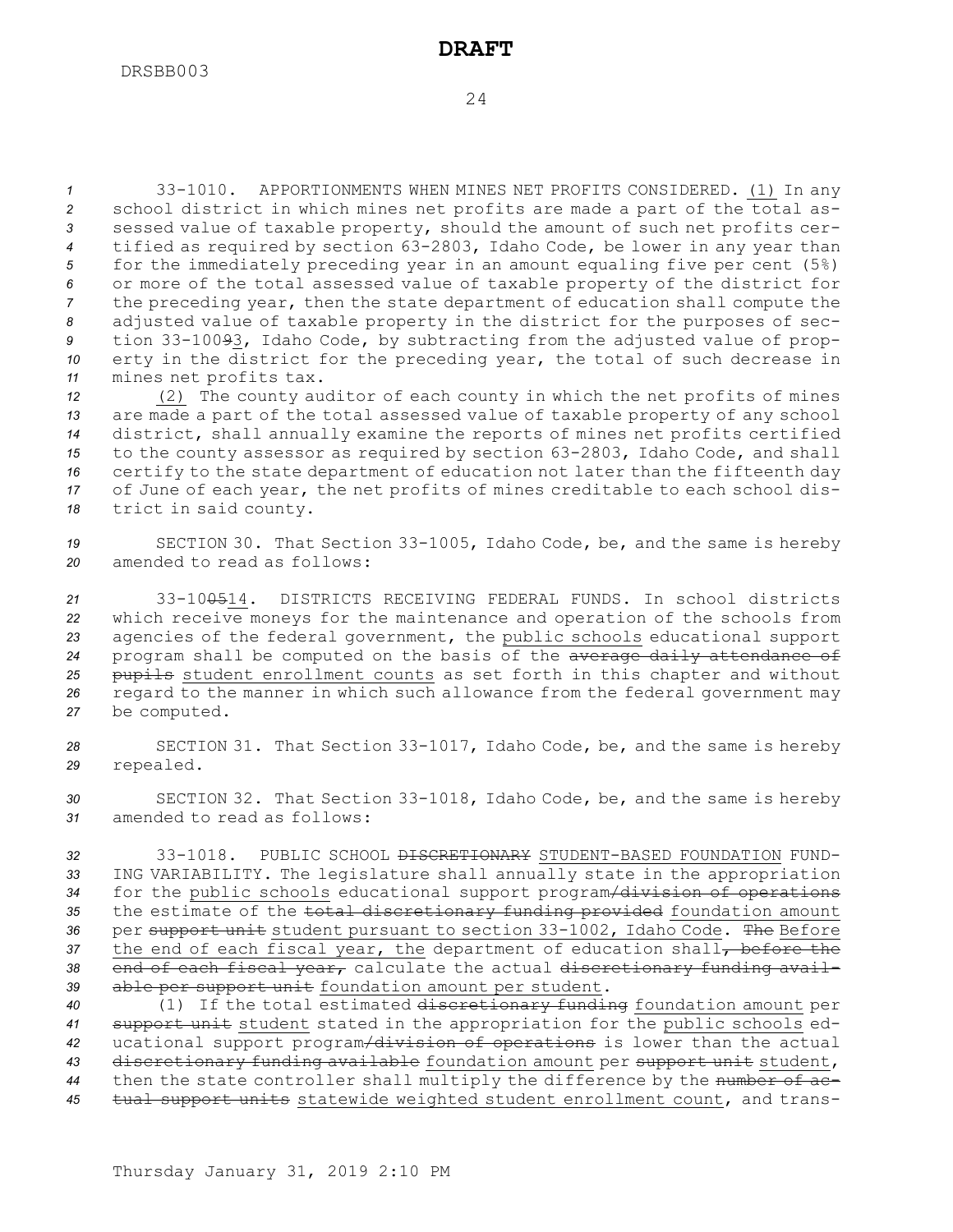33-1010. APPORTIONMENTS WHEN MINES NET PROFITS CONSIDERED. <u>(1)</u> In any school district in which mines net profits are made a part of the total assessed value of taxable property, should the amount of such net profits certified as required by section 63-2803, Idaho Code, be lower in any year than for the immediately preceding year in an amount equaling five per cent (5%) or more of the total assessed value of taxable property of the district for the preceding year, then the state department of education shall compute the adjusted value of taxable property in the district for the purposes of section 33-100~~9~~<u>3</u>, Idaho Code, by subtracting from the adjusted value of property in the district for the preceding year, the total of such decrease in mines net profits tax.

<u>(2)</u> The county auditor of each county in which the net profits of mines are made a part of the total assessed value of taxable property of any school district, shall annually examine the reports of mines net profits certified to the county assessor as required by section 63-2803, Idaho Code, and shall certify to the state department of education not later than the fifteenth day of June of each year, the net profits of mines creditable to each school district in said county.

SECTION 30. That Section 33-1005, Idaho Code, be, and the same is hereby amended to read as follows:

33-10~~05~~<u>14</u>. DISTRICTS RECEIVING FEDERAL FUNDS. In school districts which receive moneys for the maintenance and operation of the schools from agencies of the federal government, the <u>public schools</u> educational support program shall be computed on the basis of the ~~average daily attendance of pupils~~ <u>student enrollment counts</u> as set forth in this chapter and without regard to the manner in which such allowance from the federal government may be computed.

SECTION 31. That Section 33-1017, Idaho Code, be, and the same is hereby repealed.

SECTION 32. That Section 33-1018, Idaho Code, be, and the same is hereby amended to read as follows:

33-1018. PUBLIC SCHOOL ~~DISCRETIONARY~~ <u>STUDENT-BASED FOUNDATION</u> FUNDING VARIABILITY. The legislature shall annually state in the appropriation for the <u>public schools</u> educational support program~~/division of operations~~ the estimate of the ~~total discretionary funding provided~~ <u>foundation amount</u> per ~~support unit~~ <u>student pursuant to section 33-1002, Idaho Code</u>. ~~The~~ <u>Before the end of each fiscal year, the</u> department of education shall~~, before the end of each fiscal year,~~ calculate the actual ~~discretionary funding available per support unit~~ <u>foundation amount per student</u>.

(1) If the total estimated ~~discretionary funding~~ <u>foundation amount</u> per ~~support unit~~ <u>student</u> stated in the appropriation for the <u>public schools</u> educational support program~~/division of operations~~ is lower than the actual ~~discretionary funding available~~ <u>foundation amount</u> per ~~support unit~~ <u>student</u>, then the state controller shall multiply the difference by the ~~number of actual support units~~ <u>statewide weighted student enrollment count</u>, and trans-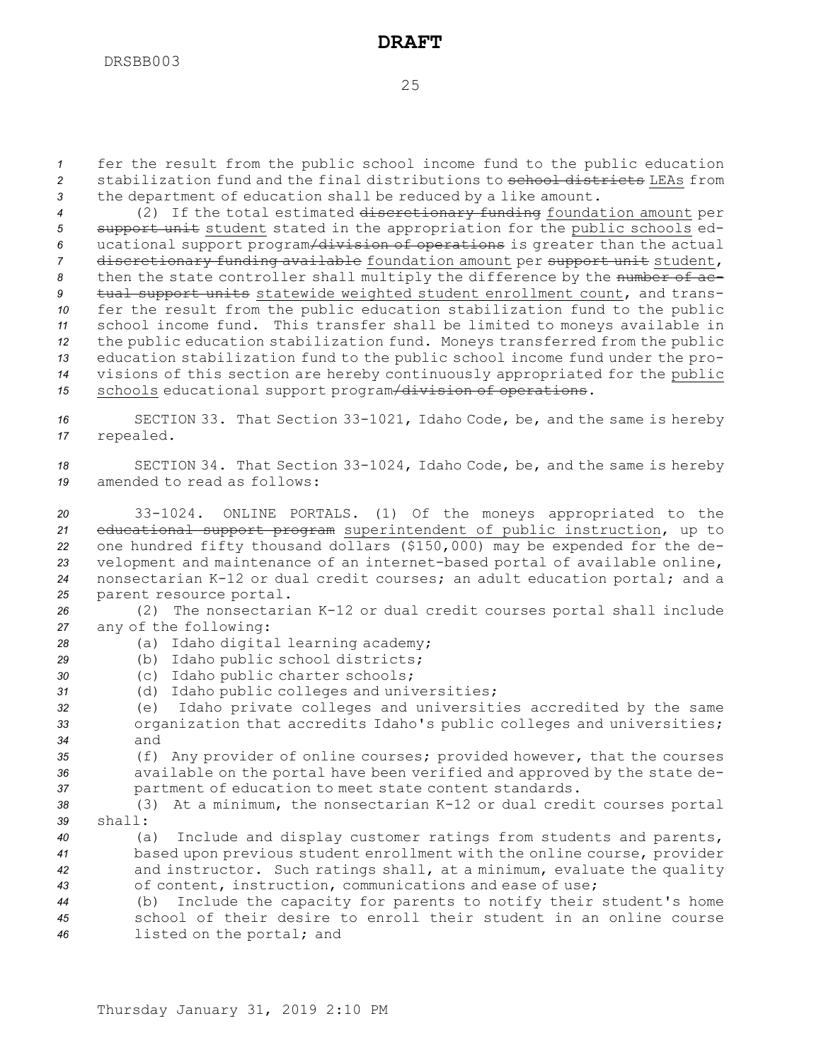fer the result from the public school income fund to the public education stabilization fund and the final distributions to ~~school districts~~ LEAs from the department of education shall be reduced by a like amount.

(2) If the total estimated ~~discretionary funding~~ foundation amount per ~~support unit~~ student stated in the appropriation for the public schools educational support program~~/division of operations~~ is greater than the actual ~~discretionary funding available~~ foundation amount per ~~support unit~~ student, then the state controller shall multiply the difference by the ~~number of actual support units~~ statewide weighted student enrollment count, and transfer the result from the public education stabilization fund to the public school income fund. This transfer shall be limited to moneys available in the public education stabilization fund. Moneys transferred from the public education stabilization fund to the public school income fund under the provisions of this section are hereby continuously appropriated for the public schools educational support program~~/division of operations~~.

SECTION 33. That Section 33-1021, Idaho Code, be, and the same is hereby repealed.

SECTION 34. That Section 33-1024, Idaho Code, be, and the same is hereby amended to read as follows:

33-1024. ONLINE PORTALS. (1) Of the moneys appropriated to the ~~educational support program~~ superintendent of public instruction, up to one hundred fifty thousand dollars ($150,000) may be expended for the development and maintenance of an internet-based portal of available online, nonsectarian K-12 or dual credit courses; an adult education portal; and a parent resource portal.

(2) The nonsectarian K-12 or dual credit courses portal shall include any of the following:

(a) Idaho digital learning academy;

(b) Idaho public school districts;

(c) Idaho public charter schools;

(d) Idaho public colleges and universities;

(e) Idaho private colleges and universities accredited by the same organization that accredits Idaho's public colleges and universities; and

(f) Any provider of online courses; provided however, that the courses available on the portal have been verified and approved by the state department of education to meet state content standards.

(3) At a minimum, the nonsectarian K-12 or dual credit courses portal shall:

(a) Include and display customer ratings from students and parents, based upon previous student enrollment with the online course, provider and instructor. Such ratings shall, at a minimum, evaluate the quality of content, instruction, communications and ease of use;

(b) Include the capacity for parents to notify their student's home school of their desire to enroll their student in an online course listed on the portal; and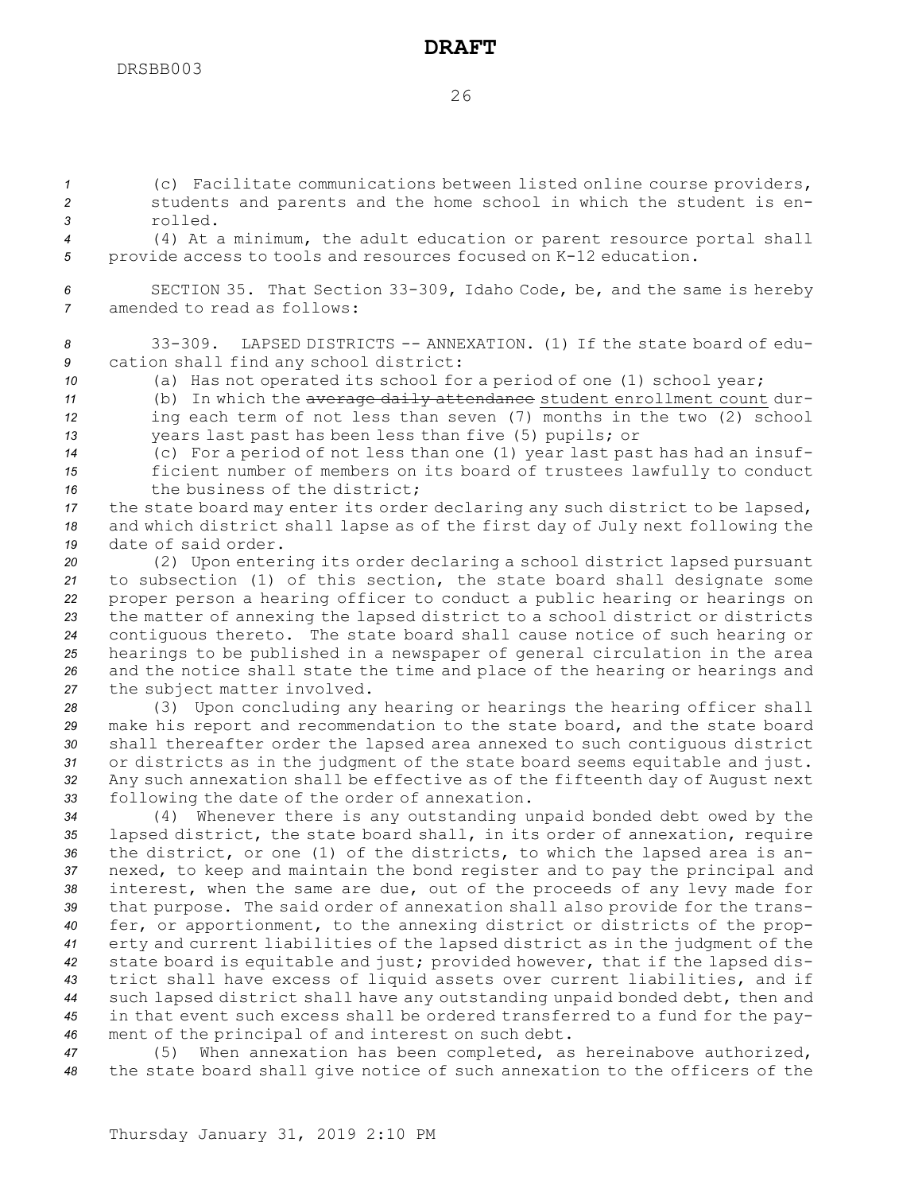(c) Facilitate communications between listed online course providers, students and parents and the home school in which the student is enrolled.

(4) At a minimum, the adult education or parent resource portal shall provide access to tools and resources focused on K-12 education.

SECTION 35. That Section 33-309, Idaho Code, be, and the same is hereby amended to read as follows:

33-309. LAPSED DISTRICTS -- ANNEXATION. (1) If the state board of education shall find any school district:

(a) Has not operated its school for a period of one (1) school year;

(b) In which the ~~average daily attendance~~ student enrollment count during each term of not less than seven (7) months in the two (2) school years last past has been less than five (5) pupils; or

(c) For a period of not less than one (1) year last past has had an insufficient number of members on its board of trustees lawfully to conduct the business of the district;

the state board may enter its order declaring any such district to be lapsed, and which district shall lapse as of the first day of July next following the date of said order.

(2) Upon entering its order declaring a school district lapsed pursuant to subsection (1) of this section, the state board shall designate some proper person a hearing officer to conduct a public hearing or hearings on the matter of annexing the lapsed district to a school district or districts contiguous thereto. The state board shall cause notice of such hearing or hearings to be published in a newspaper of general circulation in the area and the notice shall state the time and place of the hearing or hearings and the subject matter involved.

(3) Upon concluding any hearing or hearings the hearing officer shall make his report and recommendation to the state board, and the state board shall thereafter order the lapsed area annexed to such contiguous district or districts as in the judgment of the state board seems equitable and just. Any such annexation shall be effective as of the fifteenth day of August next following the date of the order of annexation.

(4) Whenever there is any outstanding unpaid bonded debt owed by the lapsed district, the state board shall, in its order of annexation, require the district, or one (1) of the districts, to which the lapsed area is annexed, to keep and maintain the bond register and to pay the principal and interest, when the same are due, out of the proceeds of any levy made for that purpose. The said order of annexation shall also provide for the transfer, or apportionment, to the annexing district or districts of the property and current liabilities of the lapsed district as in the judgment of the state board is equitable and just; provided however, that if the lapsed district shall have excess of liquid assets over current liabilities, and if such lapsed district shall have any outstanding unpaid bonded debt, then and in that event such excess shall be ordered transferred to a fund for the payment of the principal of and interest on such debt.

(5) When annexation has been completed, as hereinabove authorized, the state board shall give notice of such annexation to the officers of the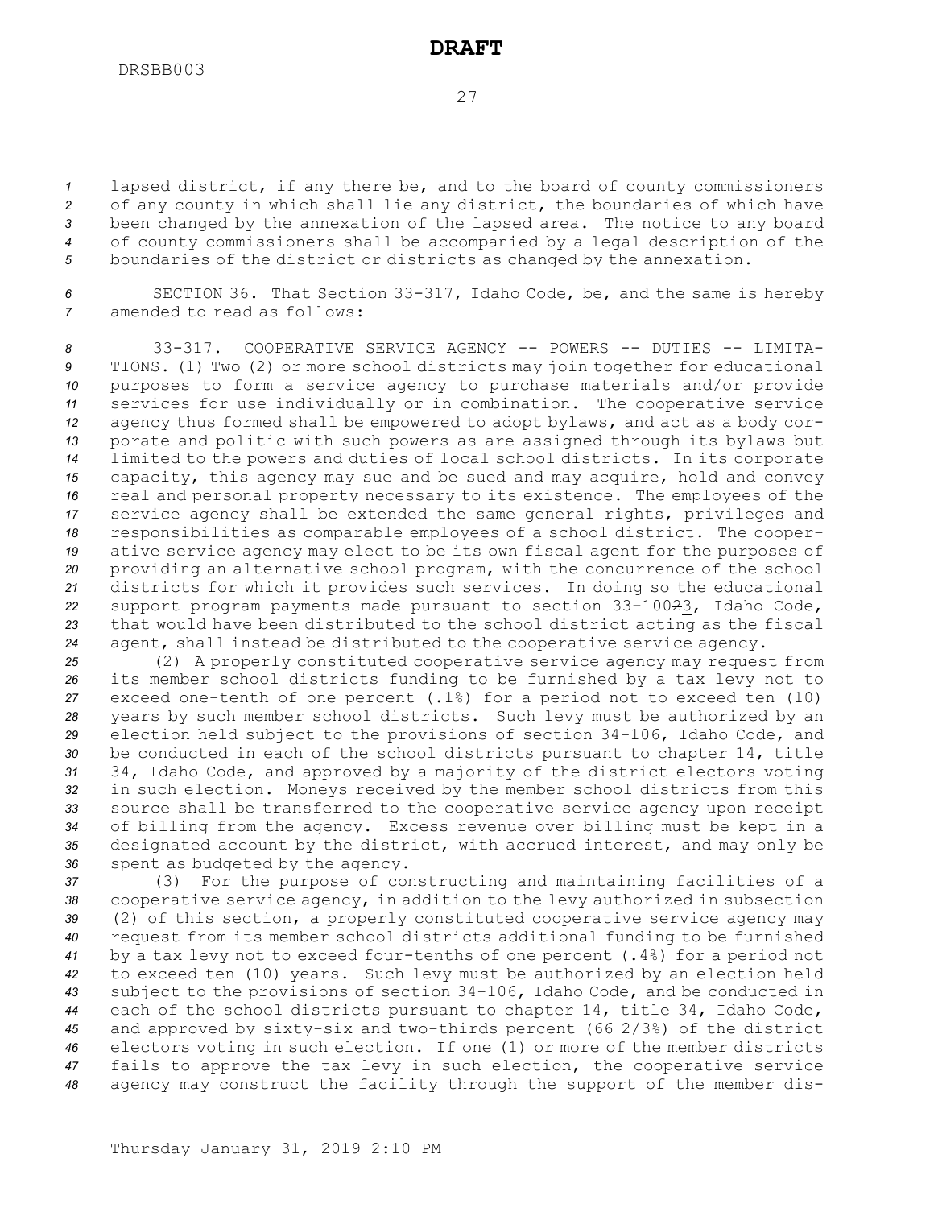lapsed district, if any there be, and to the board of county commissioners of any county in which shall lie any district, the boundaries of which have been changed by the annexation of the lapsed area. The notice to any board of county commissioners shall be accompanied by a legal description of the boundaries of the district or districts as changed by the annexation.

SECTION 36. That Section 33-317, Idaho Code, be, and the same is hereby amended to read as follows:

33-317. COOPERATIVE SERVICE AGENCY -- POWERS -- DUTIES -- LIMITATIONS. (1) Two (2) or more school districts may join together for educational purposes to form a service agency to purchase materials and/or provide services for use individually or in combination. The cooperative service agency thus formed shall be empowered to adopt bylaws, and act as a body corporate and politic with such powers as are assigned through its bylaws but limited to the powers and duties of local school districts. In its corporate capacity, this agency may sue and be sued and may acquire, hold and convey real and personal property necessary to its existence. The employees of the service agency shall be extended the same general rights, privileges and responsibilities as comparable employees of a school district. The cooperative service agency may elect to be its own fiscal agent for the purposes of providing an alternative school program, with the concurrence of the school districts for which it provides such services. In doing so the educational support program payments made pursuant to section 33-1002~~2~~3, Idaho Code, that would have been distributed to the school district acting as the fiscal agent, shall instead be distributed to the cooperative service agency.

(2) A properly constituted cooperative service agency may request from its member school districts funding to be furnished by a tax levy not to exceed one-tenth of one percent (.1%) for a period not to exceed ten (10) years by such member school districts. Such levy must be authorized by an election held subject to the provisions of section 34-106, Idaho Code, and be conducted in each of the school districts pursuant to chapter 14, title 34, Idaho Code, and approved by a majority of the district electors voting in such election. Moneys received by the member school districts from this source shall be transferred to the cooperative service agency upon receipt of billing from the agency. Excess revenue over billing must be kept in a designated account by the district, with accrued interest, and may only be spent as budgeted by the agency.

(3) For the purpose of constructing and maintaining facilities of a cooperative service agency, in addition to the levy authorized in subsection (2) of this section, a properly constituted cooperative service agency may request from its member school districts additional funding to be furnished by a tax levy not to exceed four-tenths of one percent (.4%) for a period not to exceed ten (10) years. Such levy must be authorized by an election held subject to the provisions of section 34-106, Idaho Code, and conducted in each of the school districts pursuant to chapter 14, title 34, Idaho Code, and approved by sixty-six and two-thirds percent (66 2/3%) of the district electors voting in such election. If one (1) or more of the member districts fails to approve the tax levy in such election, the cooperative service agency may construct the facility through the support of the member dis-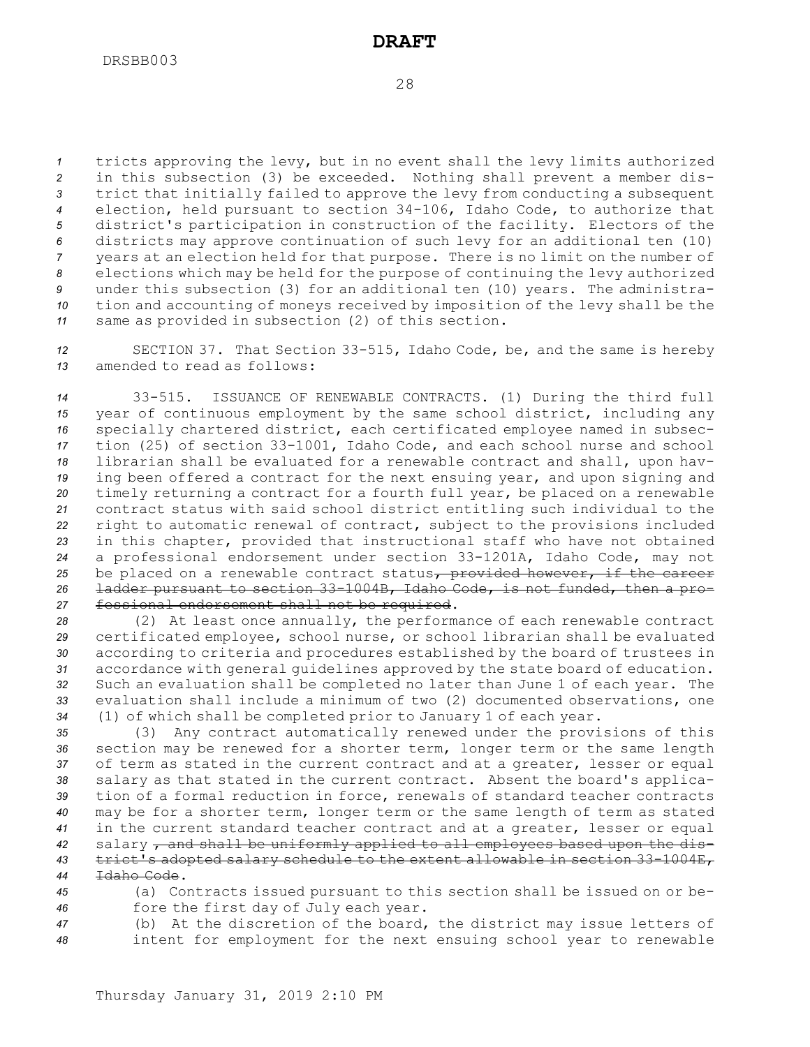tricts approving the levy, but in no event shall the levy limits authorized in this subsection (3) be exceeded. Nothing shall prevent a member district that initially failed to approve the levy from conducting a subsequent election, held pursuant to section 34-106, Idaho Code, to authorize that district's participation in construction of the facility. Electors of the districts may approve continuation of such levy for an additional ten (10) years at an election held for that purpose. There is no limit on the number of elections which may be held for the purpose of continuing the levy authorized under this subsection (3) for an additional ten (10) years. The administration and accounting of moneys received by imposition of the levy shall be the same as provided in subsection (2) of this section.

SECTION 37. That Section 33-515, Idaho Code, be, and the same is hereby amended to read as follows:

33-515. ISSUANCE OF RENEWABLE CONTRACTS. (1) During the third full year of continuous employment by the same school district, including any specially chartered district, each certificated employee named in subsection (25) of section 33-1001, Idaho Code, and each school nurse and school librarian shall be evaluated for a renewable contract and shall, upon having been offered a contract for the next ensuing year, and upon signing and timely returning a contract for a fourth full year, be placed on a renewable contract status with said school district entitling such individual to the right to automatic renewal of contract, subject to the provisions included in this chapter, provided that instructional staff who have not obtained a professional endorsement under section 33-1201A, Idaho Code, may not be placed on a renewable contract status~~, provided however, if the career ladder pursuant to section 33-1004B, Idaho Code, is not funded, then a professional endorsement shall not be required~~.

(2) At least once annually, the performance of each renewable contract certificated employee, school nurse, or school librarian shall be evaluated according to criteria and procedures established by the board of trustees in accordance with general guidelines approved by the state board of education. Such an evaluation shall be completed no later than June 1 of each year. The evaluation shall include a minimum of two (2) documented observations, one (1) of which shall be completed prior to January 1 of each year.

(3) Any contract automatically renewed under the provisions of this section may be renewed for a shorter term, longer term or the same length of term as stated in the current contract and at a greater, lesser or equal salary as that stated in the current contract. Absent the board's application of a formal reduction in force, renewals of standard teacher contracts may be for a shorter term, longer term or the same length of term as stated in the current standard teacher contract and at a greater, lesser or equal salary ~~, and shall be uniformly applied to all employees based upon the district's adopted salary schedule to the extent allowable in section 33-1004E, Idaho Code~~.

(a) Contracts issued pursuant to this section shall be issued on or before the first day of July each year.

(b) At the discretion of the board, the district may issue letters of intent for employment for the next ensuing school year to renewable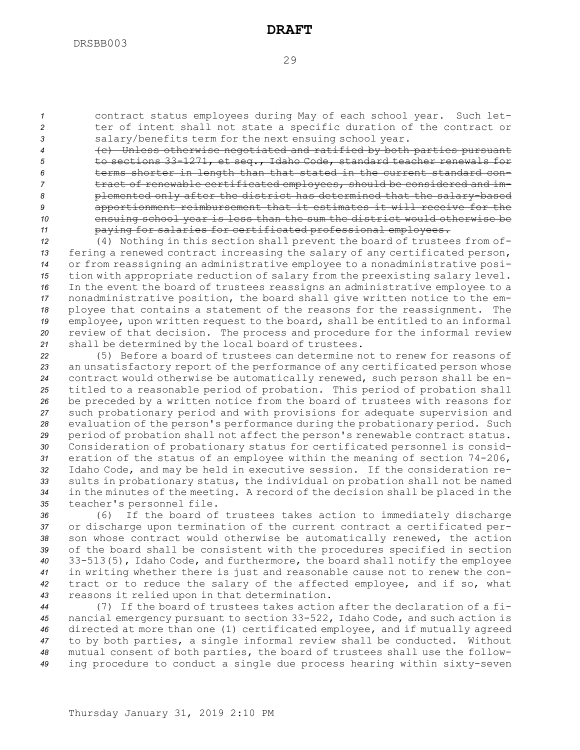contract status employees during May of each school year. Such letter of intent shall not state a specific duration of the contract or salary/benefits term for the next ensuing school year.

~~(c) Unless otherwise negotiated and ratified by both parties pursuant to sections 33-1271, et seq., Idaho Code, standard teacher renewals for terms shorter in length than that stated in the current standard contract of renewable certificated employees, should be considered and implemented only after the district has determined that the salary-based apportionment reimbursement that it estimates it will receive for the ensuing school year is less than the sum the district would otherwise be paying for salaries for certificated professional employees.~~

(4) Nothing in this section shall prevent the board of trustees from offering a renewed contract increasing the salary of any certificated person, or from reassigning an administrative employee to a nonadministrative position with appropriate reduction of salary from the preexisting salary level. In the event the board of trustees reassigns an administrative employee to a nonadministrative position, the board shall give written notice to the employee that contains a statement of the reasons for the reassignment. The employee, upon written request to the board, shall be entitled to an informal review of that decision. The process and procedure for the informal review shall be determined by the local board of trustees.

(5) Before a board of trustees can determine not to renew for reasons of an unsatisfactory report of the performance of any certificated person whose contract would otherwise be automatically renewed, such person shall be entitled to a reasonable period of probation. This period of probation shall be preceded by a written notice from the board of trustees with reasons for such probationary period and with provisions for adequate supervision and evaluation of the person's performance during the probationary period. Such period of probation shall not affect the person's renewable contract status. Consideration of probationary status for certificated personnel is consideration of the status of an employee within the meaning of section 74-206, Idaho Code, and may be held in executive session. If the consideration results in probationary status, the individual on probation shall not be named in the minutes of the meeting. A record of the decision shall be placed in the teacher's personnel file.

(6) If the board of trustees takes action to immediately discharge or discharge upon termination of the current contract a certificated person whose contract would otherwise be automatically renewed, the action of the board shall be consistent with the procedures specified in section 33-513(5), Idaho Code, and furthermore, the board shall notify the employee in writing whether there is just and reasonable cause not to renew the contract or to reduce the salary of the affected employee, and if so, what reasons it relied upon in that determination.

(7) If the board of trustees takes action after the declaration of a financial emergency pursuant to section 33-522, Idaho Code, and such action is directed at more than one (1) certificated employee, and if mutually agreed to by both parties, a single informal review shall be conducted. Without mutual consent of both parties, the board of trustees shall use the following procedure to conduct a single due process hearing within sixty-seven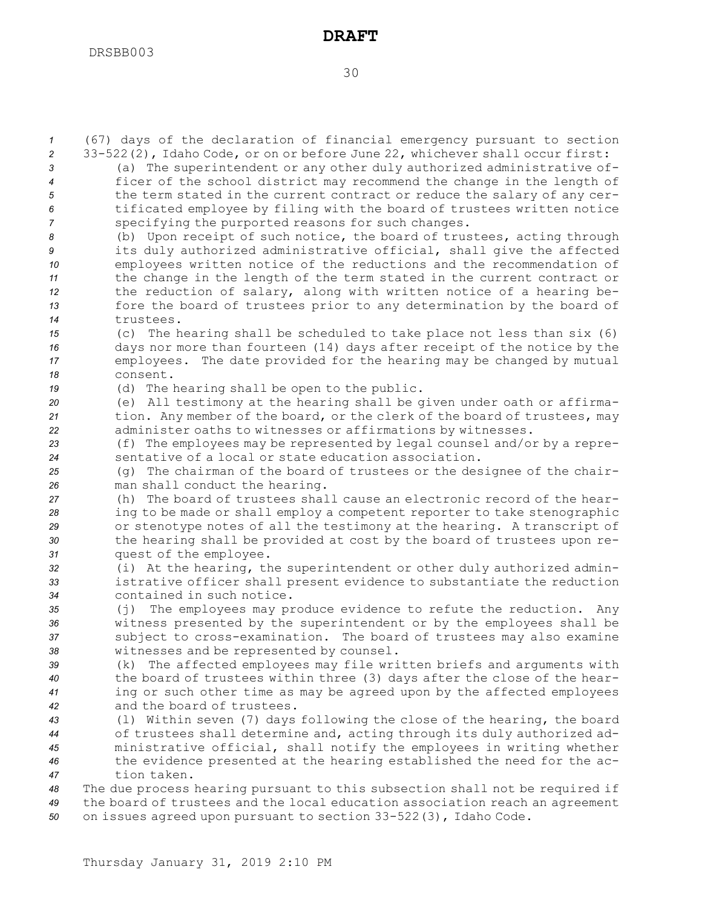(67) days of the declaration of financial emergency pursuant to section 33-522(2), Idaho Code, or on or before June 22, whichever shall occur first:

(a) The superintendent or any other duly authorized administrative officer of the school district may recommend the change in the length of the term stated in the current contract or reduce the salary of any certificated employee by filing with the board of trustees written notice specifying the purported reasons for such changes.

(b) Upon receipt of such notice, the board of trustees, acting through its duly authorized administrative official, shall give the affected employees written notice of the reductions and the recommendation of the change in the length of the term stated in the current contract or the reduction of salary, along with written notice of a hearing before the board of trustees prior to any determination by the board of trustees.

(c) The hearing shall be scheduled to take place not less than six (6) days nor more than fourteen (14) days after receipt of the notice by the employees. The date provided for the hearing may be changed by mutual consent.

(d) The hearing shall be open to the public.

(e) All testimony at the hearing shall be given under oath or affirmation. Any member of the board, or the clerk of the board of trustees, may administer oaths to witnesses or affirmations by witnesses.

(f) The employees may be represented by legal counsel and/or by a representative of a local or state education association.

(g) The chairman of the board of trustees or the designee of the chairman shall conduct the hearing.

(h) The board of trustees shall cause an electronic record of the hearing to be made or shall employ a competent reporter to take stenographic or stenotype notes of all the testimony at the hearing. A transcript of the hearing shall be provided at cost by the board of trustees upon request of the employee.

(i) At the hearing, the superintendent or other duly authorized administrative officer shall present evidence to substantiate the reduction contained in such notice.

(j) The employees may produce evidence to refute the reduction. Any witness presented by the superintendent or by the employees shall be subject to cross-examination. The board of trustees may also examine witnesses and be represented by counsel.

(k) The affected employees may file written briefs and arguments with the board of trustees within three (3) days after the close of the hearing or such other time as may be agreed upon by the affected employees and the board of trustees.

(l) Within seven (7) days following the close of the hearing, the board of trustees shall determine and, acting through its duly authorized administrative official, shall notify the employees in writing whether the evidence presented at the hearing established the need for the action taken.

The due process hearing pursuant to this subsection shall not be required if the board of trustees and the local education association reach an agreement on issues agreed upon pursuant to section 33-522(3), Idaho Code.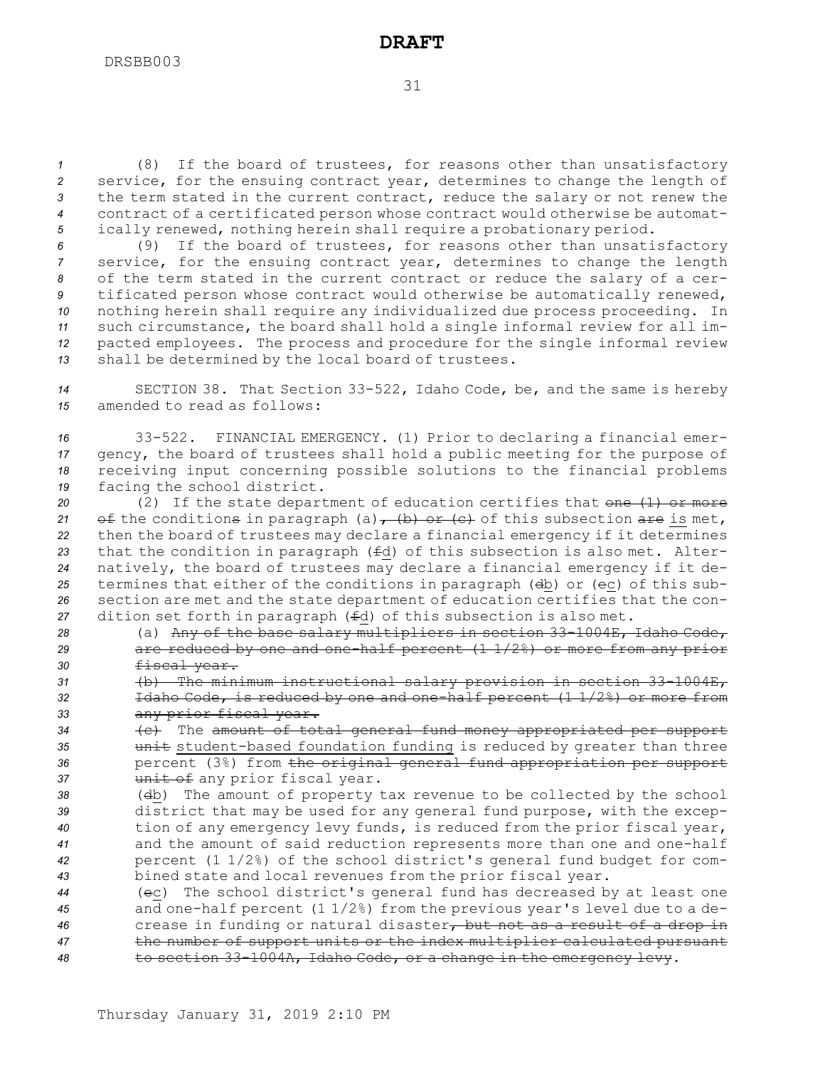(8) If the board of trustees, for reasons other than unsatisfactory service, for the ensuing contract year, determines to change the length of the term stated in the current contract, reduce the salary or not renew the contract of a certificated person whose contract would otherwise be automatically renewed, nothing herein shall require a probationary period.

(9) If the board of trustees, for reasons other than unsatisfactory service, for the ensuing contract year, determines to change the length of the term stated in the current contract or reduce the salary of a certificated person whose contract would otherwise be automatically renewed, nothing herein shall require any individualized due process proceeding. In such circumstance, the board shall hold a single informal review for all impacted employees. The process and procedure for the single informal review shall be determined by the local board of trustees.

SECTION 38. That Section 33-522, Idaho Code, be, and the same is hereby amended to read as follows:

33-522. FINANCIAL EMERGENCY. (1) Prior to declaring a financial emergency, the board of trustees shall hold a public meeting for the purpose of receiving input concerning possible solutions to the financial problems facing the school district.

(2) If the state department of education certifies that ~~one (1) or more of~~ the condition~~s~~ in paragraph (a)~~, (b) or (c)~~ of this subsection ~~are~~ <u>is</u> met, then the board of trustees may declare a financial emergency if it determines that the condition in paragraph (~~f~~<u>d</u>) of this subsection is also met. Alternatively, the board of trustees may declare a financial emergency if it determines that either of the conditions in paragraph (~~d~~<u>b</u>) or (~~e~~<u>c</u>) of this subsection are met and the state department of education certifies that the condition set forth in paragraph (~~f~~<u>d</u>) of this subsection is also met.

(a) ~~Any of the base salary multipliers in section 33-1004E, Idaho Code, are reduced by one and one-half percent (1 1/2%) or more from any prior fiscal year.~~

~~(b) The minimum instructional salary provision in section 33-1004E, Idaho Code, is reduced by one and one-half percent (1 1/2%) or more from any prior fiscal year.~~

~~(c)~~ The ~~amount of total general fund money appropriated per support unit~~ <u>student-based foundation funding</u> is reduced by greater than three percent (3%) from ~~the original general fund appropriation per support unit of~~ any prior fiscal year.

(~~d~~<u>b</u>) The amount of property tax revenue to be collected by the school district that may be used for any general fund purpose, with the exception of any emergency levy funds, is reduced from the prior fiscal year, and the amount of said reduction represents more than one and one-half percent (1 1/2%) of the school district's general fund budget for combined state and local revenues from the prior fiscal year.

(~~e~~<u>c</u>) The school district's general fund has decreased by at least one and one-half percent (1 1/2%) from the previous year's level due to a decrease in funding or natural disaster~~, but not as a result of a drop in the number of support units or the index multiplier calculated pursuant to section 33-1004A, Idaho Code, or a change in the emergency levy~~.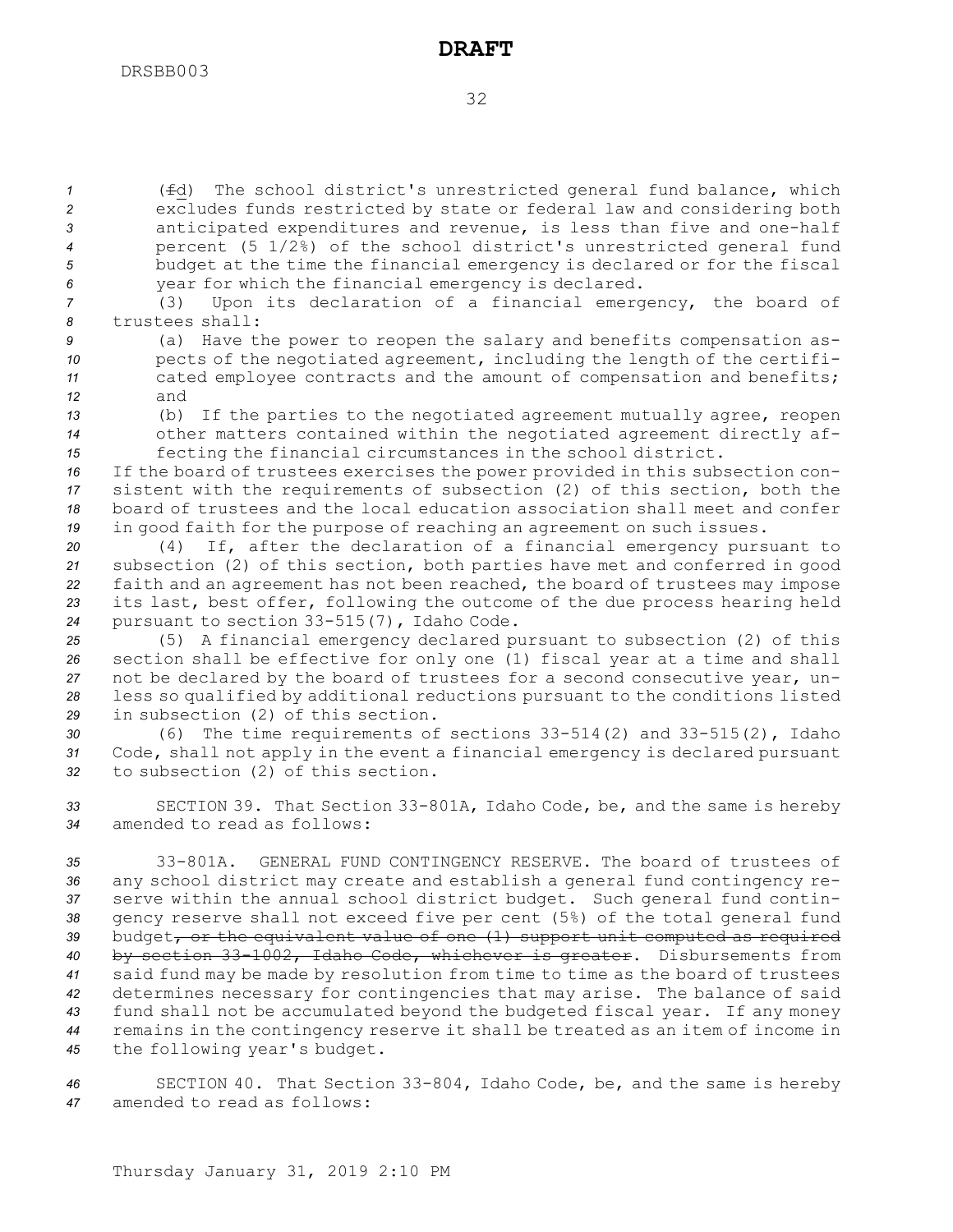(~~f~~d) The school district's unrestricted general fund balance, which excludes funds restricted by state or federal law and considering both anticipated expenditures and revenue, is less than five and one-half percent (5 1/2%) of the school district's unrestricted general fund budget at the time the financial emergency is declared or for the fiscal year for which the financial emergency is declared.

(3) Upon its declaration of a financial emergency, the board of trustees shall:

(a) Have the power to reopen the salary and benefits compensation aspects of the negotiated agreement, including the length of the certificated employee contracts and the amount of compensation and benefits; and

(b) If the parties to the negotiated agreement mutually agree, reopen other matters contained within the negotiated agreement directly affecting the financial circumstances in the school district.

If the board of trustees exercises the power provided in this subsection consistent with the requirements of subsection (2) of this section, both the board of trustees and the local education association shall meet and confer in good faith for the purpose of reaching an agreement on such issues.

(4) If, after the declaration of a financial emergency pursuant to subsection (2) of this section, both parties have met and conferred in good faith and an agreement has not been reached, the board of trustees may impose its last, best offer, following the outcome of the due process hearing held pursuant to section 33-515(7), Idaho Code.

(5) A financial emergency declared pursuant to subsection (2) of this section shall be effective for only one (1) fiscal year at a time and shall not be declared by the board of trustees for a second consecutive year, unless so qualified by additional reductions pursuant to the conditions listed in subsection (2) of this section.

(6) The time requirements of sections 33-514(2) and 33-515(2), Idaho Code, shall not apply in the event a financial emergency is declared pursuant to subsection (2) of this section.

SECTION 39. That Section 33-801A, Idaho Code, be, and the same is hereby amended to read as follows:

33-801A. GENERAL FUND CONTINGENCY RESERVE. The board of trustees of any school district may create and establish a general fund contingency reserve within the annual school district budget. Such general fund contingency reserve shall not exceed five per cent (5%) of the total general fund budget~~, or the equivalent value of one (1) support unit computed as required by section 33-1002, Idaho Code, whichever is greater~~. Disbursements from said fund may be made by resolution from time to time as the board of trustees determines necessary for contingencies that may arise. The balance of said fund shall not be accumulated beyond the budgeted fiscal year. If any money remains in the contingency reserve it shall be treated as an item of income in the following year's budget.

SECTION 40. That Section 33-804, Idaho Code, be, and the same is hereby amended to read as follows: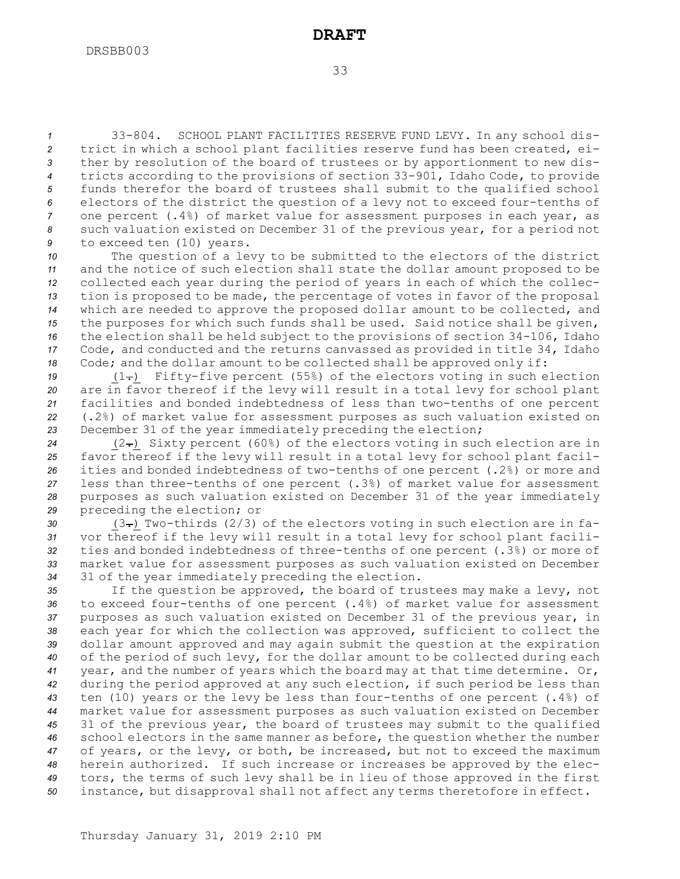33-804. SCHOOL PLANT FACILITIES RESERVE FUND LEVY. In any school district in which a school plant facilities reserve fund has been created, either by resolution of the board of trustees or by apportionment to new districts according to the provisions of section 33-901, Idaho Code, to provide funds therefor the board of trustees shall submit to the qualified school electors of the district the question of a levy not to exceed four-tenths of one percent (.4%) of market value for assessment purposes in each year, as such valuation existed on December 31 of the previous year, for a period not to exceed ten (10) years.

The question of a levy to be submitted to the electors of the district and the notice of such election shall state the dollar amount proposed to be collected each year during the period of years in each of which the collection is proposed to be made, the percentage of votes in favor of the proposal which are needed to approve the proposed dollar amount to be collected, and the purposes for which such funds shall be used. Said notice shall be given, the election shall be held subject to the provisions of section 34-106, Idaho Code, and conducted and the returns canvassed as provided in title 34, Idaho Code; and the dollar amount to be collected shall be approved only if:

(1.) Fifty-five percent (55%) of the electors voting in such election are in favor thereof if the levy will result in a total levy for school plant facilities and bonded indebtedness of less than two-tenths of one percent (.2%) of market value for assessment purposes as such valuation existed on December 31 of the year immediately preceding the election;

(2.) Sixty percent (60%) of the electors voting in such election are in favor thereof if the levy will result in a total levy for school plant facilities and bonded indebtedness of two-tenths of one percent (.2%) or more and less than three-tenths of one percent (.3%) of market value for assessment purposes as such valuation existed on December 31 of the year immediately preceding the election; or

(3.) Two-thirds (2/3) of the electors voting in such election are in favor thereof if the levy will result in a total levy for school plant facilities and bonded indebtedness of three-tenths of one percent (.3%) or more of market value for assessment purposes as such valuation existed on December 31 of the year immediately preceding the election.

If the question be approved, the board of trustees may make a levy, not to exceed four-tenths of one percent (.4%) of market value for assessment purposes as such valuation existed on December 31 of the previous year, in each year for which the collection was approved, sufficient to collect the dollar amount approved and may again submit the question at the expiration of the period of such levy, for the dollar amount to be collected during each year, and the number of years which the board may at that time determine. Or, during the period approved at any such election, if such period be less than ten (10) years or the levy be less than four-tenths of one percent (.4%) of market value for assessment purposes as such valuation existed on December 31 of the previous year, the board of trustees may submit to the qualified school electors in the same manner as before, the question whether the number of years, or the levy, or both, be increased, but not to exceed the maximum herein authorized. If such increase or increases be approved by the electors, the terms of such levy shall be in lieu of those approved in the first instance, but disapproval shall not affect any terms theretofore in effect.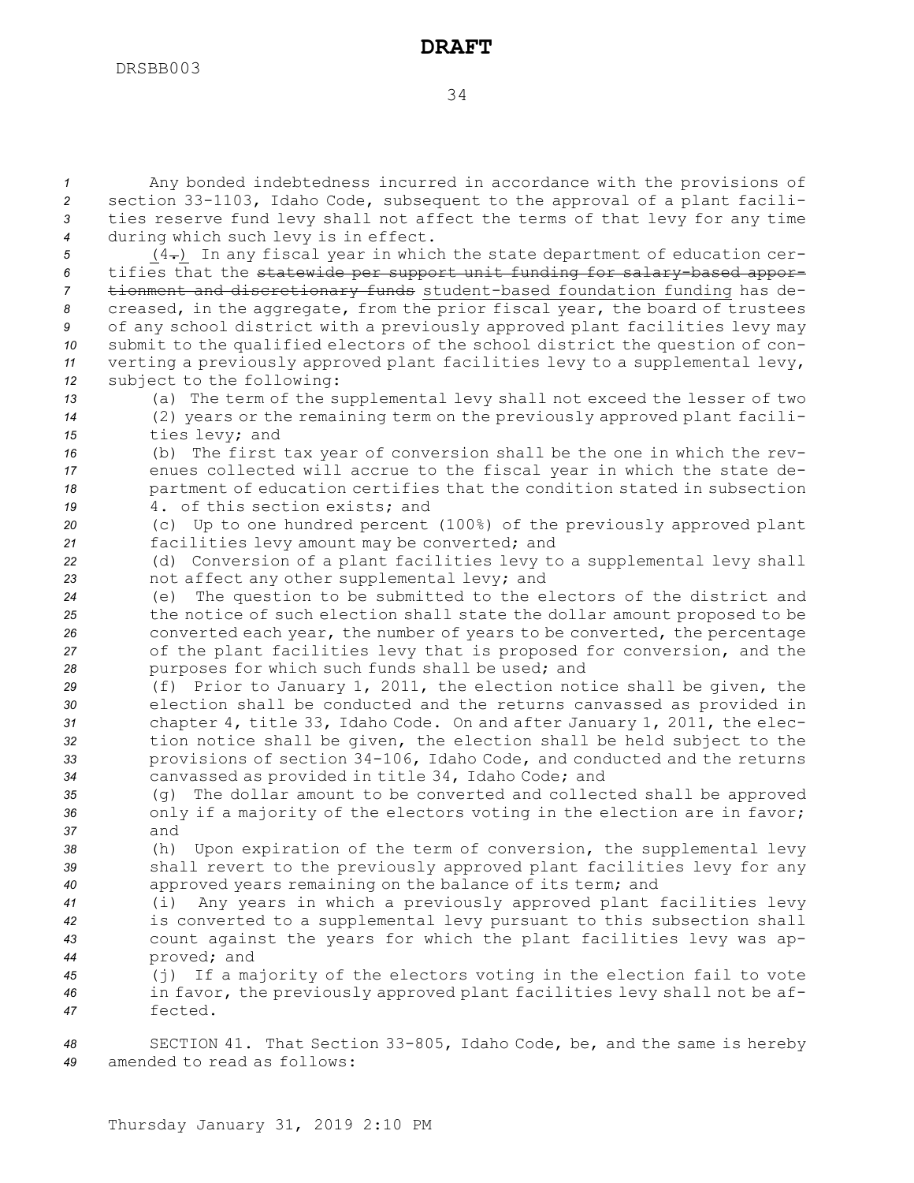Any bonded indebtedness incurred in accordance with the provisions of section 33-1103, Idaho Code, subsequent to the approval of a plant facilities reserve fund levy shall not affect the terms of that levy for any time during which such levy is in effect.

(4.) In any fiscal year in which the state department of education certifies that the ~~statewide per support unit funding for salary-based apportionment and discretionary funds~~ student-based foundation funding has decreased, in the aggregate, from the prior fiscal year, the board of trustees of any school district with a previously approved plant facilities levy may submit to the qualified electors of the school district the question of converting a previously approved plant facilities levy to a supplemental levy, subject to the following:

(a) The term of the supplemental levy shall not exceed the lesser of two (2) years or the remaining term on the previously approved plant facilities levy; and

(b) The first tax year of conversion shall be the one in which the revenues collected will accrue to the fiscal year in which the state department of education certifies that the condition stated in subsection 4. of this section exists; and

(c) Up to one hundred percent (100%) of the previously approved plant facilities levy amount may be converted; and

(d) Conversion of a plant facilities levy to a supplemental levy shall not affect any other supplemental levy; and

(e) The question to be submitted to the electors of the district and the notice of such election shall state the dollar amount proposed to be converted each year, the number of years to be converted, the percentage of the plant facilities levy that is proposed for conversion, and the purposes for which such funds shall be used; and

(f) Prior to January 1, 2011, the election notice shall be given, the election shall be conducted and the returns canvassed as provided in chapter 4, title 33, Idaho Code. On and after January 1, 2011, the election notice shall be given, the election shall be held subject to the provisions of section 34-106, Idaho Code, and conducted and the returns canvassed as provided in title 34, Idaho Code; and

(g) The dollar amount to be converted and collected shall be approved only if a majority of the electors voting in the election are in favor; and

(h) Upon expiration of the term of conversion, the supplemental levy shall revert to the previously approved plant facilities levy for any approved years remaining on the balance of its term; and

(i) Any years in which a previously approved plant facilities levy is converted to a supplemental levy pursuant to this subsection shall count against the years for which the plant facilities levy was approved; and

(j) If a majority of the electors voting in the election fail to vote in favor, the previously approved plant facilities levy shall not be affected.

SECTION 41. That Section 33-805, Idaho Code, be, and the same is hereby amended to read as follows: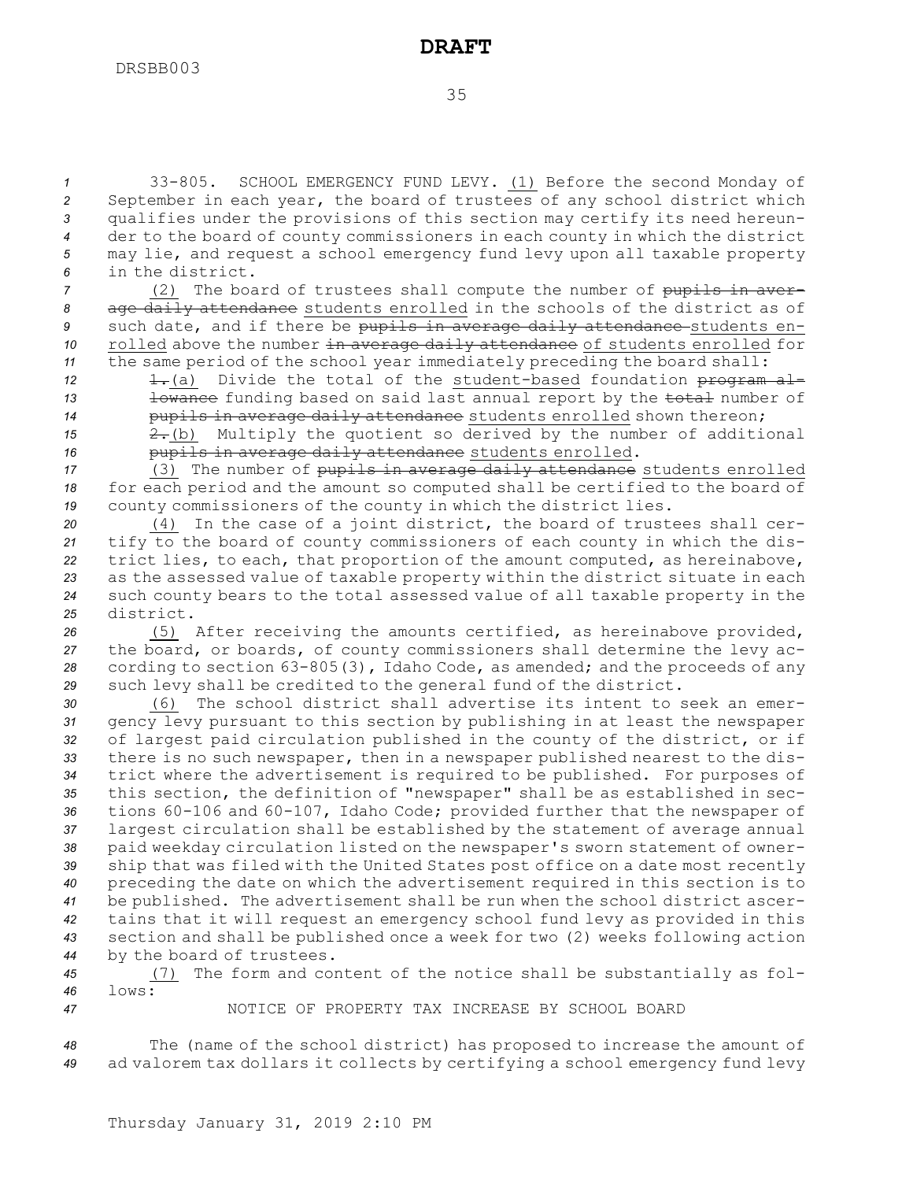33-805. SCHOOL EMERGENCY FUND LEVY. (1) Before the second Monday of September in each year, the board of trustees of any school district which qualifies under the provisions of this section may certify its need hereunder to the board of county commissioners in each county in which the district may lie, and request a school emergency fund levy upon all taxable property in the district.

(2) The board of trustees shall compute the number of ~~pupils in average daily attendance~~ students enrolled in the schools of the district as of such date, and if there be ~~pupils in average daily attendance~~ students enrolled above the number ~~in average daily attendance~~ of students enrolled for the same period of the school year immediately preceding the board shall:

~~1.~~(a) Divide the total of the student-based foundation ~~program allowance~~ funding based on said last annual report by the ~~total~~ number of ~~pupils in average daily attendance~~ students enrolled shown thereon;

~~2.~~(b) Multiply the quotient so derived by the number of additional ~~pupils in average daily attendance~~ students enrolled.

(3) The number of ~~pupils in average daily attendance~~ students enrolled for each period and the amount so computed shall be certified to the board of county commissioners of the county in which the district lies.

(4) In the case of a joint district, the board of trustees shall certify to the board of county commissioners of each county in which the district lies, to each, that proportion of the amount computed, as hereinabove, as the assessed value of taxable property within the district situate in each such county bears to the total assessed value of all taxable property in the district.

(5) After receiving the amounts certified, as hereinabove provided, the board, or boards, of county commissioners shall determine the levy according to section 63-805(3), Idaho Code, as amended; and the proceeds of any such levy shall be credited to the general fund of the district.

(6) The school district shall advertise its intent to seek an emergency levy pursuant to this section by publishing in at least the newspaper of largest paid circulation published in the county of the district, or if there is no such newspaper, then in a newspaper published nearest to the district where the advertisement is required to be published. For purposes of this section, the definition of "newspaper" shall be as established in sections 60-106 and 60-107, Idaho Code; provided further that the newspaper of largest circulation shall be established by the statement of average annual paid weekday circulation listed on the newspaper's sworn statement of ownership that was filed with the United States post office on a date most recently preceding the date on which the advertisement required in this section is to be published. The advertisement shall be run when the school district ascertains that it will request an emergency school fund levy as provided in this section and shall be published once a week for two (2) weeks following action by the board of trustees.

(7) The form and content of the notice shall be substantially as follows:

NOTICE OF PROPERTY TAX INCREASE BY SCHOOL BOARD

The (name of the school district) has proposed to increase the amount of ad valorem tax dollars it collects by certifying a school emergency fund levy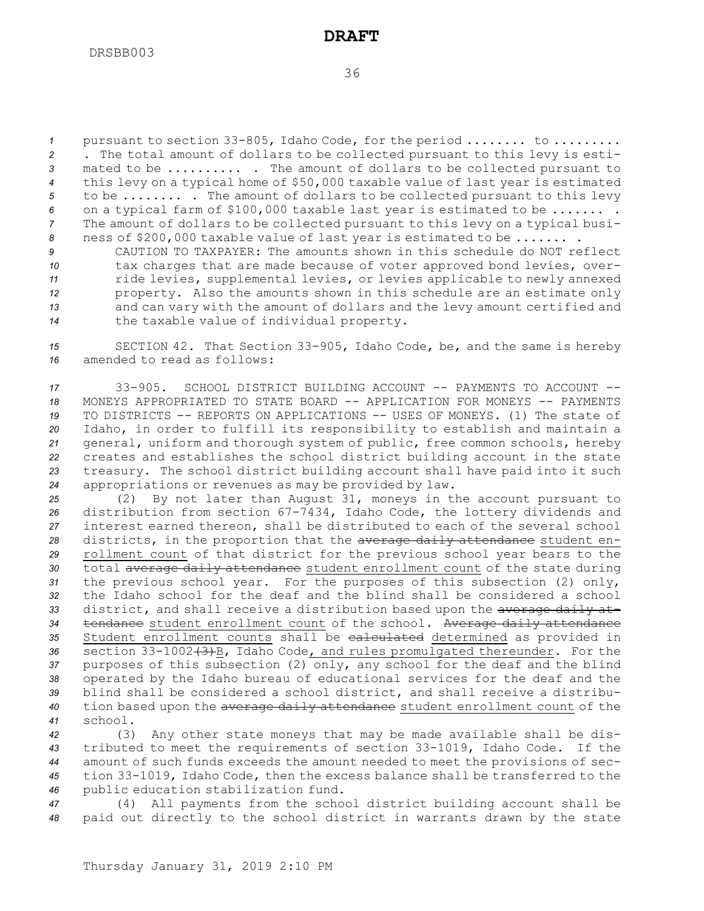pursuant to section 33-805, Idaho Code, for the period ........ to ......... . The total amount of dollars to be collected pursuant to this levy is estimated to be .......... . The amount of dollars to be collected pursuant to this levy on a typical home of $50,000 taxable value of last year is estimated to be ........ . The amount of dollars to be collected pursuant to this levy on a typical farm of $100,000 taxable last year is estimated to be ....... . The amount of dollars to be collected pursuant to this levy on a typical business of $200,000 taxable value of last year is estimated to be ....... .

CAUTION TO TAXPAYER: The amounts shown in this schedule do NOT reflect tax charges that are made because of voter approved bond levies, override levies, supplemental levies, or levies applicable to newly annexed property. Also the amounts shown in this schedule are an estimate only and can vary with the amount of dollars and the levy amount certified and the taxable value of individual property.

SECTION 42. That Section 33-905, Idaho Code, be, and the same is hereby amended to read as follows:

33-905. SCHOOL DISTRICT BUILDING ACCOUNT -- PAYMENTS TO ACCOUNT -- MONEYS APPROPRIATED TO STATE BOARD -- APPLICATION FOR MONEYS -- PAYMENTS TO DISTRICTS -- REPORTS ON APPLICATIONS -- USES OF MONEYS. (1) The state of Idaho, in order to fulfill its responsibility to establish and maintain a general, uniform and thorough system of public, free common schools, hereby creates and establishes the school district building account in the state treasury. The school district building account shall have paid into it such appropriations or revenues as may be provided by law.

(2) By not later than August 31, moneys in the account pursuant to distribution from section 67-7434, Idaho Code, the lottery dividends and interest earned thereon, shall be distributed to each of the several school districts, in the proportion that the ~~average daily attendance~~ student enrollment count of that district for the previous school year bears to the total ~~average daily attendance~~ student enrollment count of the state during the previous school year. For the purposes of this subsection (2) only, the Idaho school for the deaf and the blind shall be considered a school district, and shall receive a distribution based upon the ~~average daily attendance~~ student enrollment count of the school. ~~Average daily attendance~~ Student enrollment counts shall be ~~calculated~~ determined as provided in section 33-1002~~(3)~~B, Idaho Code, and rules promulgated thereunder. For the purposes of this subsection (2) only, any school for the deaf and the blind operated by the Idaho bureau of educational services for the deaf and the blind shall be considered a school district, and shall receive a distribution based upon the ~~average daily attendance~~ student enrollment count of the school.

(3) Any other state moneys that may be made available shall be distributed to meet the requirements of section 33-1019, Idaho Code. If the amount of such funds exceeds the amount needed to meet the provisions of section 33-1019, Idaho Code, then the excess balance shall be transferred to the public education stabilization fund.

(4) All payments from the school district building account shall be paid out directly to the school district in warrants drawn by the state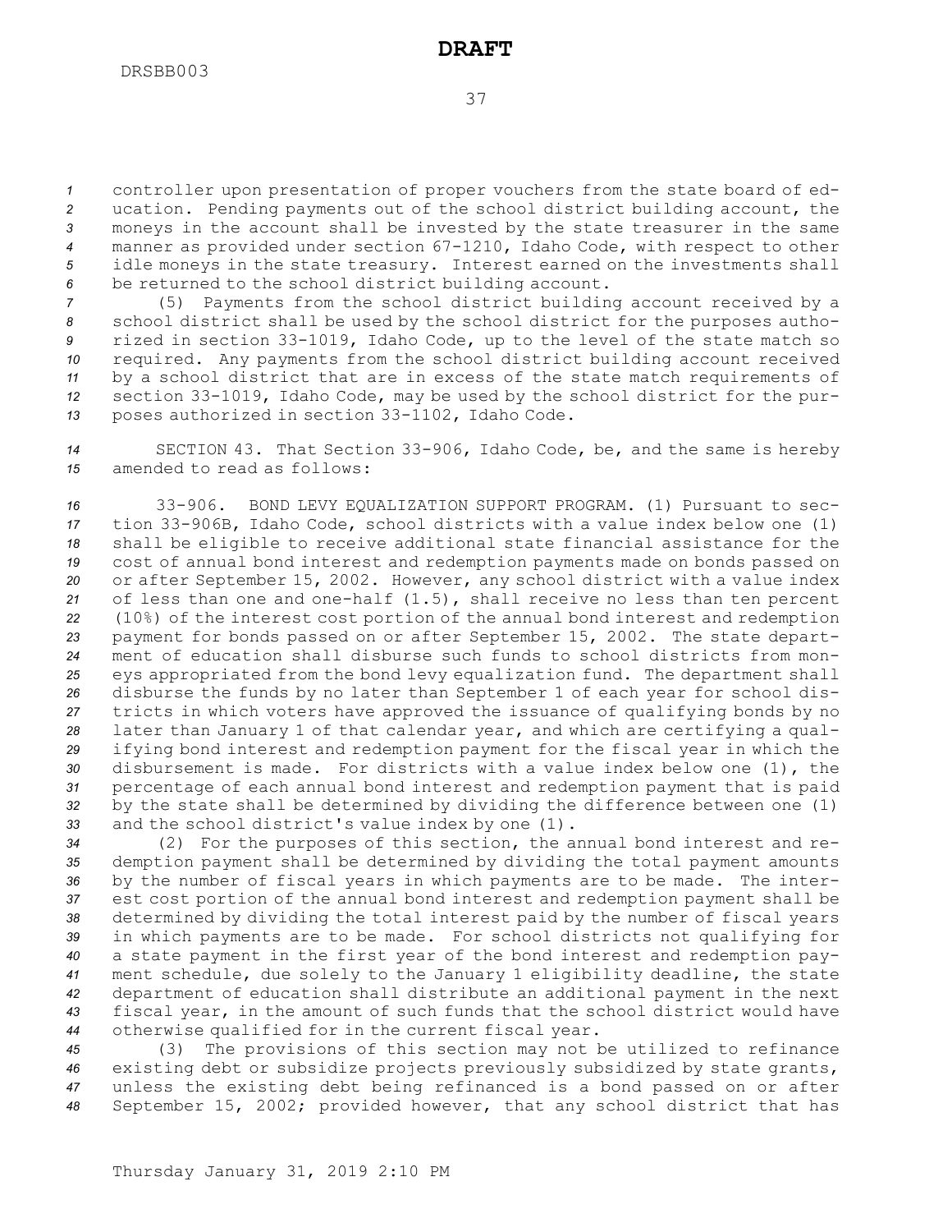controller upon presentation of proper vouchers from the state board of education. Pending payments out of the school district building account, the moneys in the account shall be invested by the state treasurer in the same manner as provided under section 67-1210, Idaho Code, with respect to other idle moneys in the state treasury. Interest earned on the investments shall be returned to the school district building account.

(5) Payments from the school district building account received by a school district shall be used by the school district for the purposes authorized in section 33-1019, Idaho Code, up to the level of the state match so required. Any payments from the school district building account received by a school district that are in excess of the state match requirements of section 33-1019, Idaho Code, may be used by the school district for the purposes authorized in section 33-1102, Idaho Code.

SECTION 43. That Section 33-906, Idaho Code, be, and the same is hereby amended to read as follows:

33-906. BOND LEVY EQUALIZATION SUPPORT PROGRAM. (1) Pursuant to section 33-906B, Idaho Code, school districts with a value index below one (1) shall be eligible to receive additional state financial assistance for the cost of annual bond interest and redemption payments made on bonds passed on or after September 15, 2002. However, any school district with a value index of less than one and one-half (1.5), shall receive no less than ten percent (10%) of the interest cost portion of the annual bond interest and redemption payment for bonds passed on or after September 15, 2002. The state department of education shall disburse such funds to school districts from moneys appropriated from the bond levy equalization fund. The department shall disburse the funds by no later than September 1 of each year for school districts in which voters have approved the issuance of qualifying bonds by no later than January 1 of that calendar year, and which are certifying a qualifying bond interest and redemption payment for the fiscal year in which the disbursement is made. For districts with a value index below one (1), the percentage of each annual bond interest and redemption payment that is paid by the state shall be determined by dividing the difference between one (1) and the school district's value index by one (1).

(2) For the purposes of this section, the annual bond interest and redemption payment shall be determined by dividing the total payment amounts by the number of fiscal years in which payments are to be made. The interest cost portion of the annual bond interest and redemption payment shall be determined by dividing the total interest paid by the number of fiscal years in which payments are to be made. For school districts not qualifying for a state payment in the first year of the bond interest and redemption payment schedule, due solely to the January 1 eligibility deadline, the state department of education shall distribute an additional payment in the next fiscal year, in the amount of such funds that the school district would have otherwise qualified for in the current fiscal year.

(3) The provisions of this section may not be utilized to refinance existing debt or subsidize projects previously subsidized by state grants, unless the existing debt being refinanced is a bond passed on or after September 15, 2002; provided however, that any school district that has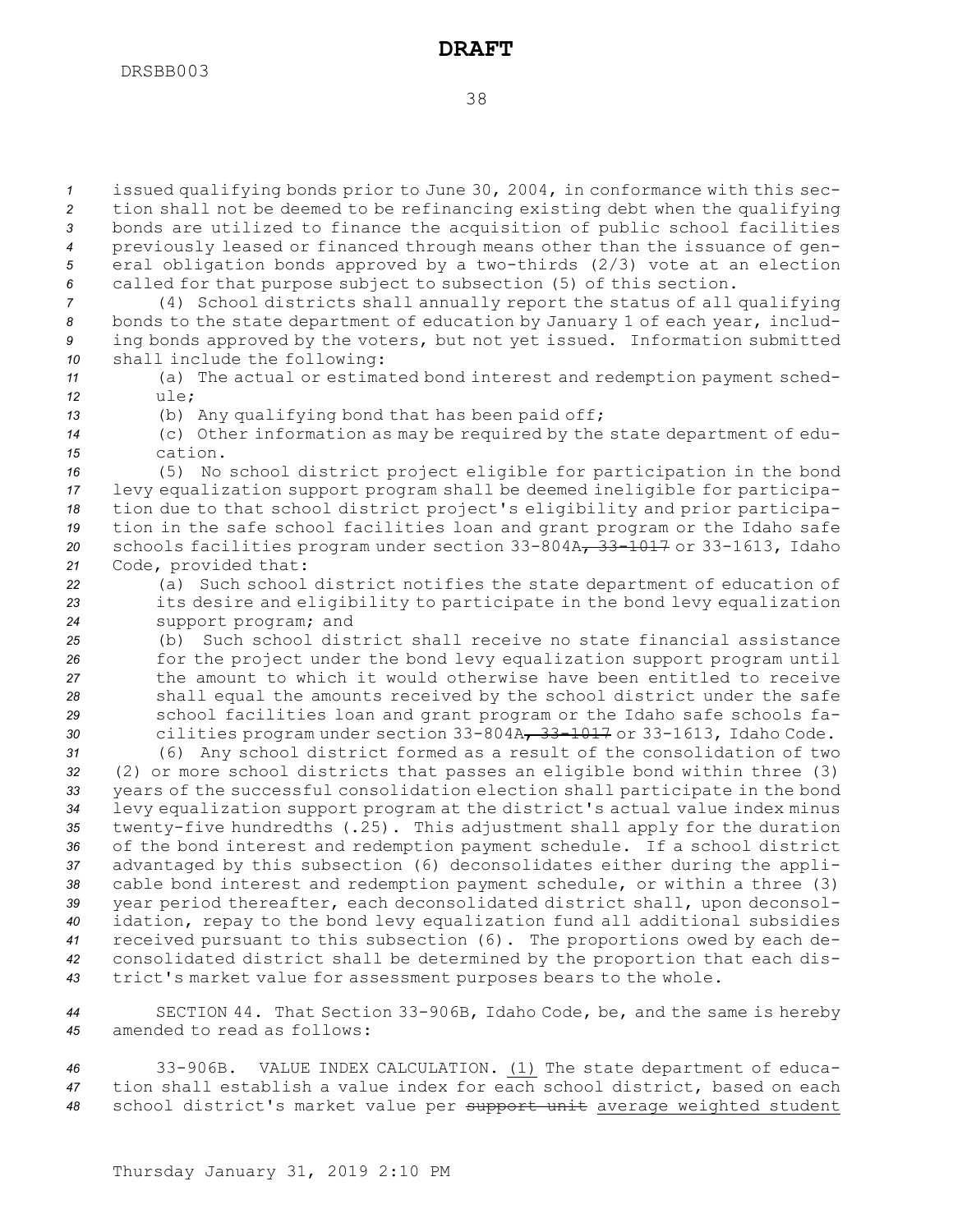issued qualifying bonds prior to June 30, 2004, in conformance with this section shall not be deemed to be refinancing existing debt when the qualifying bonds are utilized to finance the acquisition of public school facilities previously leased or financed through means other than the issuance of general obligation bonds approved by a two-thirds (2/3) vote at an election called for that purpose subject to subsection (5) of this section.

(4) School districts shall annually report the status of all qualifying bonds to the state department of education by January 1 of each year, including bonds approved by the voters, but not yet issued. Information submitted shall include the following:

(a) The actual or estimated bond interest and redemption payment schedule;

(b) Any qualifying bond that has been paid off;

(c) Other information as may be required by the state department of education.

(5) No school district project eligible for participation in the bond levy equalization support program shall be deemed ineligible for participation due to that school district project's eligibility and prior participation in the safe school facilities loan and grant program or the Idaho safe schools facilities program under section 33-804A~~, 33-1017~~ or 33-1613, Idaho Code, provided that:

(a) Such school district notifies the state department of education of its desire and eligibility to participate in the bond levy equalization support program; and

(b) Such school district shall receive no state financial assistance for the project under the bond levy equalization support program until the amount to which it would otherwise have been entitled to receive shall equal the amounts received by the school district under the safe school facilities loan and grant program or the Idaho safe schools facilities program under section 33-804A~~, 33-1017~~ or 33-1613, Idaho Code.

(6) Any school district formed as a result of the consolidation of two (2) or more school districts that passes an eligible bond within three (3) years of the successful consolidation election shall participate in the bond levy equalization support program at the district's actual value index minus twenty-five hundredths (.25). This adjustment shall apply for the duration of the bond interest and redemption payment schedule. If a school district advantaged by this subsection (6) deconsolidates either during the applicable bond interest and redemption payment schedule, or within a three (3) year period thereafter, each deconsolidated district shall, upon deconsolidation, repay to the bond levy equalization fund all additional subsidies received pursuant to this subsection (6). The proportions owed by each deconsolidated district shall be determined by the proportion that each district's market value for assessment purposes bears to the whole.

SECTION 44. That Section 33-906B, Idaho Code, be, and the same is hereby amended to read as follows:

33-906B. VALUE INDEX CALCULATION. <u>(1)</u> The state department of education shall establish a value index for each school district, based on each school district's market value per ~~support unit~~ <u>average weighted student</u>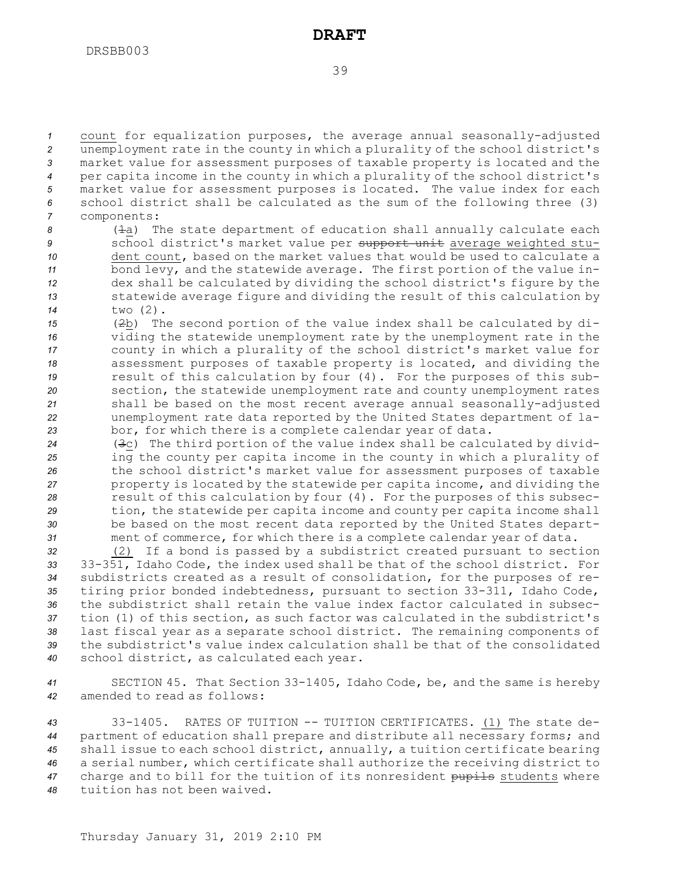count for equalization purposes, the average annual seasonally-adjusted unemployment rate in the county in which a plurality of the school district's market value for assessment purposes of taxable property is located and the per capita income in the county in which a plurality of the school district's market value for assessment purposes is located. The value index for each school district shall be calculated as the sum of the following three (3) components:

(~~1~~a) The state department of education shall annually calculate each school district's market value per ~~support unit~~ average weighted student count, based on the market values that would be used to calculate a bond levy, and the statewide average. The first portion of the value index shall be calculated by dividing the school district's figure by the statewide average figure and dividing the result of this calculation by two (2).

(~~2~~b) The second portion of the value index shall be calculated by dividing the statewide unemployment rate by the unemployment rate in the county in which a plurality of the school district's market value for assessment purposes of taxable property is located, and dividing the result of this calculation by four (4). For the purposes of this subsection, the statewide unemployment rate and county unemployment rates shall be based on the most recent average annual seasonally-adjusted unemployment rate data reported by the United States department of labor, for which there is a complete calendar year of data.

(~~3~~c) The third portion of the value index shall be calculated by dividing the county per capita income in the county in which a plurality of the school district's market value for assessment purposes of taxable property is located by the statewide per capita income, and dividing the result of this calculation by four (4). For the purposes of this subsection, the statewide per capita income and county per capita income shall be based on the most recent data reported by the United States department of commerce, for which there is a complete calendar year of data.

(2) If a bond is passed by a subdistrict created pursuant to section 33-351, Idaho Code, the index used shall be that of the school district. For subdistricts created as a result of consolidation, for the purposes of retiring prior bonded indebtedness, pursuant to section 33-311, Idaho Code, the subdistrict shall retain the value index factor calculated in subsection (1) of this section, as such factor was calculated in the subdistrict's last fiscal year as a separate school district. The remaining components of the subdistrict's value index calculation shall be that of the consolidated school district, as calculated each year.

SECTION 45. That Section 33-1405, Idaho Code, be, and the same is hereby amended to read as follows:

33-1405. RATES OF TUITION -- TUITION CERTIFICATES. (1) The state department of education shall prepare and distribute all necessary forms; and shall issue to each school district, annually, a tuition certificate bearing a serial number, which certificate shall authorize the receiving district to charge and to bill for the tuition of its nonresident ~~pupils~~ students where tuition has not been waived.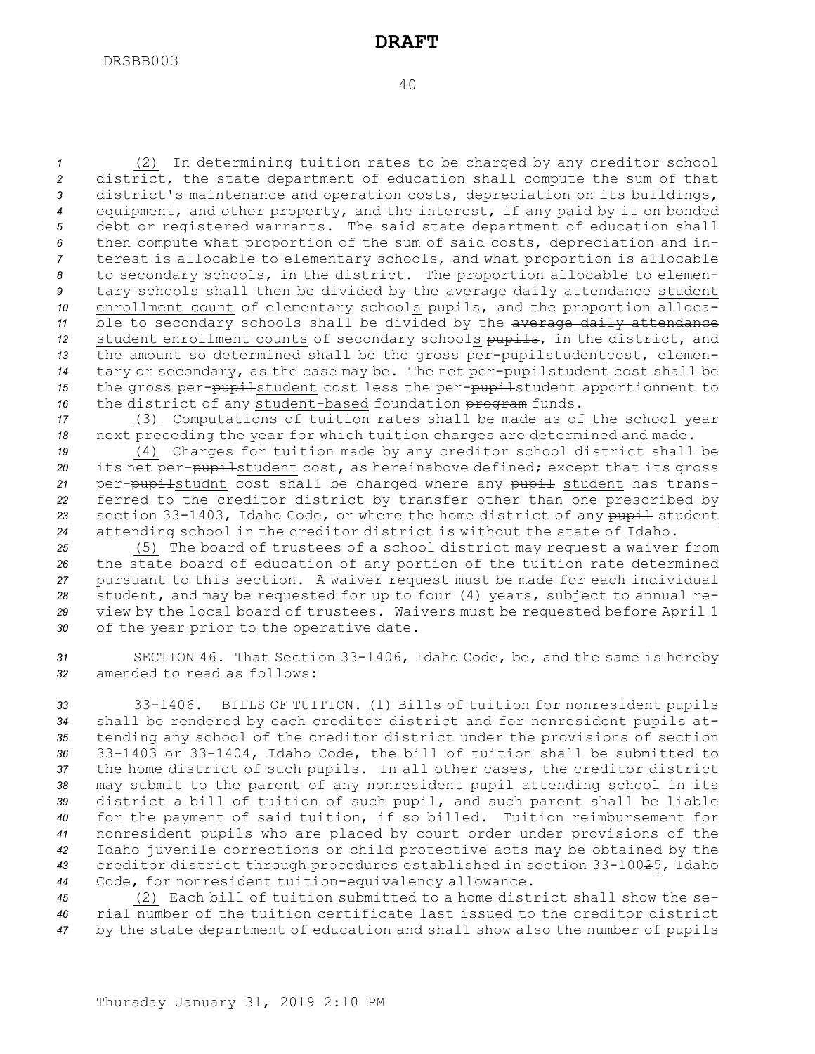(2) In determining tuition rates to be charged by any creditor school district, the state department of education shall compute the sum of that district's maintenance and operation costs, depreciation on its buildings, equipment, and other property, and the interest, if any paid by it on bonded debt or registered warrants. The said state department of education shall then compute what proportion of the sum of said costs, depreciation and interest is allocable to elementary schools, and what proportion is allocable to secondary schools, in the district. The proportion allocable to elementary schools shall then be divided by the ~~average daily attendance~~ student enrollment count of elementary schools~~ pupils~~, and the proportion allocable to secondary schools shall be divided by the ~~average daily attendance~~ student enrollment counts of secondary schools ~~pupils~~, in the district, and the amount so determined shall be the gross per-~~pupil~~studentcost, elementary or secondary, as the case may be. The net per-~~pupil~~student cost shall be the gross per-~~pupil~~student cost less the per-~~pupil~~student apportionment to the district of any student-based foundation ~~program~~ funds.

(3) Computations of tuition rates shall be made as of the school year next preceding the year for which tuition charges are determined and made.

(4) Charges for tuition made by any creditor school district shall be its net per-~~pupil~~student cost, as hereinabove defined; except that its gross per-~~pupil~~studnt cost shall be charged where any ~~pupil~~ student has transferred to the creditor district by transfer other than one prescribed by section 33-1403, Idaho Code, or where the home district of any ~~pupil~~ student attending school in the creditor district is without the state of Idaho.

(5) The board of trustees of a school district may request a waiver from the state board of education of any portion of the tuition rate determined pursuant to this section. A waiver request must be made for each individual student, and may be requested for up to four (4) years, subject to annual review by the local board of trustees. Waivers must be requested before April 1 of the year prior to the operative date.

SECTION 46. That Section 33-1406, Idaho Code, be, and the same is hereby amended to read as follows:

33-1406. BILLS OF TUITION. (1) Bills of tuition for nonresident pupils shall be rendered by each creditor district and for nonresident pupils attending any school of the creditor district under the provisions of section 33-1403 or 33-1404, Idaho Code, the bill of tuition shall be submitted to the home district of such pupils. In all other cases, the creditor district may submit to the parent of any nonresident pupil attending school in its district a bill of tuition of such pupil, and such parent shall be liable for the payment of said tuition, if so billed. Tuition reimbursement for nonresident pupils who are placed by court order under provisions of the Idaho juvenile corrections or child protective acts may be obtained by the creditor district through procedures established in section 33-100~~2~~5, Idaho Code, for nonresident tuition-equivalency allowance.

(2) Each bill of tuition submitted to a home district shall show the serial number of the tuition certificate last issued to the creditor district by the state department of education and shall show also the number of pupils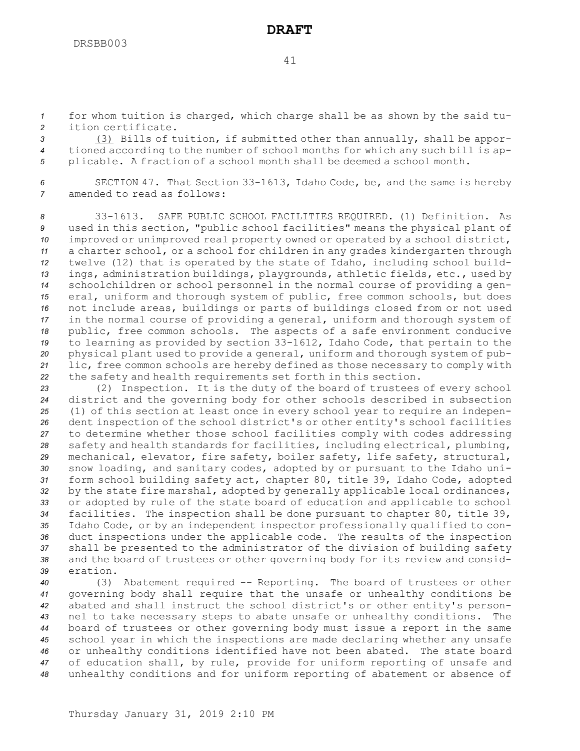for whom tuition is charged, which charge shall be as shown by the said tuition certificate.

(3) Bills of tuition, if submitted other than annually, shall be apportioned according to the number of school months for which any such bill is applicable. A fraction of a school month shall be deemed a school month.

SECTION 47. That Section 33-1613, Idaho Code, be, and the same is hereby amended to read as follows:

33-1613. SAFE PUBLIC SCHOOL FACILITIES REQUIRED. (1) Definition. As used in this section, "public school facilities" means the physical plant of improved or unimproved real property owned or operated by a school district, a charter school, or a school for children in any grades kindergarten through twelve (12) that is operated by the state of Idaho, including school buildings, administration buildings, playgrounds, athletic fields, etc., used by schoolchildren or school personnel in the normal course of providing a general, uniform and thorough system of public, free common schools, but does not include areas, buildings or parts of buildings closed from or not used in the normal course of providing a general, uniform and thorough system of public, free common schools. The aspects of a safe environment conducive to learning as provided by section 33-1612, Idaho Code, that pertain to the physical plant used to provide a general, uniform and thorough system of public, free common schools are hereby defined as those necessary to comply with the safety and health requirements set forth in this section.

(2) Inspection. It is the duty of the board of trustees of every school district and the governing body for other schools described in subsection (1) of this section at least once in every school year to require an independent inspection of the school district's or other entity's school facilities to determine whether those school facilities comply with codes addressing safety and health standards for facilities, including electrical, plumbing, mechanical, elevator, fire safety, boiler safety, life safety, structural, snow loading, and sanitary codes, adopted by or pursuant to the Idaho uniform school building safety act, chapter 80, title 39, Idaho Code, adopted by the state fire marshal, adopted by generally applicable local ordinances, or adopted by rule of the state board of education and applicable to school facilities. The inspection shall be done pursuant to chapter 80, title 39, Idaho Code, or by an independent inspector professionally qualified to conduct inspections under the applicable code. The results of the inspection shall be presented to the administrator of the division of building safety and the board of trustees or other governing body for its review and consideration.

(3) Abatement required -- Reporting. The board of trustees or other governing body shall require that the unsafe or unhealthy conditions be abated and shall instruct the school district's or other entity's personnel to take necessary steps to abate unsafe or unhealthy conditions. The board of trustees or other governing body must issue a report in the same school year in which the inspections are made declaring whether any unsafe or unhealthy conditions identified have not been abated. The state board of education shall, by rule, provide for uniform reporting of unsafe and unhealthy conditions and for uniform reporting of abatement or absence of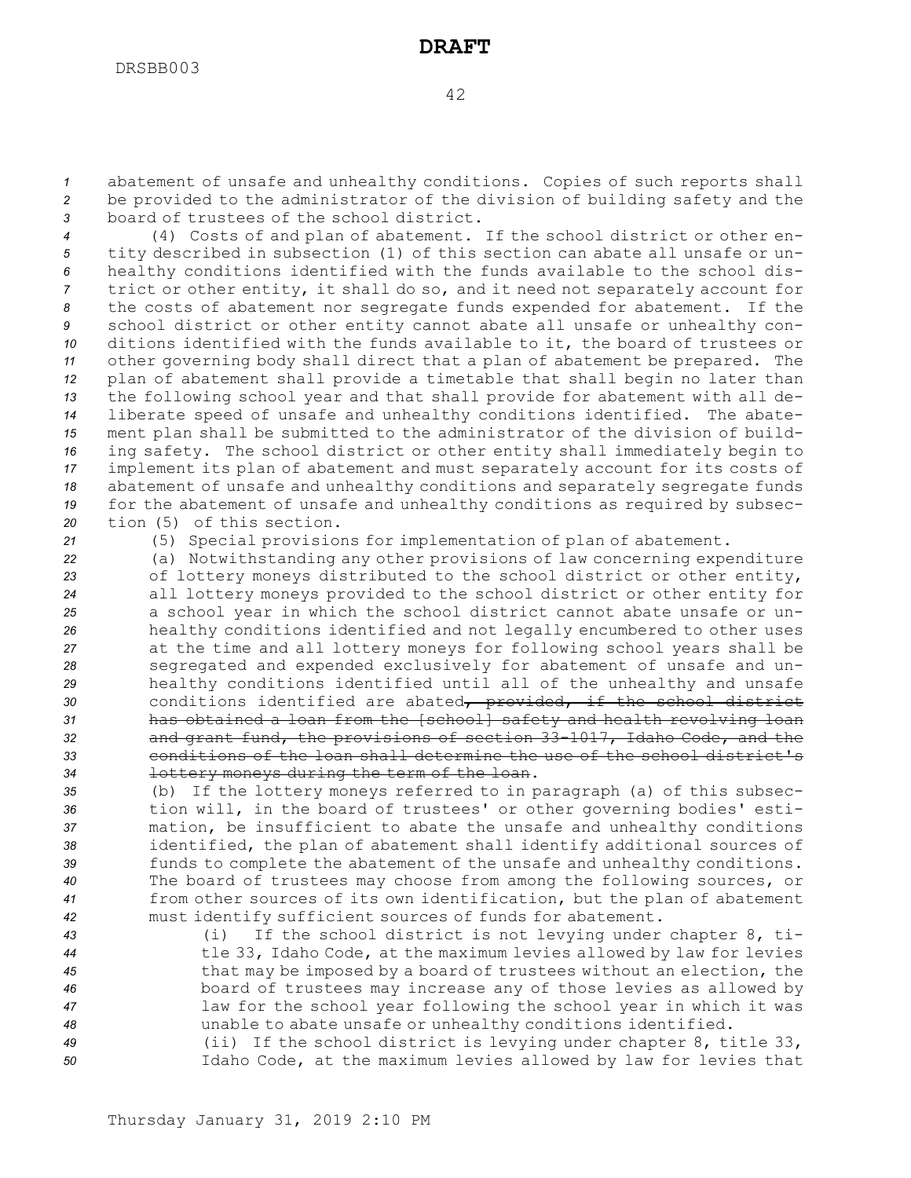abatement of unsafe and unhealthy conditions. Copies of such reports shall be provided to the administrator of the division of building safety and the board of trustees of the school district.

(4) Costs of and plan of abatement. If the school district or other entity described in subsection (1) of this section can abate all unsafe or unhealthy conditions identified with the funds available to the school district or other entity, it shall do so, and it need not separately account for the costs of abatement nor segregate funds expended for abatement. If the school district or other entity cannot abate all unsafe or unhealthy conditions identified with the funds available to it, the board of trustees or other governing body shall direct that a plan of abatement be prepared. The plan of abatement shall provide a timetable that shall begin no later than the following school year and that shall provide for abatement with all deliberate speed of unsafe and unhealthy conditions identified. The abatement plan shall be submitted to the administrator of the division of building safety. The school district or other entity shall immediately begin to implement its plan of abatement and must separately account for its costs of abatement of unsafe and unhealthy conditions and separately segregate funds for the abatement of unsafe and unhealthy conditions as required by subsection (5) of this section.

(5) Special provisions for implementation of plan of abatement.

(a) Notwithstanding any other provisions of law concerning expenditure of lottery moneys distributed to the school district or other entity, all lottery moneys provided to the school district or other entity for a school year in which the school district cannot abate unsafe or unhealthy conditions identified and not legally encumbered to other uses at the time and all lottery moneys for following school years shall be segregated and expended exclusively for abatement of unsafe and unhealthy conditions identified until all of the unhealthy and unsafe conditions identified are abated~~, provided, if the school district has obtained a loan from the [school] safety and health revolving loan and grant fund, the provisions of section 33-1017, Idaho Code, and the conditions of the loan shall determine the use of the school district's lottery moneys during the term of the loan~~.

(b) If the lottery moneys referred to in paragraph (a) of this subsection will, in the board of trustees' or other governing bodies' estimation, be insufficient to abate the unsafe and unhealthy conditions identified, the plan of abatement shall identify additional sources of funds to complete the abatement of the unsafe and unhealthy conditions. The board of trustees may choose from among the following sources, or from other sources of its own identification, but the plan of abatement must identify sufficient sources of funds for abatement.

(i) If the school district is not levying under chapter 8, title 33, Idaho Code, at the maximum levies allowed by law for levies that may be imposed by a board of trustees without an election, the board of trustees may increase any of those levies as allowed by law for the school year following the school year in which it was unable to abate unsafe or unhealthy conditions identified.

(ii) If the school district is levying under chapter 8, title 33, Idaho Code, at the maximum levies allowed by law for levies that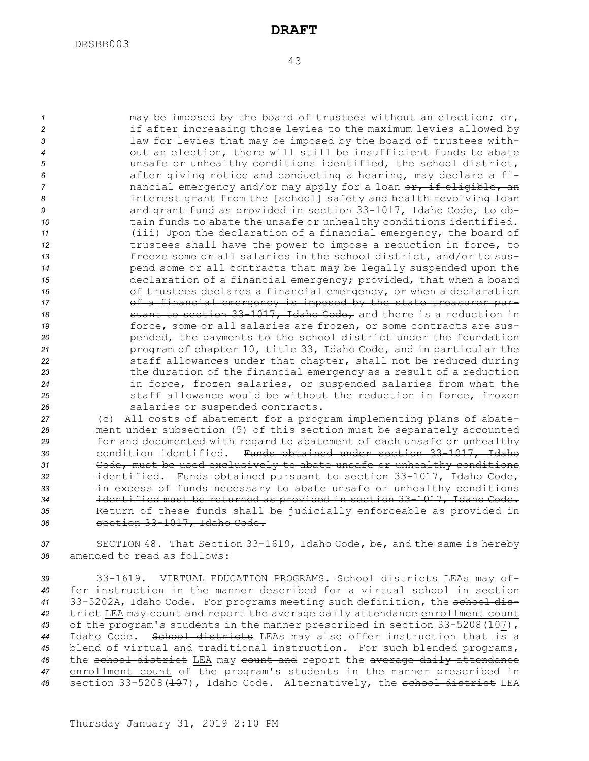may be imposed by the board of trustees without an election; or, if after increasing those levies to the maximum levies allowed by law for levies that may be imposed by the board of trustees without an election, there will still be insufficient funds to abate unsafe or unhealthy conditions identified, the school district, after giving notice and conducting a hearing, may declare a financial emergency and/or may apply for a loan ~~or, if eligible, an interest grant from the [school] safety and health revolving loan and grant fund as provided in section 33-1017, Idaho Code,~~ to obtain funds to abate the unsafe or unhealthy conditions identified.

(iii) Upon the declaration of a financial emergency, the board of trustees shall have the power to impose a reduction in force, to freeze some or all salaries in the school district, and/or to suspend some or all contracts that may be legally suspended upon the declaration of a financial emergency; provided, that when a board of trustees declares a financial emergency~~, or when a declaration of a financial emergency is imposed by the state treasurer pursuant to section 33-1017, Idaho Code,~~ and there is a reduction in force, some or all salaries are frozen, or some contracts are suspended, the payments to the school district under the foundation program of chapter 10, title 33, Idaho Code, and in particular the staff allowances under that chapter, shall not be reduced during the duration of the financial emergency as a result of a reduction in force, frozen salaries, or suspended salaries from what the staff allowance would be without the reduction in force, frozen salaries or suspended contracts.

(c) All costs of abatement for a program implementing plans of abatement under subsection (5) of this section must be separately accounted for and documented with regard to abatement of each unsafe or unhealthy condition identified. ~~Funds obtained under section 33-1017, Idaho Code, must be used exclusively to abate unsafe or unhealthy conditions identified. Funds obtained pursuant to section 33-1017, Idaho Code, in excess of funds necessary to abate unsafe or unhealthy conditions identified must be returned as provided in section 33-1017, Idaho Code. Return of these funds shall be judicially enforceable as provided in section 33-1017, Idaho Code.~~

SECTION 48. That Section 33-1619, Idaho Code, be, and the same is hereby amended to read as follows:

33-1619. VIRTUAL EDUCATION PROGRAMS. ~~School districts~~ LEAs may offer instruction in the manner described for a virtual school in section 33-5202A, Idaho Code. For programs meeting such definition, the ~~school district~~ LEA may ~~count and~~ report the ~~average daily attendance~~ enrollment count of the program's students in the manner prescribed in section 33-5208(~~10~~7), Idaho Code. ~~School districts~~ LEAs may also offer instruction that is a blend of virtual and traditional instruction. For such blended programs, the ~~school district~~ LEA may ~~count and~~ report the ~~average daily attendance~~ enrollment count of the program's students in the manner prescribed in section 33-5208(~~10~~7), Idaho Code. Alternatively, the ~~school district~~ LEA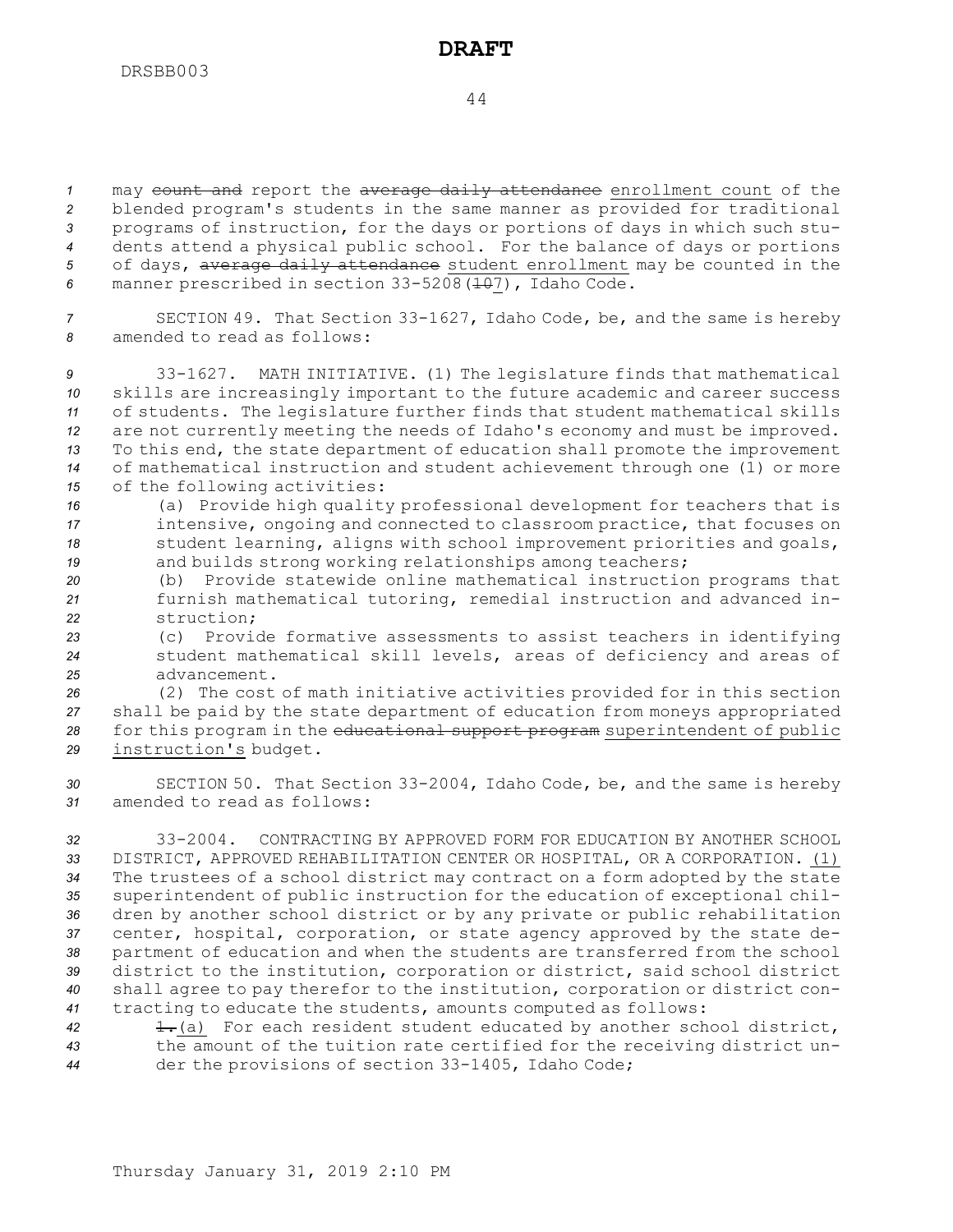may ~~count and~~ report the ~~average daily attendance~~ enrollment count of the blended program's students in the same manner as provided for traditional programs of instruction, for the days or portions of days in which such students attend a physical public school. For the balance of days or portions of days, ~~average daily attendance~~ student enrollment may be counted in the manner prescribed in section 33-5208(~~10~~7), Idaho Code.

SECTION 49. That Section 33-1627, Idaho Code, be, and the same is hereby amended to read as follows:

33-1627. MATH INITIATIVE. (1) The legislature finds that mathematical skills are increasingly important to the future academic and career success of students. The legislature further finds that student mathematical skills are not currently meeting the needs of Idaho's economy and must be improved. To this end, the state department of education shall promote the improvement of mathematical instruction and student achievement through one (1) or more of the following activities:

(a) Provide high quality professional development for teachers that is intensive, ongoing and connected to classroom practice, that focuses on student learning, aligns with school improvement priorities and goals, and builds strong working relationships among teachers;

(b) Provide statewide online mathematical instruction programs that furnish mathematical tutoring, remedial instruction and advanced instruction;

(c) Provide formative assessments to assist teachers in identifying student mathematical skill levels, areas of deficiency and areas of advancement.

(2) The cost of math initiative activities provided for in this section shall be paid by the state department of education from moneys appropriated for this program in the ~~educational support program~~ superintendent of public instruction's budget.

SECTION 50. That Section 33-2004, Idaho Code, be, and the same is hereby amended to read as follows:

33-2004. CONTRACTING BY APPROVED FORM FOR EDUCATION BY ANOTHER SCHOOL DISTRICT, APPROVED REHABILITATION CENTER OR HOSPITAL, OR A CORPORATION. (1) The trustees of a school district may contract on a form adopted by the state superintendent of public instruction for the education of exceptional children by another school district or by any private or public rehabilitation center, hospital, corporation, or state agency approved by the state department of education and when the students are transferred from the school district to the institution, corporation or district, said school district shall agree to pay therefor to the institution, corporation or district contracting to educate the students, amounts computed as follows:

~~1.~~(a) For each resident student educated by another school district, the amount of the tuition rate certified for the receiving district under the provisions of section 33-1405, Idaho Code;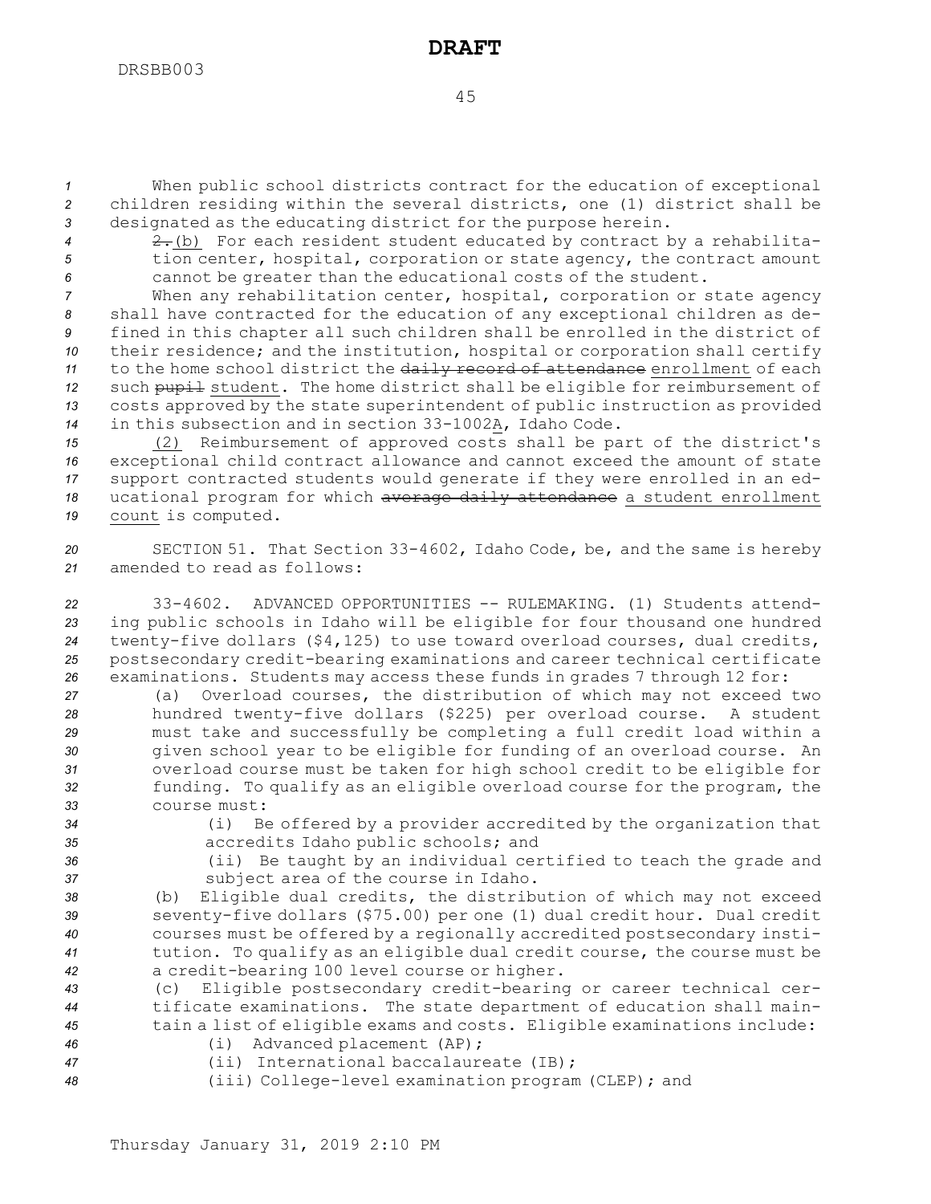When public school districts contract for the education of exceptional children residing within the several districts, one (1) district shall be designated as the educating district for the purpose herein.

~~2.~~(b) For each resident student educated by contract by a rehabilitation center, hospital, corporation or state agency, the contract amount cannot be greater than the educational costs of the student.

When any rehabilitation center, hospital, corporation or state agency shall have contracted for the education of any exceptional children as defined in this chapter all such children shall be enrolled in the district of their residence; and the institution, hospital or corporation shall certify to the home school district the ~~daily record of attendance~~ enrollment of each such ~~pupil~~ student. The home district shall be eligible for reimbursement of costs approved by the state superintendent of public instruction as provided in this subsection and in section 33-1002A, Idaho Code.

(2) Reimbursement of approved costs shall be part of the district's exceptional child contract allowance and cannot exceed the amount of state support contracted students would generate if they were enrolled in an educational program for which ~~average daily attendance~~ a student enrollment count is computed.

SECTION 51. That Section 33-4602, Idaho Code, be, and the same is hereby amended to read as follows:

33-4602. ADVANCED OPPORTUNITIES -- RULEMAKING. (1) Students attending public schools in Idaho will be eligible for four thousand one hundred twenty-five dollars ($4,125) to use toward overload courses, dual credits, postsecondary credit-bearing examinations and career technical certificate examinations. Students may access these funds in grades 7 through 12 for:

(a) Overload courses, the distribution of which may not exceed two hundred twenty-five dollars ($225) per overload course. A student must take and successfully be completing a full credit load within a given school year to be eligible for funding of an overload course. An overload course must be taken for high school credit to be eligible for funding. To qualify as an eligible overload course for the program, the course must:

(i) Be offered by a provider accredited by the organization that accredits Idaho public schools; and

(ii) Be taught by an individual certified to teach the grade and subject area of the course in Idaho.

(b) Eligible dual credits, the distribution of which may not exceed seventy-five dollars ($75.00) per one (1) dual credit hour. Dual credit courses must be offered by a regionally accredited postsecondary institution. To qualify as an eligible dual credit course, the course must be a credit-bearing 100 level course or higher.

(c) Eligible postsecondary credit-bearing or career technical certificate examinations. The state department of education shall maintain a list of eligible exams and costs. Eligible examinations include:

(i) Advanced placement (AP);

(ii) International baccalaureate (IB);

(iii) College-level examination program (CLEP); and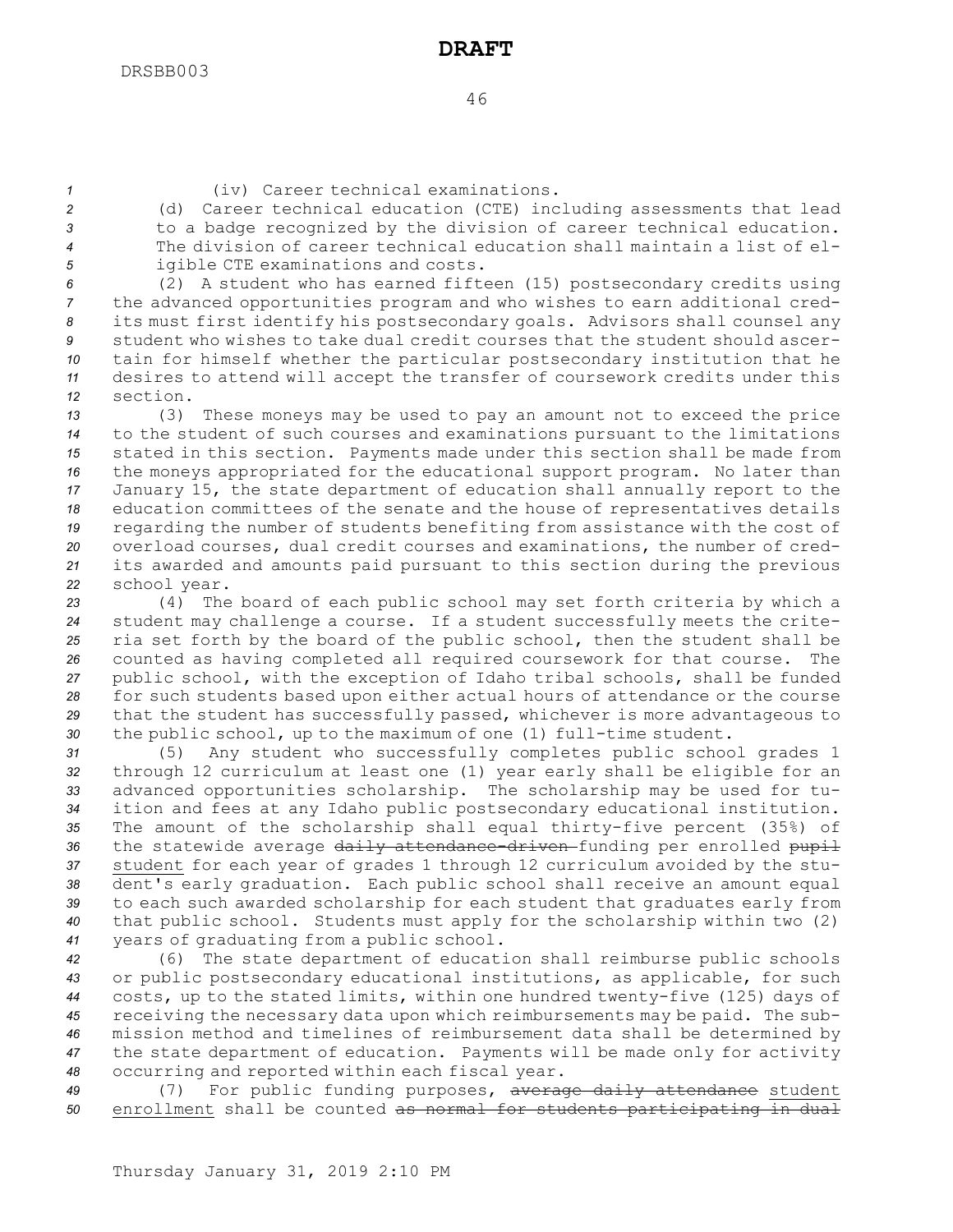(iv) Career technical examinations.

(d) Career technical education (CTE) including assessments that lead to a badge recognized by the division of career technical education. The division of career technical education shall maintain a list of eligible CTE examinations and costs.

(2) A student who has earned fifteen (15) postsecondary credits using the advanced opportunities program and who wishes to earn additional credits must first identify his postsecondary goals. Advisors shall counsel any student who wishes to take dual credit courses that the student should ascertain for himself whether the particular postsecondary institution that he desires to attend will accept the transfer of coursework credits under this section.

(3) These moneys may be used to pay an amount not to exceed the price to the student of such courses and examinations pursuant to the limitations stated in this section. Payments made under this section shall be made from the moneys appropriated for the educational support program. No later than January 15, the state department of education shall annually report to the education committees of the senate and the house of representatives details regarding the number of students benefiting from assistance with the cost of overload courses, dual credit courses and examinations, the number of credits awarded and amounts paid pursuant to this section during the previous school year.

(4) The board of each public school may set forth criteria by which a student may challenge a course. If a student successfully meets the criteria set forth by the board of the public school, then the student shall be counted as having completed all required coursework for that course. The public school, with the exception of Idaho tribal schools, shall be funded for such students based upon either actual hours of attendance or the course that the student has successfully passed, whichever is more advantageous to the public school, up to the maximum of one (1) full-time student.

(5) Any student who successfully completes public school grades 1 through 12 curriculum at least one (1) year early shall be eligible for an advanced opportunities scholarship. The scholarship may be used for tuition and fees at any Idaho public postsecondary educational institution. The amount of the scholarship shall equal thirty-five percent (35%) of the statewide average ~~daily attendance-driven~~ funding per enrolled ~~pupil~~ <u>student</u> for each year of grades 1 through 12 curriculum avoided by the student's early graduation. Each public school shall receive an amount equal to each such awarded scholarship for each student that graduates early from that public school. Students must apply for the scholarship within two (2) years of graduating from a public school.

(6) The state department of education shall reimburse public schools or public postsecondary educational institutions, as applicable, for such costs, up to the stated limits, within one hundred twenty-five (125) days of receiving the necessary data upon which reimbursements may be paid. The submission method and timelines of reimbursement data shall be determined by the state department of education. Payments will be made only for activity occurring and reported within each fiscal year.

(7) For public funding purposes, ~~average daily attendance~~ <u>student enrollment</u> shall be counted ~~as normal for students participating in dual~~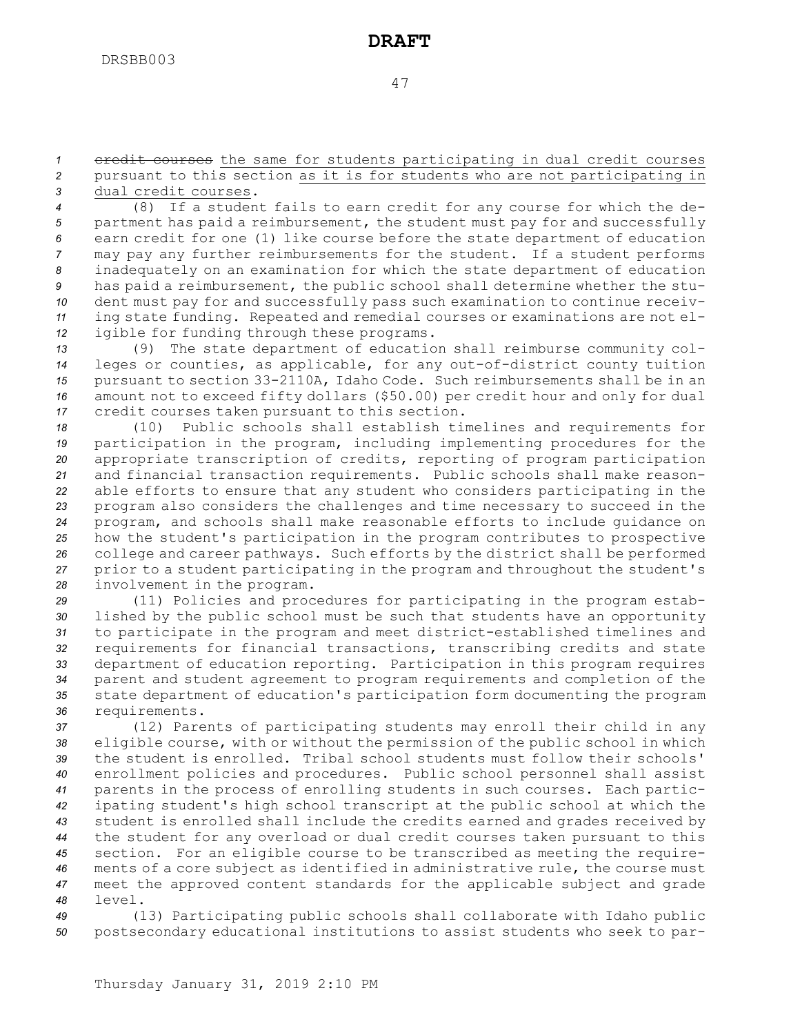~~credit courses~~ the same for students participating in dual credit courses pursuant to this section as it is for students who are not participating in dual credit courses.

(8) If a student fails to earn credit for any course for which the department has paid a reimbursement, the student must pay for and successfully earn credit for one (1) like course before the state department of education may pay any further reimbursements for the student. If a student performs inadequately on an examination for which the state department of education has paid a reimbursement, the public school shall determine whether the student must pay for and successfully pass such examination to continue receiving state funding. Repeated and remedial courses or examinations are not eligible for funding through these programs.

(9) The state department of education shall reimburse community colleges or counties, as applicable, for any out-of-district county tuition pursuant to section 33-2110A, Idaho Code. Such reimbursements shall be in an amount not to exceed fifty dollars ($50.00) per credit hour and only for dual credit courses taken pursuant to this section.

(10) Public schools shall establish timelines and requirements for participation in the program, including implementing procedures for the appropriate transcription of credits, reporting of program participation and financial transaction requirements. Public schools shall make reasonable efforts to ensure that any student who considers participating in the program also considers the challenges and time necessary to succeed in the program, and schools shall make reasonable efforts to include guidance on how the student's participation in the program contributes to prospective college and career pathways. Such efforts by the district shall be performed prior to a student participating in the program and throughout the student's involvement in the program.

(11) Policies and procedures for participating in the program established by the public school must be such that students have an opportunity to participate in the program and meet district-established timelines and requirements for financial transactions, transcribing credits and state department of education reporting. Participation in this program requires parent and student agreement to program requirements and completion of the state department of education's participation form documenting the program requirements.

(12) Parents of participating students may enroll their child in any eligible course, with or without the permission of the public school in which the student is enrolled. Tribal school students must follow their schools' enrollment policies and procedures. Public school personnel shall assist parents in the process of enrolling students in such courses. Each participating student's high school transcript at the public school at which the student is enrolled shall include the credits earned and grades received by the student for any overload or dual credit courses taken pursuant to this section. For an eligible course to be transcribed as meeting the requirements of a core subject as identified in administrative rule, the course must meet the approved content standards for the applicable subject and grade level.

(13) Participating public schools shall collaborate with Idaho public postsecondary educational institutions to assist students who seek to par-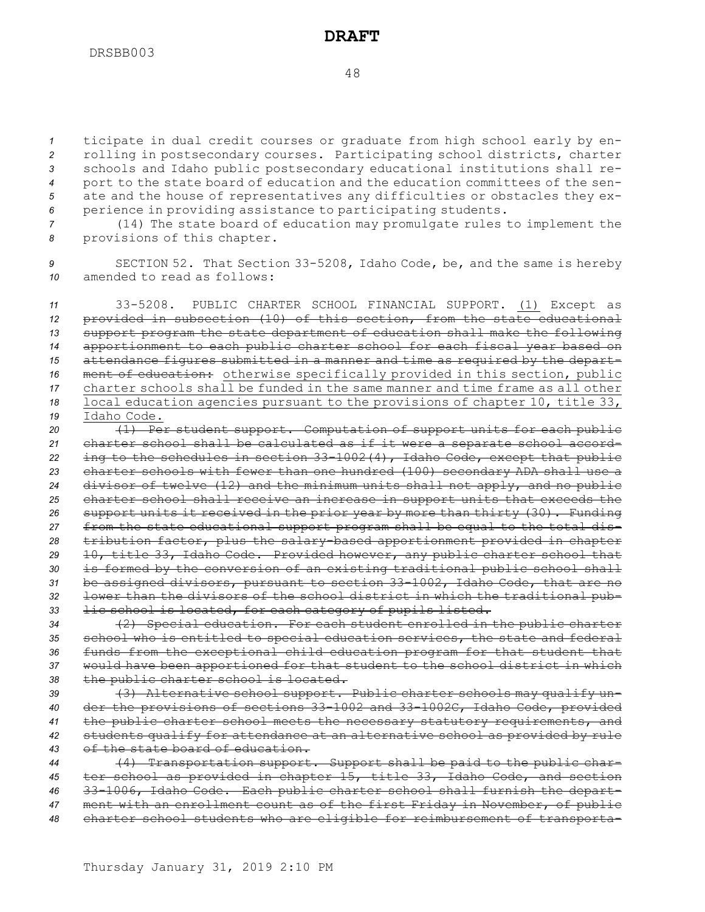ticipate in dual credit courses or graduate from high school early by enrolling in postsecondary courses. Participating school districts, charter schools and Idaho public postsecondary educational institutions shall report to the state board of education and the education committees of the senate and the house of representatives any difficulties or obstacles they experience in providing assistance to participating students.

(14) The state board of education may promulgate rules to implement the provisions of this chapter.

SECTION 52. That Section 33-5208, Idaho Code, be, and the same is hereby amended to read as follows:

33-5208. PUBLIC CHARTER SCHOOL FINANCIAL SUPPORT. <u>(1)</u> Except as ~~provided in subsection (10) of this section, from the state educational support program the state department of education shall make the following apportionment to each public charter school for each fiscal year based on attendance figures submitted in a manner and time as required by the department of education:~~ <u>otherwise specifically provided in this section, public charter schools shall be funded in the same manner and time frame as all other local education agencies pursuant to the provisions of chapter 10, title 33, Idaho Code.</u>

~~(1) Per student support. Computation of support units for each public charter school shall be calculated as if it were a separate school according to the schedules in section 33-1002(4), Idaho Code, except that public charter schools with fewer than one hundred (100) secondary ADA shall use a divisor of twelve (12) and the minimum units shall not apply, and no public charter school shall receive an increase in support units that exceeds the support units it received in the prior year by more than thirty (30). Funding from the state educational support program shall be equal to the total distribution factor, plus the salary-based apportionment provided in chapter 10, title 33, Idaho Code. Provided however, any public charter school that is formed by the conversion of an existing traditional public school shall be assigned divisors, pursuant to section 33-1002, Idaho Code, that are no lower than the divisors of the school district in which the traditional public school is located, for each category of pupils listed.~~

~~(2) Special education. For each student enrolled in the public charter school who is entitled to special education services, the state and federal funds from the exceptional child education program for that student that would have been apportioned for that student to the school district in which the public charter school is located.~~

~~(3) Alternative school support. Public charter schools may qualify under the provisions of sections 33-1002 and 33-1002C, Idaho Code, provided the public charter school meets the necessary statutory requirements, and students qualify for attendance at an alternative school as provided by rule of the state board of education.~~

~~(4) Transportation support. Support shall be paid to the public charter school as provided in chapter 15, title 33, Idaho Code, and section 33-1006, Idaho Code. Each public charter school shall furnish the department with an enrollment count as of the first Friday in November, of public charter school students who are eligible for reimbursement of transporta-~~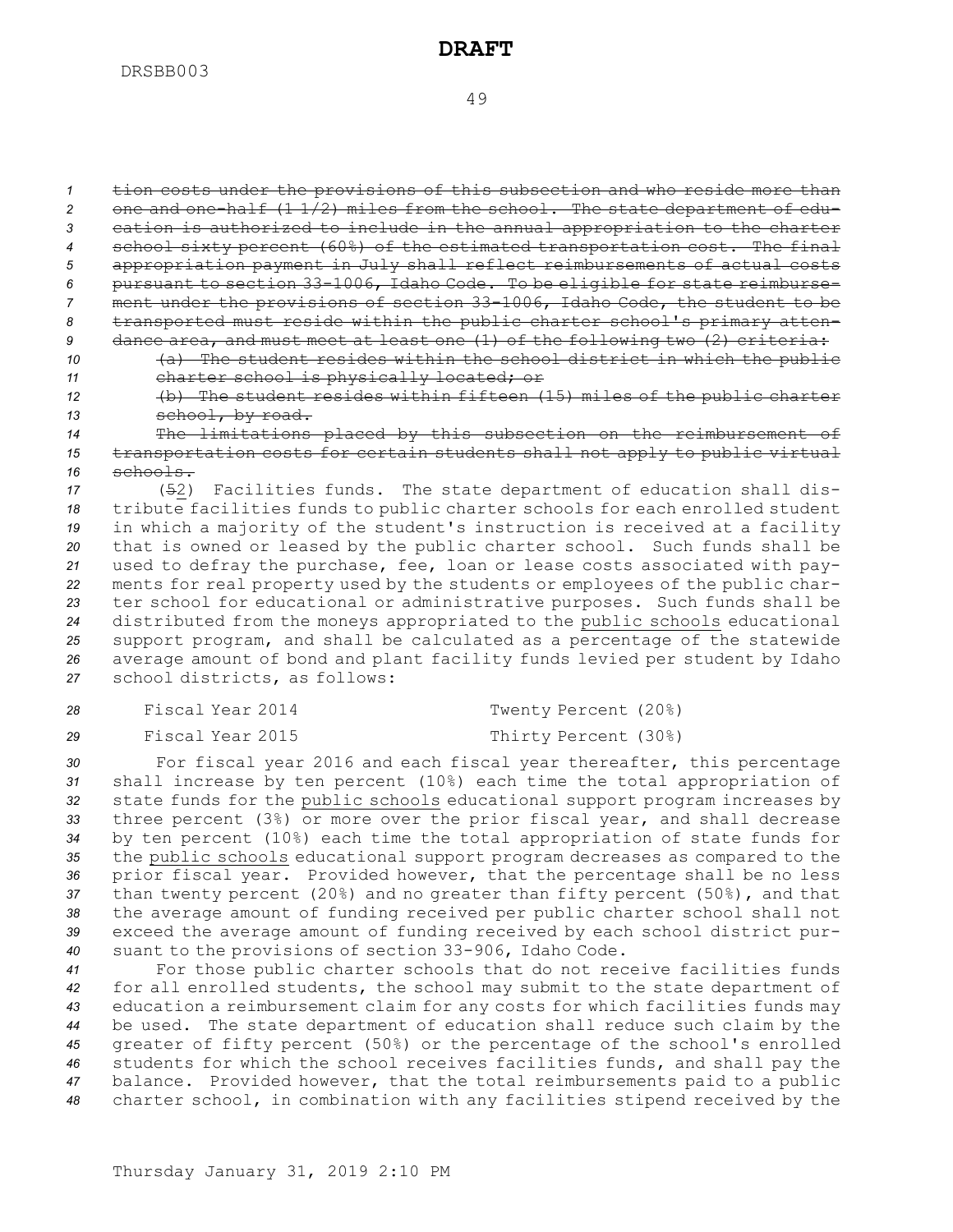~~tion costs under the provisions of this subsection and who reside more than one and one-half (1 1/2) miles from the school. The state department of education is authorized to include in the annual appropriation to the charter school sixty percent (60%) of the estimated transportation cost. The final appropriation payment in July shall reflect reimbursements of actual costs pursuant to section 33-1006, Idaho Code. To be eligible for state reimbursement under the provisions of section 33-1006, Idaho Code, the student to be transported must reside within the public charter school's primary attendance area, and must meet at least one (1) of the following two (2) criteria:~~

~~(a) The student resides within the school district in which the public charter school is physically located; or~~

~~(b) The student resides within fifteen (15) miles of the public charter school, by road.~~

~~The limitations placed by this subsection on the reimbursement of transportation costs for certain students shall not apply to public virtual schools.~~

(~~5~~2) Facilities funds. The state department of education shall distribute facilities funds to public charter schools for each enrolled student in which a majority of the student's instruction is received at a facility that is owned or leased by the public charter school. Such funds shall be used to defray the purchase, fee, loan or lease costs associated with payments for real property used by the students or employees of the public charter school for educational or administrative purposes. Such funds shall be distributed from the moneys appropriated to the public schools educational support program, and shall be calculated as a percentage of the statewide average amount of bond and plant facility funds levied per student by Idaho school districts, as follows:

| | |
|---|---|
| Fiscal Year 2014 | Twenty Percent (20%) |
| Fiscal Year 2015 | Thirty Percent (30%) |

For fiscal year 2016 and each fiscal year thereafter, this percentage shall increase by ten percent (10%) each time the total appropriation of state funds for the public schools educational support program increases by three percent (3%) or more over the prior fiscal year, and shall decrease by ten percent (10%) each time the total appropriation of state funds for the public schools educational support program decreases as compared to the prior fiscal year. Provided however, that the percentage shall be no less than twenty percent (20%) and no greater than fifty percent (50%), and that the average amount of funding received per public charter school shall not exceed the average amount of funding received by each school district pursuant to the provisions of section 33-906, Idaho Code.

For those public charter schools that do not receive facilities funds for all enrolled students, the school may submit to the state department of education a reimbursement claim for any costs for which facilities funds may be used. The state department of education shall reduce such claim by the greater of fifty percent (50%) or the percentage of the school's enrolled students for which the school receives facilities funds, and shall pay the balance. Provided however, that the total reimbursements paid to a public charter school, in combination with any facilities stipend received by the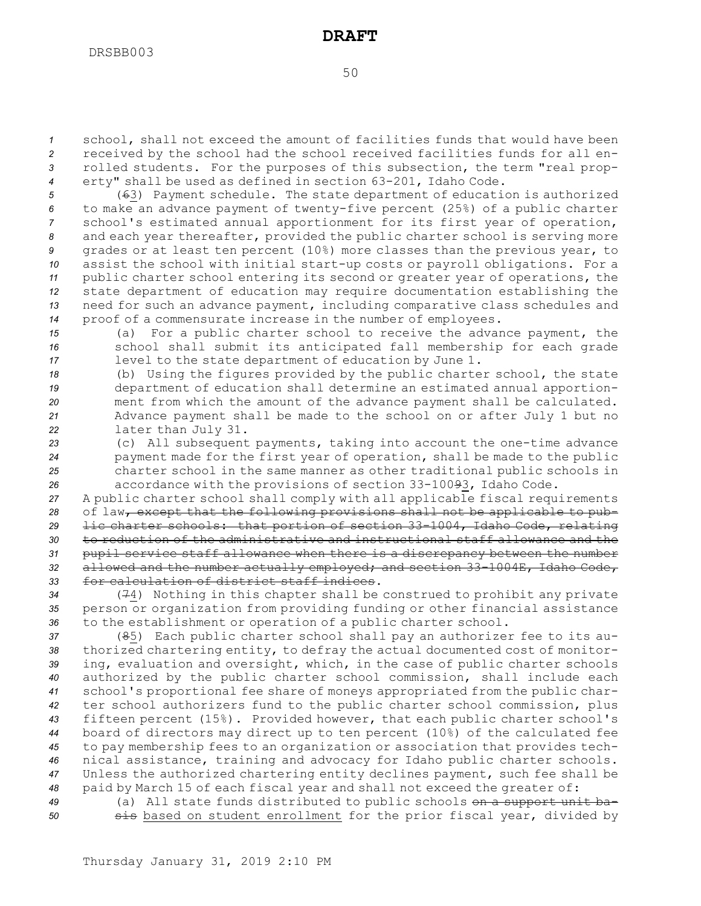school, shall not exceed the amount of facilities funds that would have been received by the school had the school received facilities funds for all enrolled students. For the purposes of this subsection, the term "real property" shall be used as defined in section 63-201, Idaho Code.

(~~6~~3) Payment schedule. The state department of education is authorized to make an advance payment of twenty-five percent (25%) of a public charter school's estimated annual apportionment for its first year of operation, and each year thereafter, provided the public charter school is serving more grades or at least ten percent (10%) more classes than the previous year, to assist the school with initial start-up costs or payroll obligations. For a public charter school entering its second or greater year of operations, the state department of education may require documentation establishing the need for such an advance payment, including comparative class schedules and proof of a commensurate increase in the number of employees.

(a) For a public charter school to receive the advance payment, the school shall submit its anticipated fall membership for each grade level to the state department of education by June 1.

(b) Using the figures provided by the public charter school, the state department of education shall determine an estimated annual apportionment from which the amount of the advance payment shall be calculated. Advance payment shall be made to the school on or after July 1 but no later than July 31.

(c) All subsequent payments, taking into account the one-time advance payment made for the first year of operation, shall be made to the public charter school in the same manner as other traditional public schools in accordance with the provisions of section 33-100~~9~~3, Idaho Code.

A public charter school shall comply with all applicable fiscal requirements of law~~, except that the following provisions shall not be applicable to public charter schools: that portion of section 33-1004, Idaho Code, relating to reduction of the administrative and instructional staff allowance and the pupil service staff allowance when there is a discrepancy between the number allowed and the number actually employed; and section 33-1004E, Idaho Code, for calculation of district staff indices~~.

(~~7~~4) Nothing in this chapter shall be construed to prohibit any private person or organization from providing funding or other financial assistance to the establishment or operation of a public charter school.

(~~8~~5) Each public charter school shall pay an authorizer fee to its authorized chartering entity, to defray the actual documented cost of monitoring, evaluation and oversight, which, in the case of public charter schools authorized by the public charter school commission, shall include each school's proportional fee share of moneys appropriated from the public charter school authorizers fund to the public charter school commission, plus fifteen percent (15%). Provided however, that each public charter school's board of directors may direct up to ten percent (10%) of the calculated fee to pay membership fees to an organization or association that provides technical assistance, training and advocacy for Idaho public charter schools. Unless the authorized chartering entity declines payment, such fee shall be paid by March 15 of each fiscal year and shall not exceed the greater of:

(a) All state funds distributed to public schools ~~on a support unit basis~~ based on student enrollment for the prior fiscal year, divided by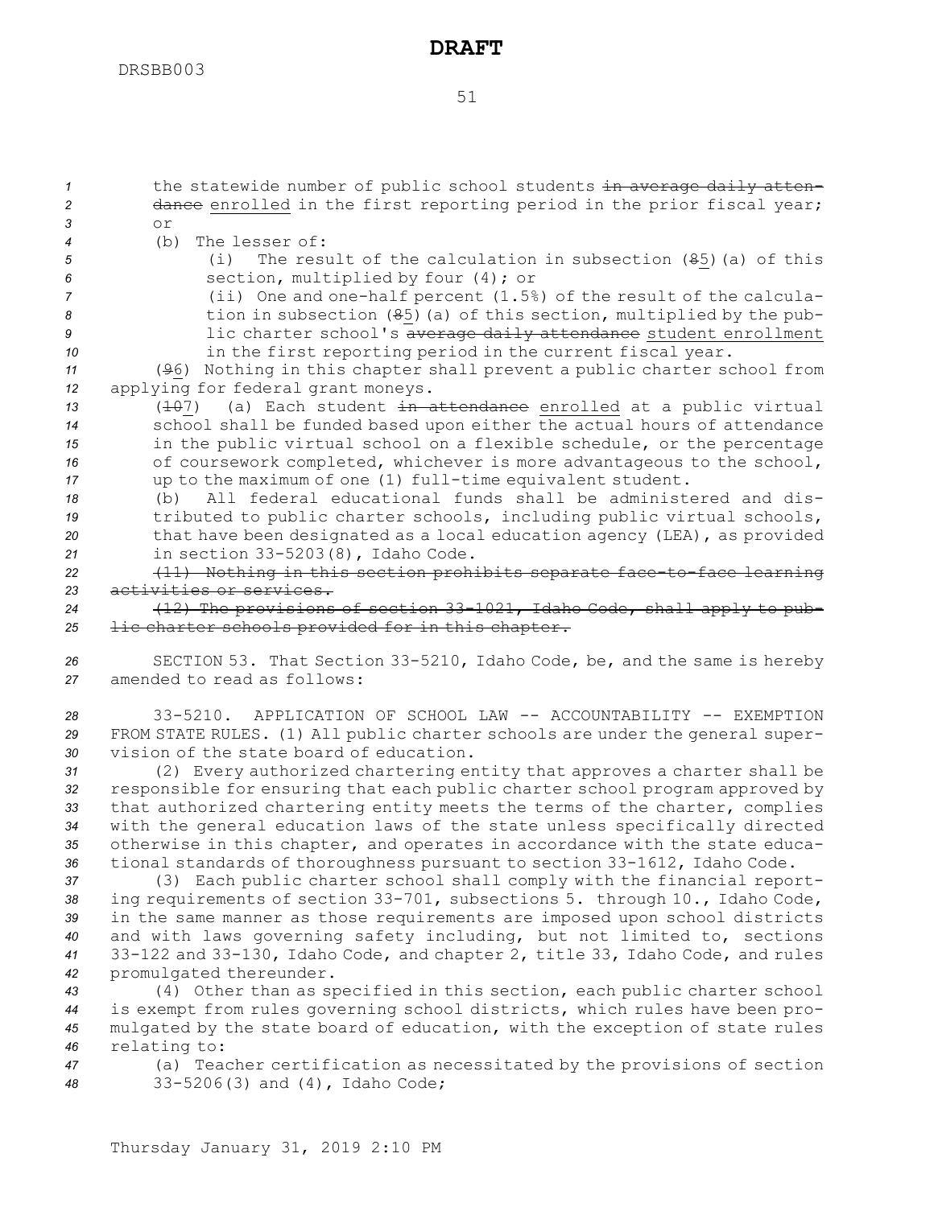the statewide number of public school students ~~in average daily attendance~~ enrolled in the first reporting period in the prior fiscal year; or

(b) The lesser of:

(i) The result of the calculation in subsection (~~8~~5)(a) of this section, multiplied by four (4); or

(ii) One and one-half percent (1.5%) of the result of the calculation in subsection (~~8~~5)(a) of this section, multiplied by the public charter school's ~~average daily attendance~~ student enrollment in the first reporting period in the current fiscal year.

(~~9~~6) Nothing in this chapter shall prevent a public charter school from applying for federal grant moneys.

(~~10~~7) (a) Each student ~~in attendance~~ enrolled at a public virtual school shall be funded based upon either the actual hours of attendance in the public virtual school on a flexible schedule, or the percentage of coursework completed, whichever is more advantageous to the school, up to the maximum of one (1) full-time equivalent student.

(b) All federal educational funds shall be administered and distributed to public charter schools, including public virtual schools, that have been designated as a local education agency (LEA), as provided in section 33-5203(8), Idaho Code.

~~(11) Nothing in this section prohibits separate face-to-face learning activities or services.~~

~~(12) The provisions of section 33-1021, Idaho Code, shall apply to public charter schools provided for in this chapter.~~

SECTION 53. That Section 33-5210, Idaho Code, be, and the same is hereby amended to read as follows:

33-5210. APPLICATION OF SCHOOL LAW -- ACCOUNTABILITY -- EXEMPTION FROM STATE RULES. (1) All public charter schools are under the general supervision of the state board of education.

(2) Every authorized chartering entity that approves a charter shall be responsible for ensuring that each public charter school program approved by that authorized chartering entity meets the terms of the charter, complies with the general education laws of the state unless specifically directed otherwise in this chapter, and operates in accordance with the state educational standards of thoroughness pursuant to section 33-1612, Idaho Code.

(3) Each public charter school shall comply with the financial reporting requirements of section 33-701, subsections 5. through 10., Idaho Code, in the same manner as those requirements are imposed upon school districts and with laws governing safety including, but not limited to, sections 33-122 and 33-130, Idaho Code, and chapter 2, title 33, Idaho Code, and rules promulgated thereunder.

(4) Other than as specified in this section, each public charter school is exempt from rules governing school districts, which rules have been promulgated by the state board of education, with the exception of state rules relating to:

(a) Teacher certification as necessitated by the provisions of section 33-5206(3) and (4), Idaho Code;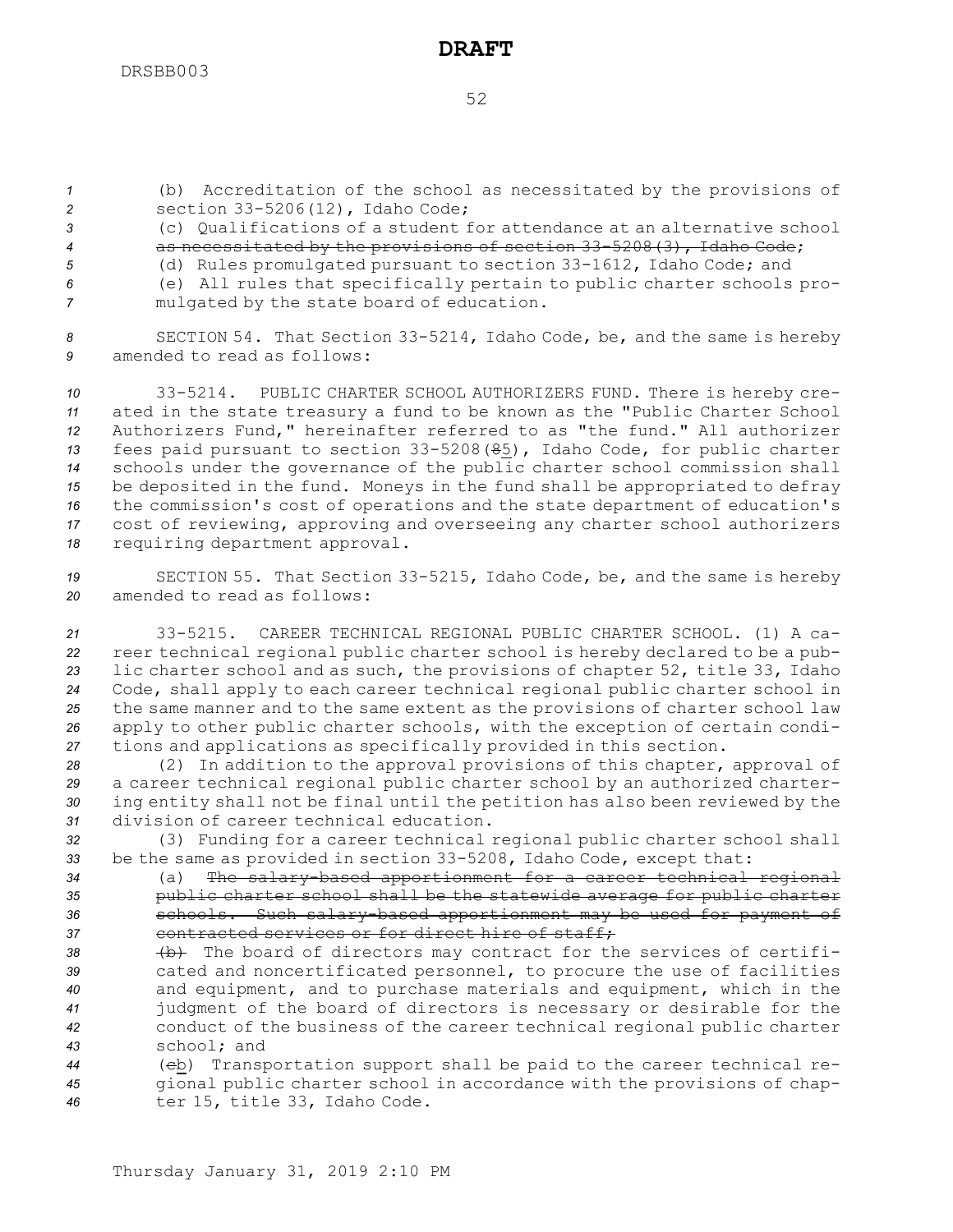(b) Accreditation of the school as necessitated by the provisions of section 33-5206(12), Idaho Code;

(c) Qualifications of a student for attendance at an alternative school ~~as necessitated by the provisions of section 33-5208(3), Idaho Code~~;

(d) Rules promulgated pursuant to section 33-1612, Idaho Code; and

(e) All rules that specifically pertain to public charter schools promulgated by the state board of education.

SECTION 54. That Section 33-5214, Idaho Code, be, and the same is hereby amended to read as follows:

33-5214. PUBLIC CHARTER SCHOOL AUTHORIZERS FUND. There is hereby created in the state treasury a fund to be known as the "Public Charter School Authorizers Fund," hereinafter referred to as "the fund." All authorizer fees paid pursuant to section 33-5208(~~8~~5), Idaho Code, for public charter schools under the governance of the public charter school commission shall be deposited in the fund. Moneys in the fund shall be appropriated to defray the commission's cost of operations and the state department of education's cost of reviewing, approving and overseeing any charter school authorizers requiring department approval.

SECTION 55. That Section 33-5215, Idaho Code, be, and the same is hereby amended to read as follows:

33-5215. CAREER TECHNICAL REGIONAL PUBLIC CHARTER SCHOOL. (1) A career technical regional public charter school is hereby declared to be a public charter school and as such, the provisions of chapter 52, title 33, Idaho Code, shall apply to each career technical regional public charter school in the same manner and to the same extent as the provisions of charter school law apply to other public charter schools, with the exception of certain conditions and applications as specifically provided in this section.

(2) In addition to the approval provisions of this chapter, approval of a career technical regional public charter school by an authorized chartering entity shall not be final until the petition has also been reviewed by the division of career technical education.

(3) Funding for a career technical regional public charter school shall be the same as provided in section 33-5208, Idaho Code, except that:

(a) ~~The salary-based apportionment for a career technical regional public charter school shall be the statewide average for public charter schools. Such salary-based apportionment may be used for payment of contracted services or for direct hire of staff;~~

~~(b)~~ The board of directors may contract for the services of certificated and noncertificated personnel, to procure the use of facilities and equipment, and to purchase materials and equipment, which in the judgment of the board of directors is necessary or desirable for the conduct of the business of the career technical regional public charter school; and

(~~c~~b) Transportation support shall be paid to the career technical regional public charter school in accordance with the provisions of chapter 15, title 33, Idaho Code.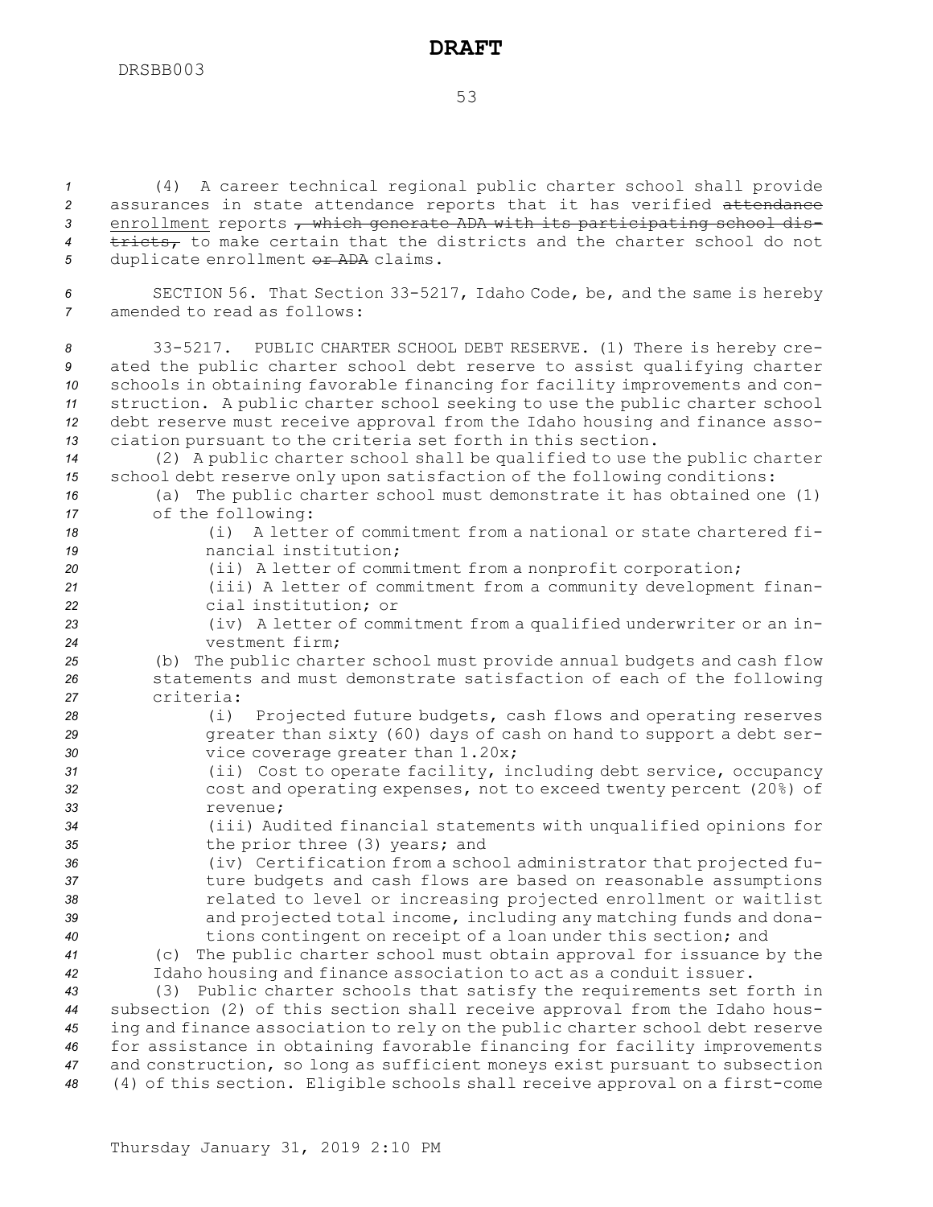(4) A career technical regional public charter school shall provide assurances in state attendance reports that it has verified ~~attendance~~ enrollment reports ~~, which generate ADA with its participating school districts,~~ to make certain that the districts and the charter school do not duplicate enrollment ~~or ADA~~ claims.

SECTION 56. That Section 33-5217, Idaho Code, be, and the same is hereby amended to read as follows:

33-5217. PUBLIC CHARTER SCHOOL DEBT RESERVE. (1) There is hereby created the public charter school debt reserve to assist qualifying charter schools in obtaining favorable financing for facility improvements and construction. A public charter school seeking to use the public charter school debt reserve must receive approval from the Idaho housing and finance association pursuant to the criteria set forth in this section.

(2) A public charter school shall be qualified to use the public charter school debt reserve only upon satisfaction of the following conditions:

(a) The public charter school must demonstrate it has obtained one (1) of the following:

(i) A letter of commitment from a national or state chartered financial institution;

(ii) A letter of commitment from a nonprofit corporation;

(iii) A letter of commitment from a community development financial institution; or

(iv) A letter of commitment from a qualified underwriter or an investment firm;

(b) The public charter school must provide annual budgets and cash flow statements and must demonstrate satisfaction of each of the following criteria:

(i) Projected future budgets, cash flows and operating reserves greater than sixty (60) days of cash on hand to support a debt service coverage greater than 1.20x;

(ii) Cost to operate facility, including debt service, occupancy cost and operating expenses, not to exceed twenty percent (20%) of revenue;

(iii) Audited financial statements with unqualified opinions for the prior three (3) years; and

(iv) Certification from a school administrator that projected future budgets and cash flows are based on reasonable assumptions related to level or increasing projected enrollment or waitlist and projected total income, including any matching funds and donations contingent on receipt of a loan under this section; and

(c) The public charter school must obtain approval for issuance by the Idaho housing and finance association to act as a conduit issuer.

(3) Public charter schools that satisfy the requirements set forth in subsection (2) of this section shall receive approval from the Idaho housing and finance association to rely on the public charter school debt reserve for assistance in obtaining favorable financing for facility improvements and construction, so long as sufficient moneys exist pursuant to subsection (4) of this section. Eligible schools shall receive approval on a first-come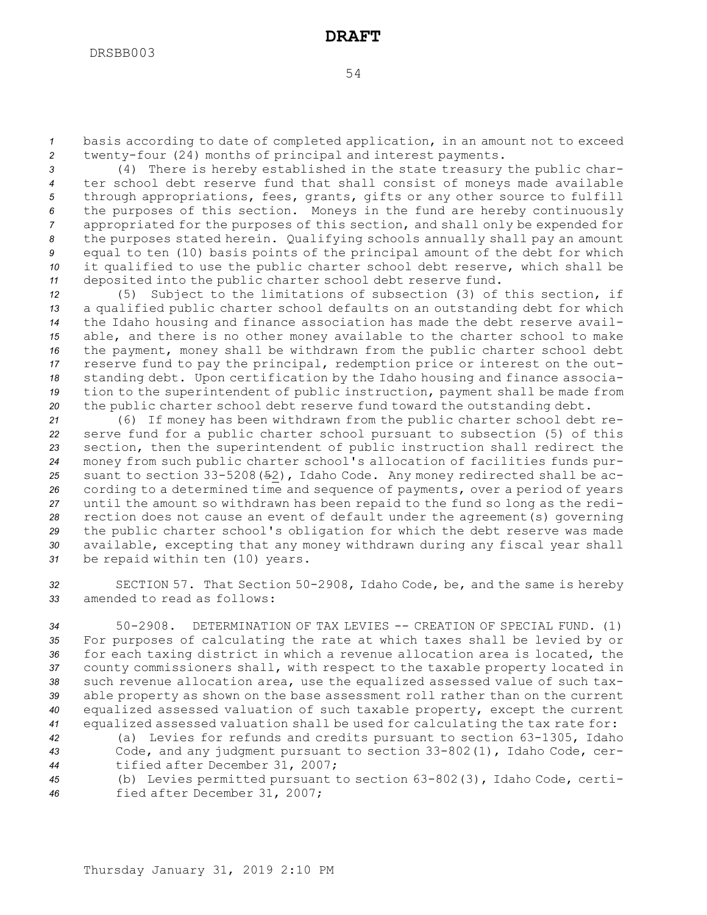basis according to date of completed application, in an amount not to exceed twenty-four (24) months of principal and interest payments.

(4) There is hereby established in the state treasury the public charter school debt reserve fund that shall consist of moneys made available through appropriations, fees, grants, gifts or any other source to fulfill the purposes of this section. Moneys in the fund are hereby continuously appropriated for the purposes of this section, and shall only be expended for the purposes stated herein. Qualifying schools annually shall pay an amount equal to ten (10) basis points of the principal amount of the debt for which it qualified to use the public charter school debt reserve, which shall be deposited into the public charter school debt reserve fund.

(5) Subject to the limitations of subsection (3) of this section, if a qualified public charter school defaults on an outstanding debt for which the Idaho housing and finance association has made the debt reserve available, and there is no other money available to the charter school to make the payment, money shall be withdrawn from the public charter school debt reserve fund to pay the principal, redemption price or interest on the outstanding debt. Upon certification by the Idaho housing and finance association to the superintendent of public instruction, payment shall be made from the public charter school debt reserve fund toward the outstanding debt.

(6) If money has been withdrawn from the public charter school debt reserve fund for a public charter school pursuant to subsection (5) of this section, then the superintendent of public instruction shall redirect the money from such public charter school's allocation of facilities funds pursuant to section 33-5208(~~5~~2), Idaho Code. Any money redirected shall be according to a determined time and sequence of payments, over a period of years until the amount so withdrawn has been repaid to the fund so long as the redirection does not cause an event of default under the agreement(s) governing the public charter school's obligation for which the debt reserve was made available, excepting that any money withdrawn during any fiscal year shall be repaid within ten (10) years.

SECTION 57. That Section 50-2908, Idaho Code, be, and the same is hereby amended to read as follows:

50-2908. DETERMINATION OF TAX LEVIES -- CREATION OF SPECIAL FUND. (1) For purposes of calculating the rate at which taxes shall be levied by or for each taxing district in which a revenue allocation area is located, the county commissioners shall, with respect to the taxable property located in such revenue allocation area, use the equalized assessed value of such taxable property as shown on the base assessment roll rather than on the current equalized assessed valuation of such taxable property, except the current equalized assessed valuation shall be used for calculating the tax rate for:

(a) Levies for refunds and credits pursuant to section 63-1305, Idaho Code, and any judgment pursuant to section 33-802(1), Idaho Code, certified after December 31, 2007;

(b) Levies permitted pursuant to section 63-802(3), Idaho Code, certified after December 31, 2007;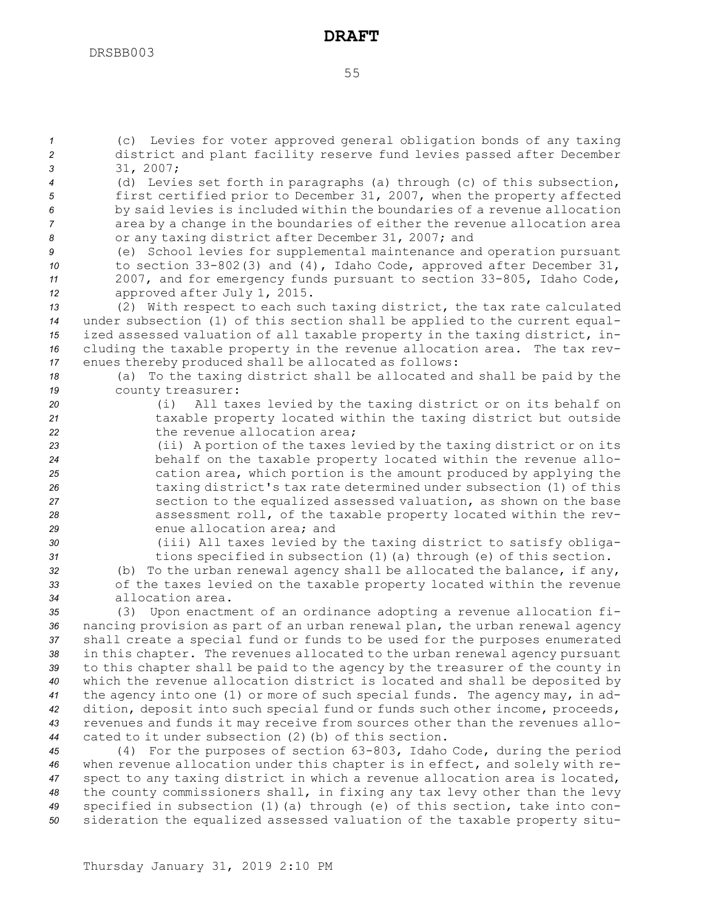(c) Levies for voter approved general obligation bonds of any taxing district and plant facility reserve fund levies passed after December 31, 2007;

(d) Levies set forth in paragraphs (a) through (c) of this subsection, first certified prior to December 31, 2007, when the property affected by said levies is included within the boundaries of a revenue allocation area by a change in the boundaries of either the revenue allocation area or any taxing district after December 31, 2007; and

(e) School levies for supplemental maintenance and operation pursuant to section 33-802(3) and (4), Idaho Code, approved after December 31, 2007, and for emergency funds pursuant to section 33-805, Idaho Code, approved after July 1, 2015.

(2) With respect to each such taxing district, the tax rate calculated under subsection (1) of this section shall be applied to the current equalized assessed valuation of all taxable property in the taxing district, including the taxable property in the revenue allocation area. The tax revenues thereby produced shall be allocated as follows:

(a) To the taxing district shall be allocated and shall be paid by the county treasurer:

(i) All taxes levied by the taxing district or on its behalf on taxable property located within the taxing district but outside the revenue allocation area;

(ii) A portion of the taxes levied by the taxing district or on its behalf on the taxable property located within the revenue allocation area, which portion is the amount produced by applying the taxing district's tax rate determined under subsection (1) of this section to the equalized assessed valuation, as shown on the base assessment roll, of the taxable property located within the revenue allocation area; and

(iii) All taxes levied by the taxing district to satisfy obligations specified in subsection (1)(a) through (e) of this section.

(b) To the urban renewal agency shall be allocated the balance, if any, of the taxes levied on the taxable property located within the revenue allocation area.

(3) Upon enactment of an ordinance adopting a revenue allocation financing provision as part of an urban renewal plan, the urban renewal agency shall create a special fund or funds to be used for the purposes enumerated in this chapter. The revenues allocated to the urban renewal agency pursuant to this chapter shall be paid to the agency by the treasurer of the county in which the revenue allocation district is located and shall be deposited by the agency into one (1) or more of such special funds. The agency may, in addition, deposit into such special fund or funds such other income, proceeds, revenues and funds it may receive from sources other than the revenues allocated to it under subsection (2)(b) of this section.

(4) For the purposes of section 63-803, Idaho Code, during the period when revenue allocation under this chapter is in effect, and solely with respect to any taxing district in which a revenue allocation area is located, the county commissioners shall, in fixing any tax levy other than the levy specified in subsection (1)(a) through (e) of this section, take into consideration the equalized assessed valuation of the taxable property situ-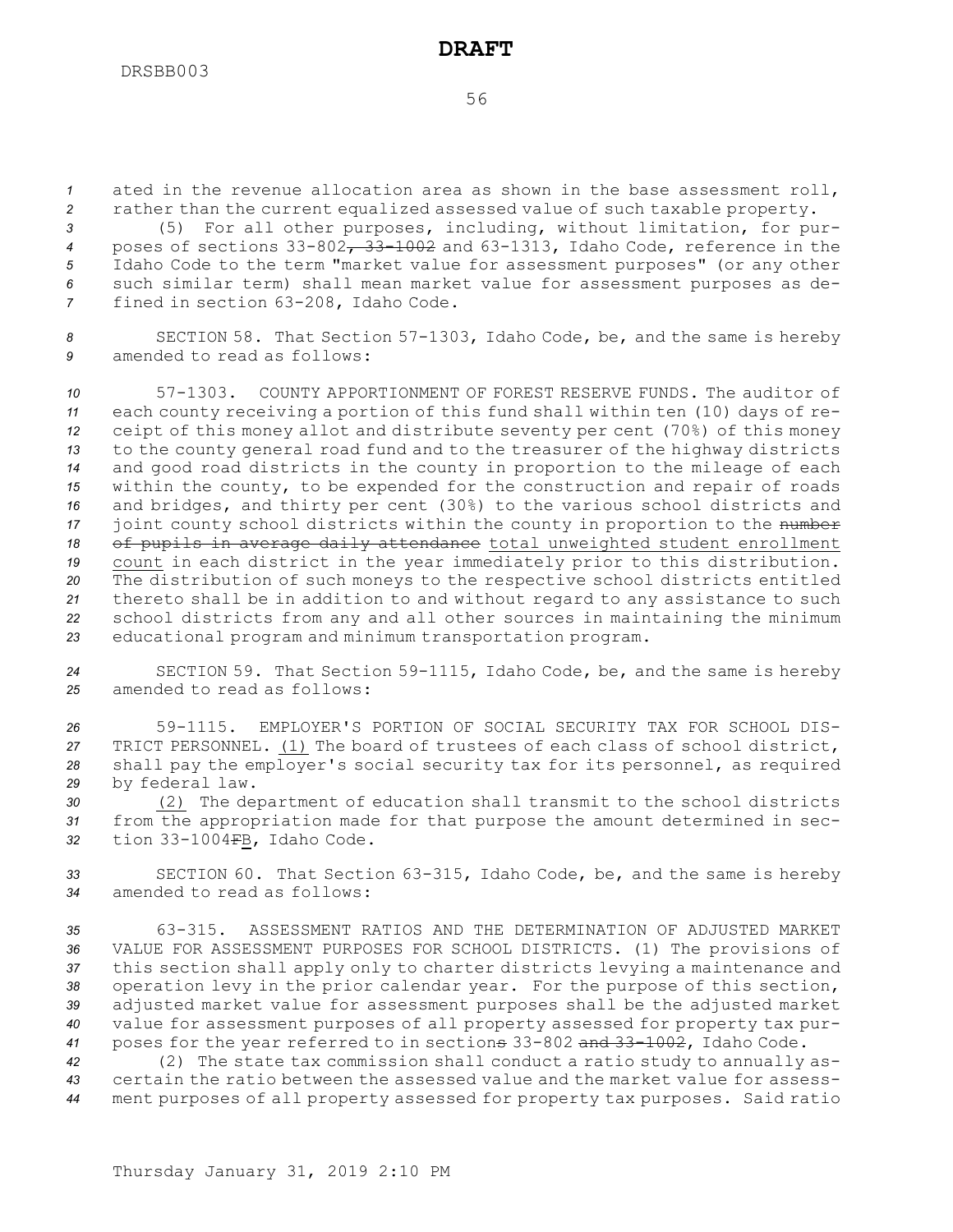ated in the revenue allocation area as shown in the base assessment roll, rather than the current equalized assessed value of such taxable property.

(5) For all other purposes, including, without limitation, for purposes of sections 33-802~~, 33-1002~~ and 63-1313, Idaho Code, reference in the Idaho Code to the term "market value for assessment purposes" (or any other such similar term) shall mean market value for assessment purposes as defined in section 63-208, Idaho Code.

SECTION 58. That Section 57-1303, Idaho Code, be, and the same is hereby amended to read as follows:

57-1303. COUNTY APPORTIONMENT OF FOREST RESERVE FUNDS. The auditor of each county receiving a portion of this fund shall within ten (10) days of receipt of this money allot and distribute seventy per cent (70%) of this money to the county general road fund and to the treasurer of the highway districts and good road districts in the county in proportion to the mileage of each within the county, to be expended for the construction and repair of roads and bridges, and thirty per cent (30%) to the various school districts and joint county school districts within the county in proportion to the ~~number of pupils in average daily attendance~~ <u>total unweighted student enrollment count</u> in each district in the year immediately prior to this distribution. The distribution of such moneys to the respective school districts entitled thereto shall be in addition to and without regard to any assistance to such school districts from any and all other sources in maintaining the minimum educational program and minimum transportation program.

SECTION 59. That Section 59-1115, Idaho Code, be, and the same is hereby amended to read as follows:

59-1115. EMPLOYER'S PORTION OF SOCIAL SECURITY TAX FOR SCHOOL DISTRICT PERSONNEL. <u>(1)</u> The board of trustees of each class of school district, shall pay the employer's social security tax for its personnel, as required by federal law.

<u>(2)</u> The department of education shall transmit to the school districts from the appropriation made for that purpose the amount determined in section 33-1004~~F~~<u>B</u>, Idaho Code.

SECTION 60. That Section 63-315, Idaho Code, be, and the same is hereby amended to read as follows:

63-315. ASSESSMENT RATIOS AND THE DETERMINATION OF ADJUSTED MARKET VALUE FOR ASSESSMENT PURPOSES FOR SCHOOL DISTRICTS. (1) The provisions of this section shall apply only to charter districts levying a maintenance and operation levy in the prior calendar year. For the purpose of this section, adjusted market value for assessment purposes shall be the adjusted market value for assessment purposes of all property assessed for property tax purposes for the year referred to in section~~s~~ 33-802 ~~and 33-1002~~, Idaho Code.

(2) The state tax commission shall conduct a ratio study to annually ascertain the ratio between the assessed value and the market value for assessment purposes of all property assessed for property tax purposes. Said ratio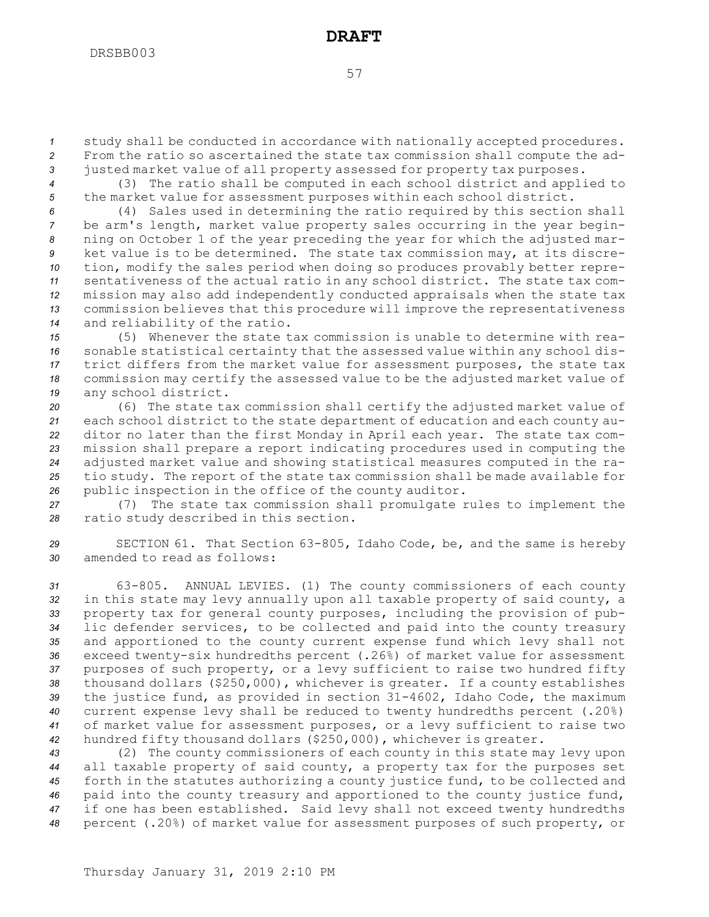study shall be conducted in accordance with nationally accepted procedures. From the ratio so ascertained the state tax commission shall compute the adjusted market value of all property assessed for property tax purposes.

(3) The ratio shall be computed in each school district and applied to the market value for assessment purposes within each school district.

(4) Sales used in determining the ratio required by this section shall be arm's length, market value property sales occurring in the year beginning on October 1 of the year preceding the year for which the adjusted market value is to be determined. The state tax commission may, at its discretion, modify the sales period when doing so produces provably better representativeness of the actual ratio in any school district. The state tax commission may also add independently conducted appraisals when the state tax commission believes that this procedure will improve the representativeness and reliability of the ratio.

(5) Whenever the state tax commission is unable to determine with reasonable statistical certainty that the assessed value within any school district differs from the market value for assessment purposes, the state tax commission may certify the assessed value to be the adjusted market value of any school district.

(6) The state tax commission shall certify the adjusted market value of each school district to the state department of education and each county auditor no later than the first Monday in April each year. The state tax commission shall prepare a report indicating procedures used in computing the adjusted market value and showing statistical measures computed in the ratio study. The report of the state tax commission shall be made available for public inspection in the office of the county auditor.

(7) The state tax commission shall promulgate rules to implement the ratio study described in this section.

SECTION 61. That Section 63-805, Idaho Code, be, and the same is hereby amended to read as follows:

63-805. ANNUAL LEVIES. (1) The county commissioners of each county in this state may levy annually upon all taxable property of said county, a property tax for general county purposes, including the provision of public defender services, to be collected and paid into the county treasury and apportioned to the county current expense fund which levy shall not exceed twenty-six hundredths percent (.26%) of market value for assessment purposes of such property, or a levy sufficient to raise two hundred fifty thousand dollars ($250,000), whichever is greater. If a county establishes the justice fund, as provided in section 31-4602, Idaho Code, the maximum current expense levy shall be reduced to twenty hundredths percent (.20%) of market value for assessment purposes, or a levy sufficient to raise two hundred fifty thousand dollars ($250,000), whichever is greater.

(2) The county commissioners of each county in this state may levy upon all taxable property of said county, a property tax for the purposes set forth in the statutes authorizing a county justice fund, to be collected and paid into the county treasury and apportioned to the county justice fund, if one has been established. Said levy shall not exceed twenty hundredths percent (.20%) of market value for assessment purposes of such property, or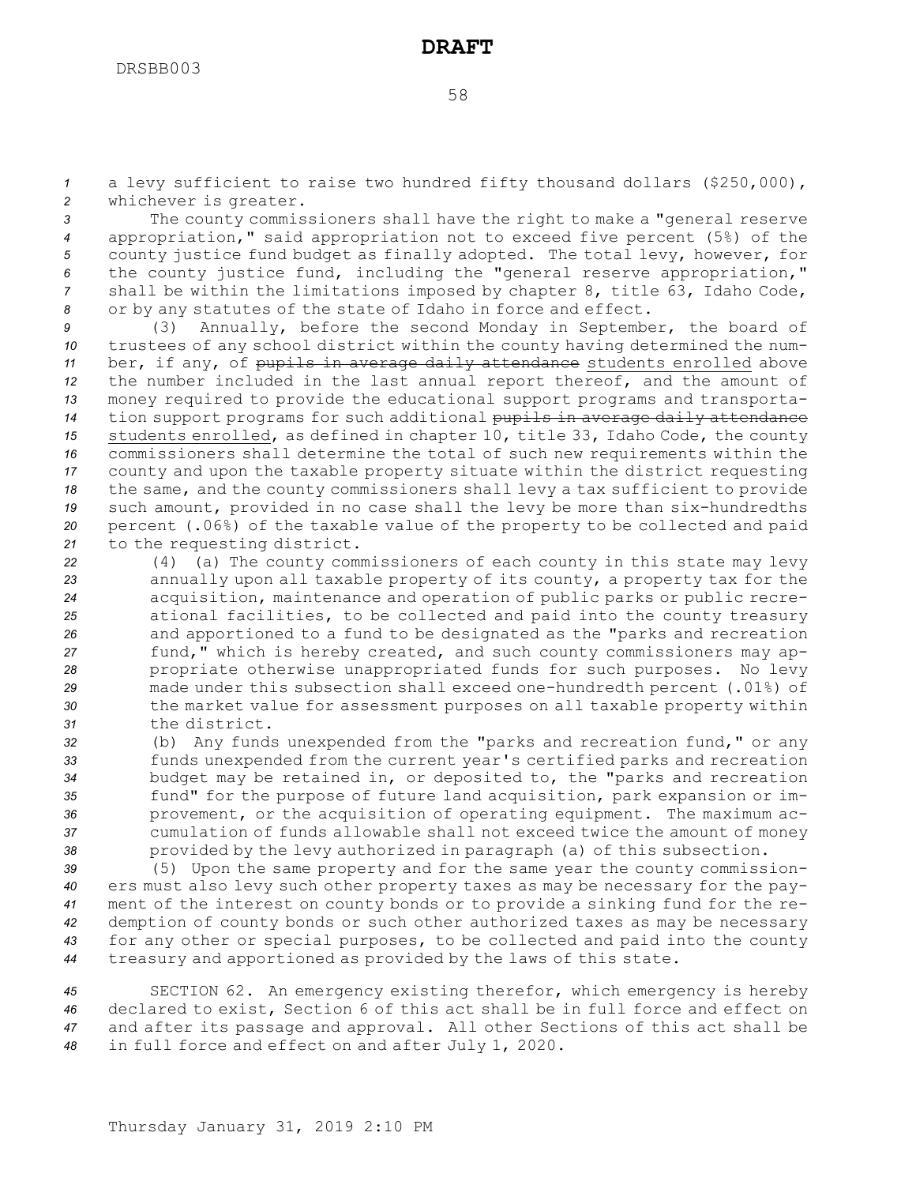a levy sufficient to raise two hundred fifty thousand dollars ($250,000), whichever is greater.

The county commissioners shall have the right to make a "general reserve appropriation," said appropriation not to exceed five percent (5%) of the county justice fund budget as finally adopted. The total levy, however, for the county justice fund, including the "general reserve appropriation," shall be within the limitations imposed by chapter 8, title 63, Idaho Code, or by any statutes of the state of Idaho in force and effect.

(3) Annually, before the second Monday in September, the board of trustees of any school district within the county having determined the number, if any, of ~~pupils in average daily attendance~~ students enrolled above the number included in the last annual report thereof, and the amount of money required to provide the educational support programs and transportation support programs for such additional ~~pupils in average daily attendance~~ students enrolled, as defined in chapter 10, title 33, Idaho Code, the county commissioners shall determine the total of such new requirements within the county and upon the taxable property situate within the district requesting the same, and the county commissioners shall levy a tax sufficient to provide such amount, provided in no case shall the levy be more than six-hundredths percent (.06%) of the taxable value of the property to be collected and paid to the requesting district.

(4) (a) The county commissioners of each county in this state may levy annually upon all taxable property of its county, a property tax for the acquisition, maintenance and operation of public parks or public recreational facilities, to be collected and paid into the county treasury and apportioned to a fund to be designated as the "parks and recreation fund," which is hereby created, and such county commissioners may appropriate otherwise unappropriated funds for such purposes. No levy made under this subsection shall exceed one-hundredth percent (.01%) of the market value for assessment purposes on all taxable property within the district.

(b) Any funds unexpended from the "parks and recreation fund," or any funds unexpended from the current year's certified parks and recreation budget may be retained in, or deposited to, the "parks and recreation fund" for the purpose of future land acquisition, park expansion or improvement, or the acquisition of operating equipment. The maximum accumulation of funds allowable shall not exceed twice the amount of money provided by the levy authorized in paragraph (a) of this subsection.

(5) Upon the same property and for the same year the county commissioners must also levy such other property taxes as may be necessary for the payment of the interest on county bonds or to provide a sinking fund for the redemption of county bonds or such other authorized taxes as may be necessary for any other or special purposes, to be collected and paid into the county treasury and apportioned as provided by the laws of this state.

SECTION 62. An emergency existing therefor, which emergency is hereby declared to exist, Section 6 of this act shall be in full force and effect on and after its passage and approval. All other Sections of this act shall be in full force and effect on and after July 1, 2020.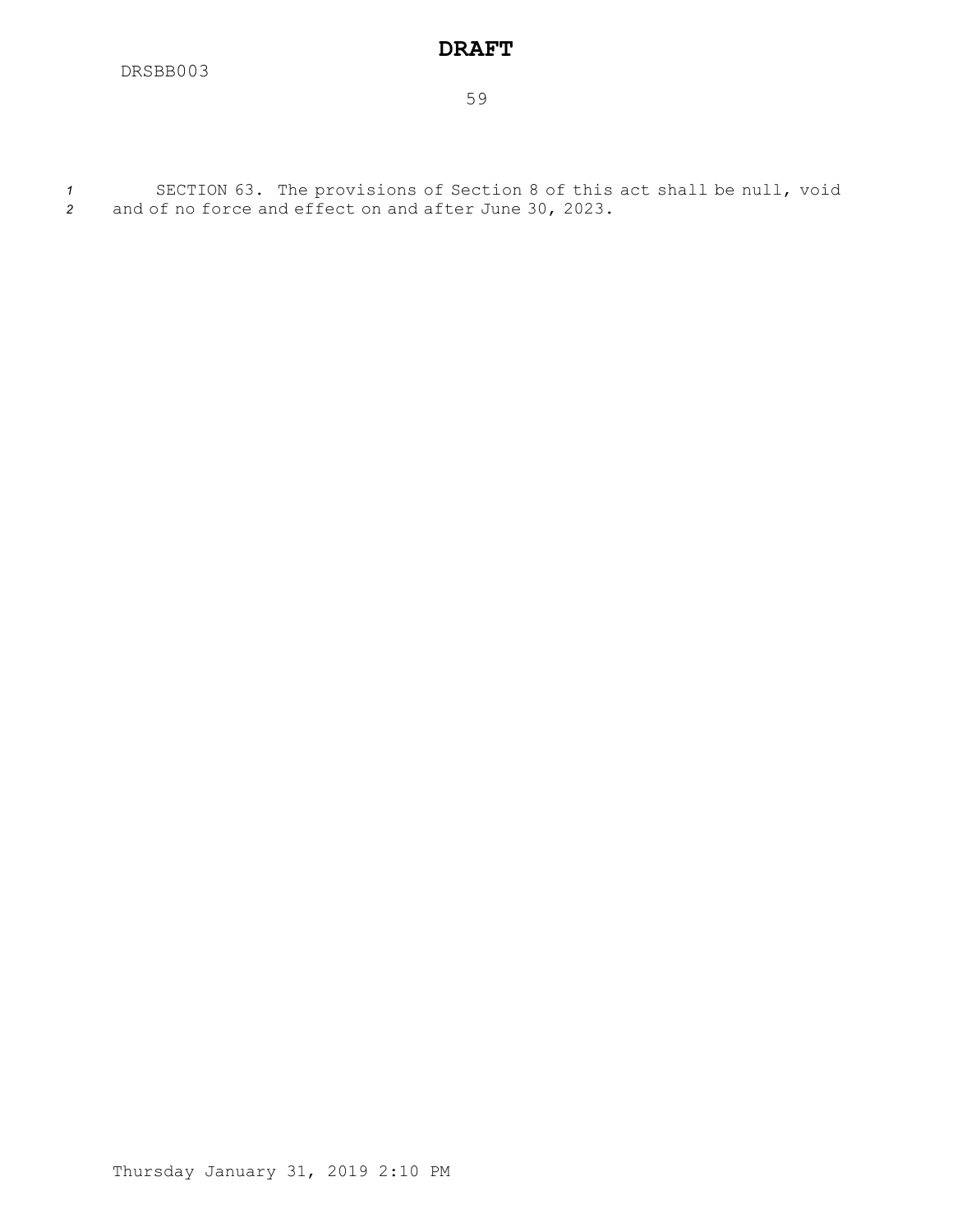SECTION 63. The provisions of Section 8 of this act shall be null, void and of no force and effect on and after June 30, 2023.